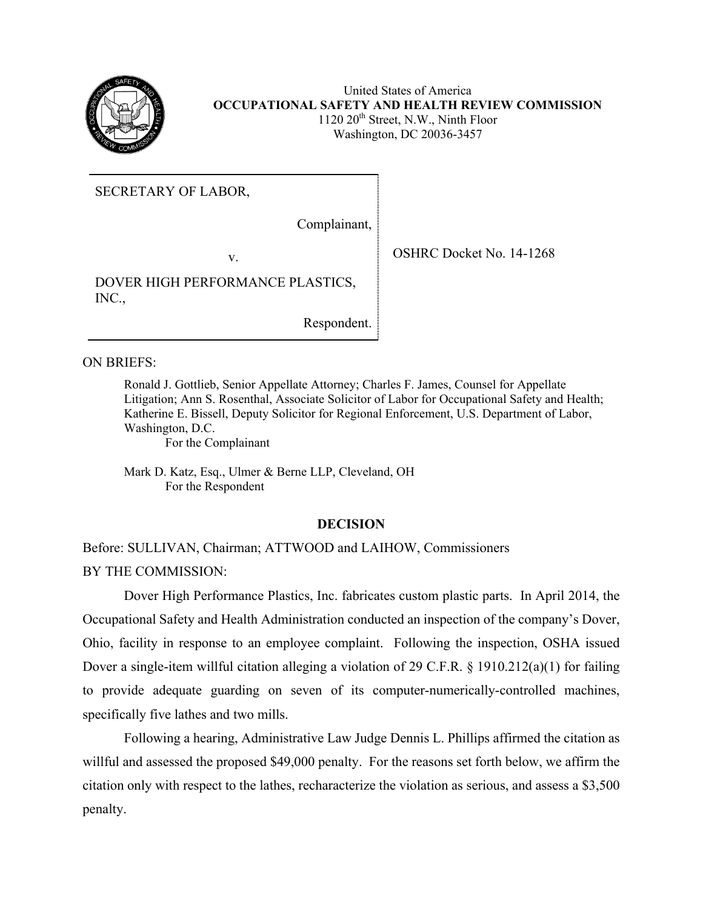United States of America
**OCCUPATIONAL SAFETY AND HEALTH REVIEW COMMISSION**
1120 20th Street, N.W., Ninth Floor
Washington, DC 20036-3457

| | |
|---|---|
| SECRETARY OF LABOR,<br><br>Complainant,<br><br>v.<br><br>DOVER HIGH PERFORMANCE PLASTICS, INC.,<br><br>Respondent. | OSHRC Docket No. 14-1268 |

ON BRIEFS:

Ronald J. Gottlieb, Senior Appellate Attorney; Charles F. James, Counsel for Appellate Litigation; Ann S. Rosenthal, Associate Solicitor of Labor for Occupational Safety and Health; Katherine E. Bissell, Deputy Solicitor for Regional Enforcement, U.S. Department of Labor, Washington, D.C.
For the Complainant

Mark D. Katz, Esq., Ulmer & Berne LLP, Cleveland, OH
For the Respondent

## DECISION

Before: SULLIVAN, Chairman; ATTWOOD and LAIHOW, Commissioners

BY THE COMMISSION:

Dover High Performance Plastics, Inc. fabricates custom plastic parts. In April 2014, the Occupational Safety and Health Administration conducted an inspection of the company's Dover, Ohio, facility in response to an employee complaint. Following the inspection, OSHA issued Dover a single-item willful citation alleging a violation of 29 C.F.R. § 1910.212(a)(1) for failing to provide adequate guarding on seven of its computer-numerically-controlled machines, specifically five lathes and two mills.

Following a hearing, Administrative Law Judge Dennis L. Phillips affirmed the citation as willful and assessed the proposed $49,000 penalty. For the reasons set forth below, we affirm the citation only with respect to the lathes, recharacterize the violation as serious, and assess a $3,500 penalty.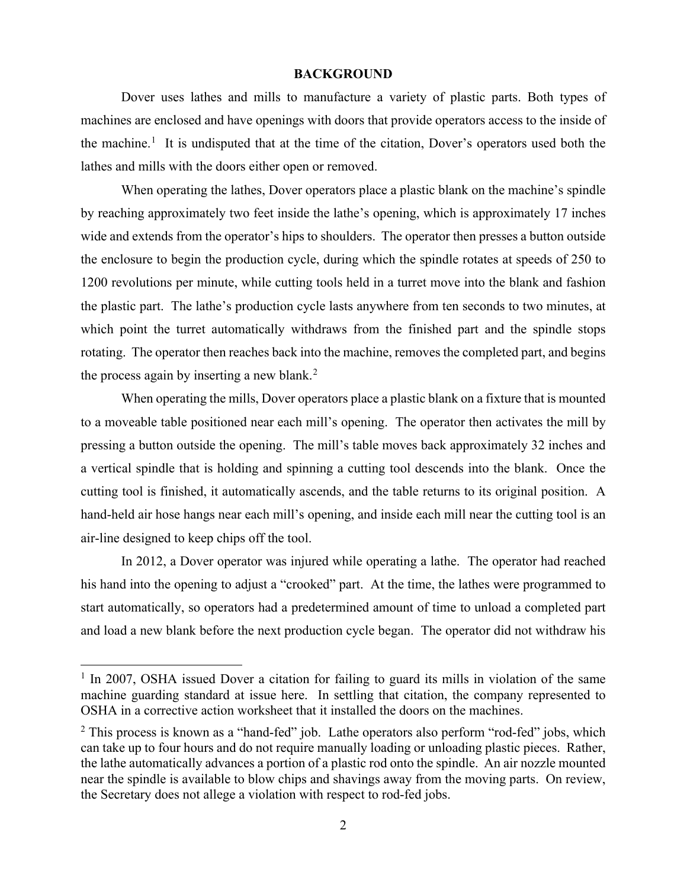## BACKGROUND

Dover uses lathes and mills to manufacture a variety of plastic parts. Both types of machines are enclosed and have openings with doors that provide operators access to the inside of the machine.[1] It is undisputed that at the time of the citation, Dover's operators used both the lathes and mills with the doors either open or removed.

When operating the lathes, Dover operators place a plastic blank on the machine's spindle by reaching approximately two feet inside the lathe's opening, which is approximately 17 inches wide and extends from the operator's hips to shoulders. The operator then presses a button outside the enclosure to begin the production cycle, during which the spindle rotates at speeds of 250 to 1200 revolutions per minute, while cutting tools held in a turret move into the blank and fashion the plastic part. The lathe's production cycle lasts anywhere from ten seconds to two minutes, at which point the turret automatically withdraws from the finished part and the spindle stops rotating. The operator then reaches back into the machine, removes the completed part, and begins the process again by inserting a new blank.[2]

When operating the mills, Dover operators place a plastic blank on a fixture that is mounted to a moveable table positioned near each mill's opening. The operator then activates the mill by pressing a button outside the opening. The mill's table moves back approximately 32 inches and a vertical spindle that is holding and spinning a cutting tool descends into the blank. Once the cutting tool is finished, it automatically ascends, and the table returns to its original position. A hand-held air hose hangs near each mill's opening, and inside each mill near the cutting tool is an air-line designed to keep chips off the tool.

In 2012, a Dover operator was injured while operating a lathe. The operator had reached his hand into the opening to adjust a "crooked" part. At the time, the lathes were programmed to start automatically, so operators had a predetermined amount of time to unload a completed part and load a new blank before the next production cycle began. The operator did not withdraw his

---

[1] In 2007, OSHA issued Dover a citation for failing to guard its mills in violation of the same machine guarding standard at issue here. In settling that citation, the company represented to OSHA in a corrective action worksheet that it installed the doors on the machines.

[2] This process is known as a "hand-fed" job. Lathe operators also perform "rod-fed" jobs, which can take up to four hours and do not require manually loading or unloading plastic pieces. Rather, the lathe automatically advances a portion of a plastic rod onto the spindle. An air nozzle mounted near the spindle is available to blow chips and shavings away from the moving parts. On review, the Secretary does not allege a violation with respect to rod-fed jobs.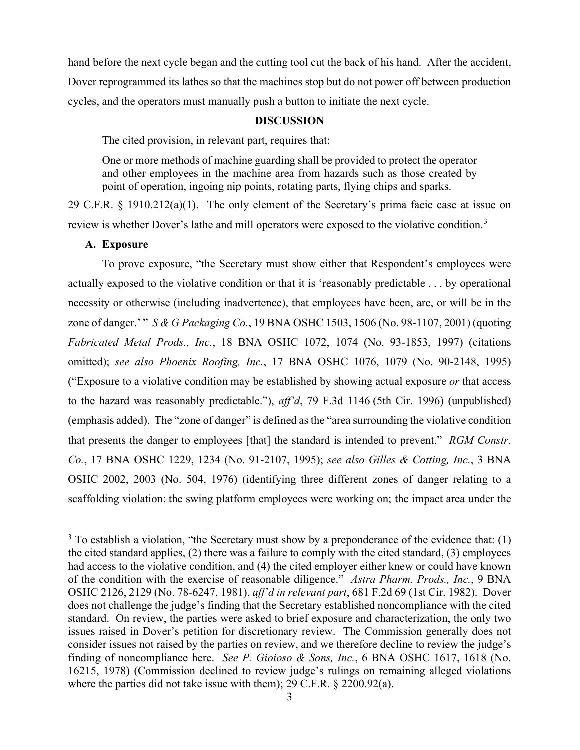hand before the next cycle began and the cutting tool cut the back of his hand. After the accident, Dover reprogrammed its lathes so that the machines stop but do not power off between production cycles, and the operators must manually push a button to initiate the next cycle.

## DISCUSSION

The cited provision, in relevant part, requires that:

> One or more methods of machine guarding shall be provided to protect the operator and other employees in the machine area from hazards such as those created by point of operation, ingoing nip points, rotating parts, flying chips and sparks.

29 C.F.R. § 1910.212(a)(1). The only element of the Secretary's prima facie case at issue on review is whether Dover's lathe and mill operators were exposed to the violative condition.[3]

### A. Exposure

To prove exposure, "the Secretary must show either that Respondent's employees were actually exposed to the violative condition or that it is 'reasonably predictable . . . by operational necessity or otherwise (including inadvertence), that employees have been, are, or will be in the zone of danger.' " *S & G Packaging Co.*, 19 BNA OSHC 1503, 1506 (No. 98-1107, 2001) (quoting *Fabricated Metal Prods., Inc.*, 18 BNA OSHC 1072, 1074 (No. 93-1853, 1997) (citations omitted); *see also Phoenix Roofing, Inc.*, 17 BNA OSHC 1076, 1079 (No. 90-2148, 1995) ("Exposure to a violative condition may be established by showing actual exposure *or* that access to the hazard was reasonably predictable."), *aff'd*, 79 F.3d 1146 (5th Cir. 1996) (unpublished) (emphasis added). The "zone of danger" is defined as the "area surrounding the violative condition that presents the danger to employees [that] the standard is intended to prevent." *RGM Constr. Co.*, 17 BNA OSHC 1229, 1234 (No. 91-2107, 1995); *see also Gilles & Cotting, Inc.*, 3 BNA OSHC 2002, 2003 (No. 504, 1976) (identifying three different zones of danger relating to a scaffolding violation: the swing platform employees were working on; the impact area under the

---

[3] To establish a violation, "the Secretary must show by a preponderance of the evidence that: (1) the cited standard applies, (2) there was a failure to comply with the cited standard, (3) employees had access to the violative condition, and (4) the cited employer either knew or could have known of the condition with the exercise of reasonable diligence." *Astra Pharm. Prods., Inc.*, 9 BNA OSHC 2126, 2129 (No. 78-6247, 1981), *aff'd in relevant part*, 681 F.2d 69 (1st Cir. 1982). Dover does not challenge the judge's finding that the Secretary established noncompliance with the cited standard. On review, the parties were asked to brief exposure and characterization, the only two issues raised in Dover's petition for discretionary review. The Commission generally does not consider issues not raised by the parties on review, and we therefore decline to review the judge's finding of noncompliance here. *See P. Gioioso & Sons, Inc.*, 6 BNA OSHC 1617, 1618 (No. 16215, 1978) (Commission declined to review judge's rulings on remaining alleged violations where the parties did not take issue with them); 29 C.F.R. § 2200.92(a).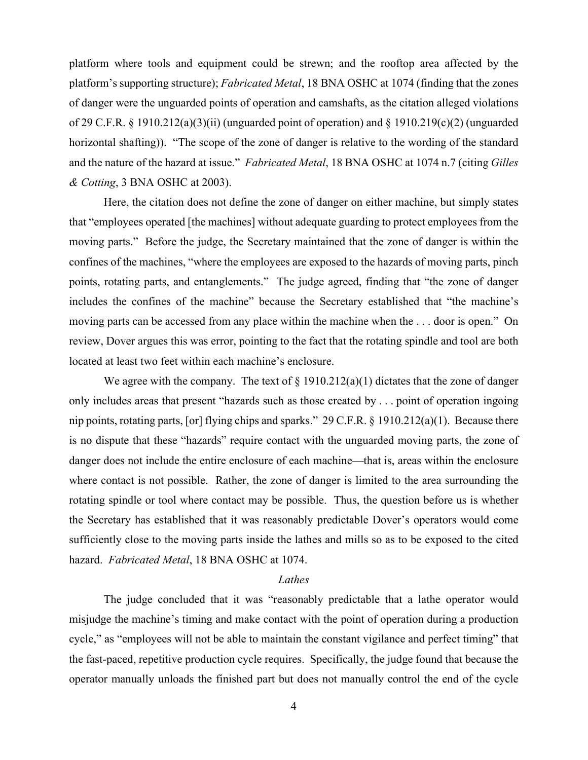platform where tools and equipment could be strewn; and the rooftop area affected by the platform's supporting structure); *Fabricated Metal*, 18 BNA OSHC at 1074 (finding that the zones of danger were the unguarded points of operation and camshafts, as the citation alleged violations of 29 C.F.R. § 1910.212(a)(3)(ii) (unguarded point of operation) and § 1910.219(c)(2) (unguarded horizontal shafting)). "The scope of the zone of danger is relative to the wording of the standard and the nature of the hazard at issue." *Fabricated Metal*, 18 BNA OSHC at 1074 n.7 (citing *Gilles & Cotting*, 3 BNA OSHC at 2003).

Here, the citation does not define the zone of danger on either machine, but simply states that "employees operated [the machines] without adequate guarding to protect employees from the moving parts." Before the judge, the Secretary maintained that the zone of danger is within the confines of the machines, "where the employees are exposed to the hazards of moving parts, pinch points, rotating parts, and entanglements." The judge agreed, finding that "the zone of danger includes the confines of the machine" because the Secretary established that "the machine's moving parts can be accessed from any place within the machine when the . . . door is open." On review, Dover argues this was error, pointing to the fact that the rotating spindle and tool are both located at least two feet within each machine's enclosure.

We agree with the company. The text of § 1910.212(a)(1) dictates that the zone of danger only includes areas that present "hazards such as those created by . . . point of operation ingoing nip points, rotating parts, [or] flying chips and sparks." 29 C.F.R. § 1910.212(a)(1). Because there is no dispute that these "hazards" require contact with the unguarded moving parts, the zone of danger does not include the entire enclosure of each machine—that is, areas within the enclosure where contact is not possible. Rather, the zone of danger is limited to the area surrounding the rotating spindle or tool where contact may be possible. Thus, the question before us is whether the Secretary has established that it was reasonably predictable Dover's operators would come sufficiently close to the moving parts inside the lathes and mills so as to be exposed to the cited hazard. *Fabricated Metal*, 18 BNA OSHC at 1074.

*Lathes*

The judge concluded that it was "reasonably predictable that a lathe operator would misjudge the machine's timing and make contact with the point of operation during a production cycle," as "employees will not be able to maintain the constant vigilance and perfect timing" that the fast-paced, repetitive production cycle requires. Specifically, the judge found that because the operator manually unloads the finished part but does not manually control the end of the cycle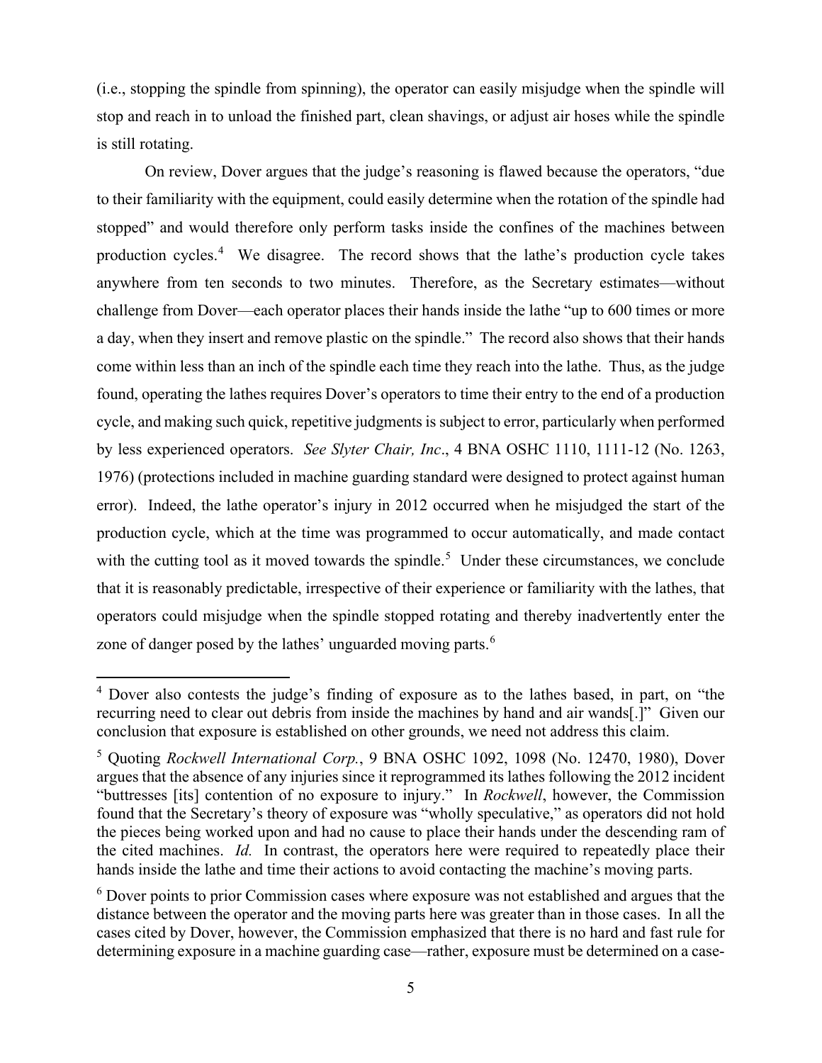(i.e., stopping the spindle from spinning), the operator can easily misjudge when the spindle will stop and reach in to unload the finished part, clean shavings, or adjust air hoses while the spindle is still rotating.

On review, Dover argues that the judge's reasoning is flawed because the operators, "due to their familiarity with the equipment, could easily determine when the rotation of the spindle had stopped" and would therefore only perform tasks inside the confines of the machines between production cycles.[4] We disagree. The record shows that the lathe's production cycle takes anywhere from ten seconds to two minutes. Therefore, as the Secretary estimates—without challenge from Dover—each operator places their hands inside the lathe "up to 600 times or more a day, when they insert and remove plastic on the spindle." The record also shows that their hands come within less than an inch of the spindle each time they reach into the lathe. Thus, as the judge found, operating the lathes requires Dover's operators to time their entry to the end of a production cycle, and making such quick, repetitive judgments is subject to error, particularly when performed by less experienced operators. *See Slyter Chair, Inc*., 4 BNA OSHC 1110, 1111-12 (No. 1263, 1976) (protections included in machine guarding standard were designed to protect against human error). Indeed, the lathe operator's injury in 2012 occurred when he misjudged the start of the production cycle, which at the time was programmed to occur automatically, and made contact with the cutting tool as it moved towards the spindle.[5] Under these circumstances, we conclude that it is reasonably predictable, irrespective of their experience or familiarity with the lathes, that operators could misjudge when the spindle stopped rotating and thereby inadvertently enter the zone of danger posed by the lathes' unguarded moving parts.[6]

---

[4] Dover also contests the judge's finding of exposure as to the lathes based, in part, on "the recurring need to clear out debris from inside the machines by hand and air wands[.]" Given our conclusion that exposure is established on other grounds, we need not address this claim.

[5] Quoting *Rockwell International Corp.*, 9 BNA OSHC 1092, 1098 (No. 12470, 1980), Dover argues that the absence of any injuries since it reprogrammed its lathes following the 2012 incident "buttresses [its] contention of no exposure to injury." In *Rockwell*, however, the Commission found that the Secretary's theory of exposure was "wholly speculative," as operators did not hold the pieces being worked upon and had no cause to place their hands under the descending ram of the cited machines. *Id.* In contrast, the operators here were required to repeatedly place their hands inside the lathe and time their actions to avoid contacting the machine's moving parts.

[6] Dover points to prior Commission cases where exposure was not established and argues that the distance between the operator and the moving parts here was greater than in those cases. In all the cases cited by Dover, however, the Commission emphasized that there is no hard and fast rule for determining exposure in a machine guarding case—rather, exposure must be determined on a case-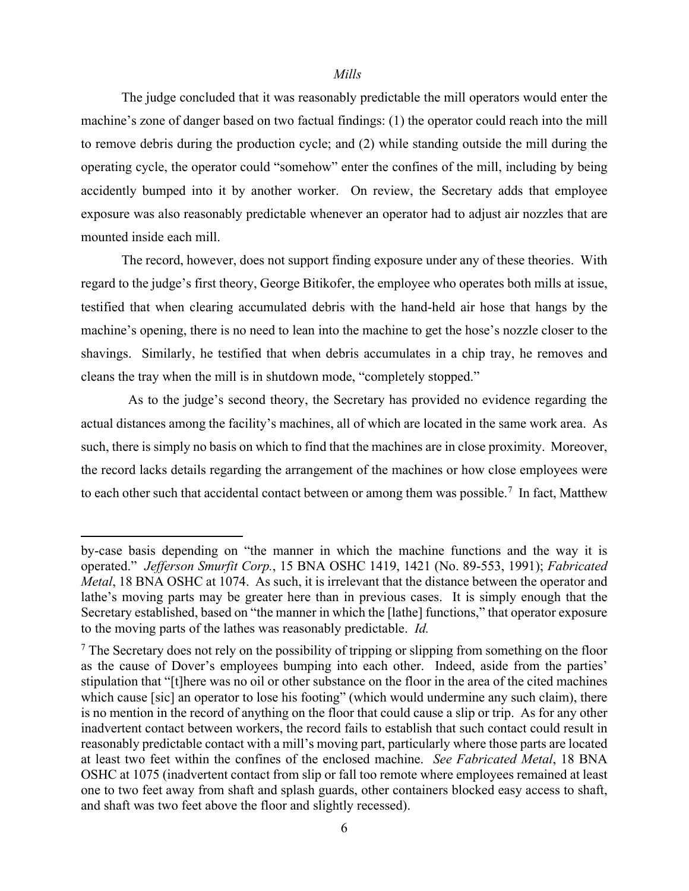*Mills*

The judge concluded that it was reasonably predictable the mill operators would enter the machine's zone of danger based on two factual findings: (1) the operator could reach into the mill to remove debris during the production cycle; and (2) while standing outside the mill during the operating cycle, the operator could "somehow" enter the confines of the mill, including by being accidently bumped into it by another worker. On review, the Secretary adds that employee exposure was also reasonably predictable whenever an operator had to adjust air nozzles that are mounted inside each mill.

The record, however, does not support finding exposure under any of these theories. With regard to the judge's first theory, George Bitikofer, the employee who operates both mills at issue, testified that when clearing accumulated debris with the hand-held air hose that hangs by the machine's opening, there is no need to lean into the machine to get the hose's nozzle closer to the shavings. Similarly, he testified that when debris accumulates in a chip tray, he removes and cleans the tray when the mill is in shutdown mode, "completely stopped."

As to the judge's second theory, the Secretary has provided no evidence regarding the actual distances among the facility's machines, all of which are located in the same work area. As such, there is simply no basis on which to find that the machines are in close proximity. Moreover, the record lacks details regarding the arrangement of the machines or how close employees were to each other such that accidental contact between or among them was possible.[7] In fact, Matthew

by-case basis depending on "the manner in which the machine functions and the way it is operated." *Jefferson Smurfit Corp.*, 15 BNA OSHC 1419, 1421 (No. 89-553, 1991); *Fabricated Metal*, 18 BNA OSHC at 1074. As such, it is irrelevant that the distance between the operator and lathe's moving parts may be greater here than in previous cases. It is simply enough that the Secretary established, based on "the manner in which the [lathe] functions," that operator exposure to the moving parts of the lathes was reasonably predictable. *Id.*

[7] The Secretary does not rely on the possibility of tripping or slipping from something on the floor as the cause of Dover's employees bumping into each other. Indeed, aside from the parties' stipulation that "[t]here was no oil or other substance on the floor in the area of the cited machines which cause [sic] an operator to lose his footing" (which would undermine any such claim), there is no mention in the record of anything on the floor that could cause a slip or trip. As for any other inadvertent contact between workers, the record fails to establish that such contact could result in reasonably predictable contact with a mill's moving part, particularly where those parts are located at least two feet within the confines of the enclosed machine. *See Fabricated Metal*, 18 BNA OSHC at 1075 (inadvertent contact from slip or fall too remote where employees remained at least one to two feet away from shaft and splash guards, other containers blocked easy access to shaft, and shaft was two feet above the floor and slightly recessed).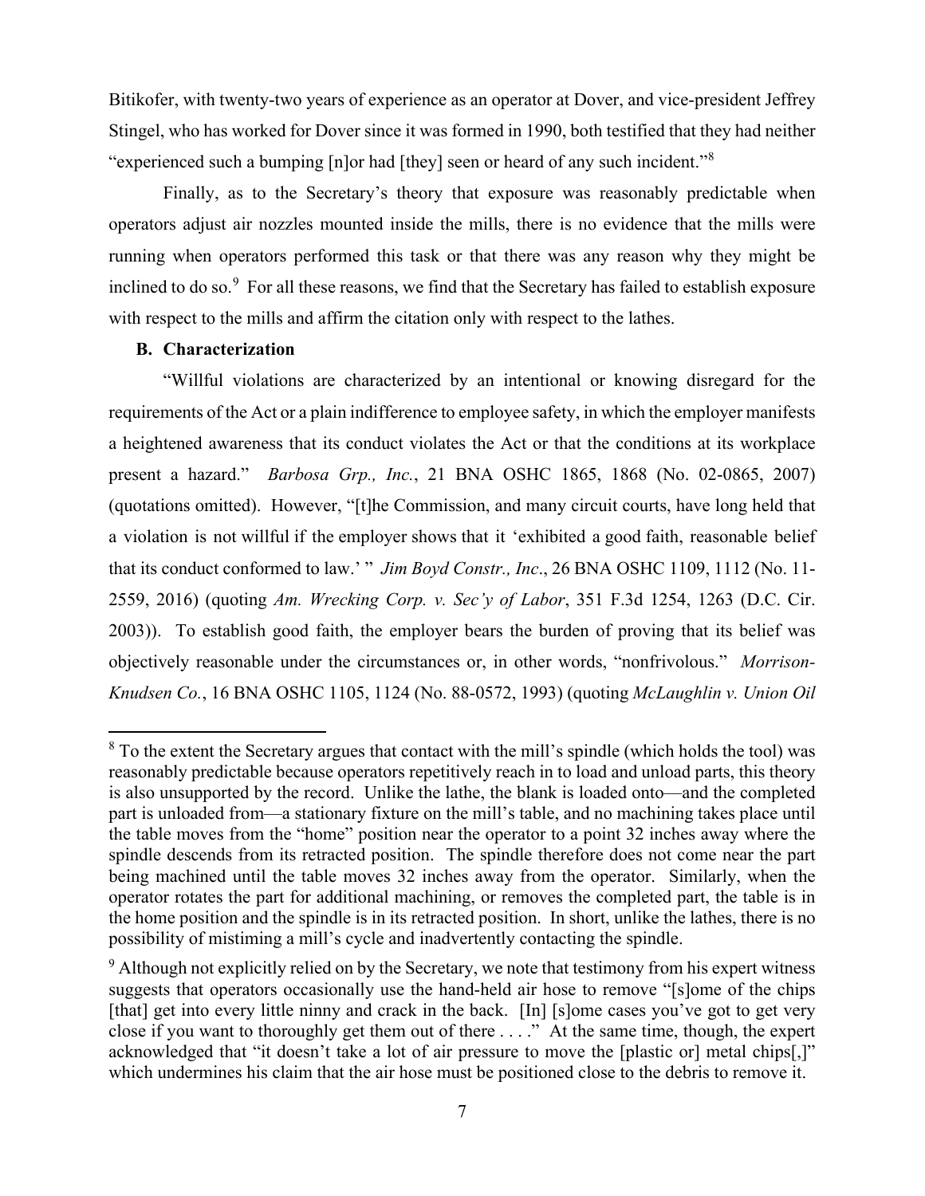Bitikofer, with twenty-two years of experience as an operator at Dover, and vice-president Jeffrey Stingel, who has worked for Dover since it was formed in 1990, both testified that they had neither "experienced such a bumping [n]or had [they] seen or heard of any such incident."[8]

Finally, as to the Secretary's theory that exposure was reasonably predictable when operators adjust air nozzles mounted inside the mills, there is no evidence that the mills were running when operators performed this task or that there was any reason why they might be inclined to do so.[9] For all these reasons, we find that the Secretary has failed to establish exposure with respect to the mills and affirm the citation only with respect to the lathes.

### B. Characterization

"Willful violations are characterized by an intentional or knowing disregard for the requirements of the Act or a plain indifference to employee safety, in which the employer manifests a heightened awareness that its conduct violates the Act or that the conditions at its workplace present a hazard." *Barbosa Grp., Inc.*, 21 BNA OSHC 1865, 1868 (No. 02-0865, 2007) (quotations omitted). However, "[t]he Commission, and many circuit courts, have long held that a violation is not willful if the employer shows that it 'exhibited a good faith, reasonable belief that its conduct conformed to law.' " *Jim Boyd Constr., Inc*., 26 BNA OSHC 1109, 1112 (No. 11-2559, 2016) (quoting *Am. Wrecking Corp. v. Sec'y of Labor*, 351 F.3d 1254, 1263 (D.C. Cir. 2003)). To establish good faith, the employer bears the burden of proving that its belief was objectively reasonable under the circumstances or, in other words, "nonfrivolous." *Morrison-Knudsen Co.*, 16 BNA OSHC 1105, 1124 (No. 88-0572, 1993) (quoting *McLaughlin v. Union Oil*

---

[8] To the extent the Secretary argues that contact with the mill's spindle (which holds the tool) was reasonably predictable because operators repetitively reach in to load and unload parts, this theory is also unsupported by the record. Unlike the lathe, the blank is loaded onto—and the completed part is unloaded from—a stationary fixture on the mill's table, and no machining takes place until the table moves from the "home" position near the operator to a point 32 inches away where the spindle descends from its retracted position. The spindle therefore does not come near the part being machined until the table moves 32 inches away from the operator. Similarly, when the operator rotates the part for additional machining, or removes the completed part, the table is in the home position and the spindle is in its retracted position. In short, unlike the lathes, there is no possibility of mistiming a mill's cycle and inadvertently contacting the spindle.

[9] Although not explicitly relied on by the Secretary, we note that testimony from his expert witness suggests that operators occasionally use the hand-held air hose to remove "[s]ome of the chips [that] get into every little ninny and crack in the back. [In] [s]ome cases you've got to get very close if you want to thoroughly get them out of there . . . ." At the same time, though, the expert acknowledged that "it doesn't take a lot of air pressure to move the [plastic or] metal chips[,]" which undermines his claim that the air hose must be positioned close to the debris to remove it.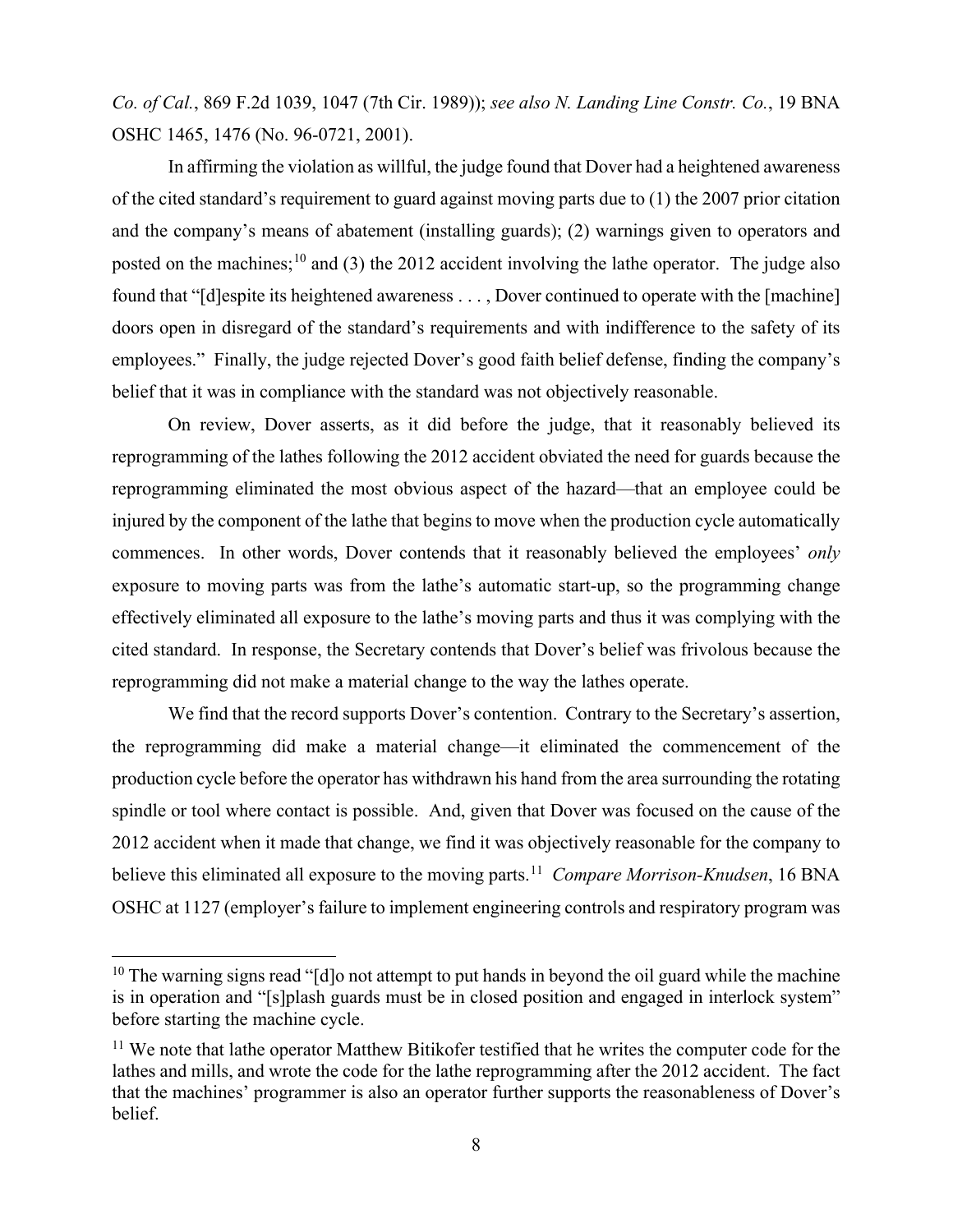*Co. of Cal.*, 869 F.2d 1039, 1047 (7th Cir. 1989)); *see also N. Landing Line Constr. Co.*, 19 BNA OSHC 1465, 1476 (No. 96-0721, 2001).

In affirming the violation as willful, the judge found that Dover had a heightened awareness of the cited standard's requirement to guard against moving parts due to (1) the 2007 prior citation and the company's means of abatement (installing guards); (2) warnings given to operators and posted on the machines;[10] and (3) the 2012 accident involving the lathe operator. The judge also found that "[d]espite its heightened awareness . . . , Dover continued to operate with the [machine] doors open in disregard of the standard's requirements and with indifference to the safety of its employees." Finally, the judge rejected Dover's good faith belief defense, finding the company's belief that it was in compliance with the standard was not objectively reasonable.

On review, Dover asserts, as it did before the judge, that it reasonably believed its reprogramming of the lathes following the 2012 accident obviated the need for guards because the reprogramming eliminated the most obvious aspect of the hazard—that an employee could be injured by the component of the lathe that begins to move when the production cycle automatically commences. In other words, Dover contends that it reasonably believed the employees' *only* exposure to moving parts was from the lathe's automatic start-up, so the programming change effectively eliminated all exposure to the lathe's moving parts and thus it was complying with the cited standard. In response, the Secretary contends that Dover's belief was frivolous because the reprogramming did not make a material change to the way the lathes operate.

We find that the record supports Dover's contention. Contrary to the Secretary's assertion, the reprogramming did make a material change—it eliminated the commencement of the production cycle before the operator has withdrawn his hand from the area surrounding the rotating spindle or tool where contact is possible. And, given that Dover was focused on the cause of the 2012 accident when it made that change, we find it was objectively reasonable for the company to believe this eliminated all exposure to the moving parts.[11] *Compare Morrison-Knudsen*, 16 BNA OSHC at 1127 (employer's failure to implement engineering controls and respiratory program was

[10] The warning signs read "[d]o not attempt to put hands in beyond the oil guard while the machine is in operation and "[s]plash guards must be in closed position and engaged in interlock system" before starting the machine cycle.

[11] We note that lathe operator Matthew Bitikofer testified that he writes the computer code for the lathes and mills, and wrote the code for the lathe reprogramming after the 2012 accident. The fact that the machines' programmer is also an operator further supports the reasonableness of Dover's belief.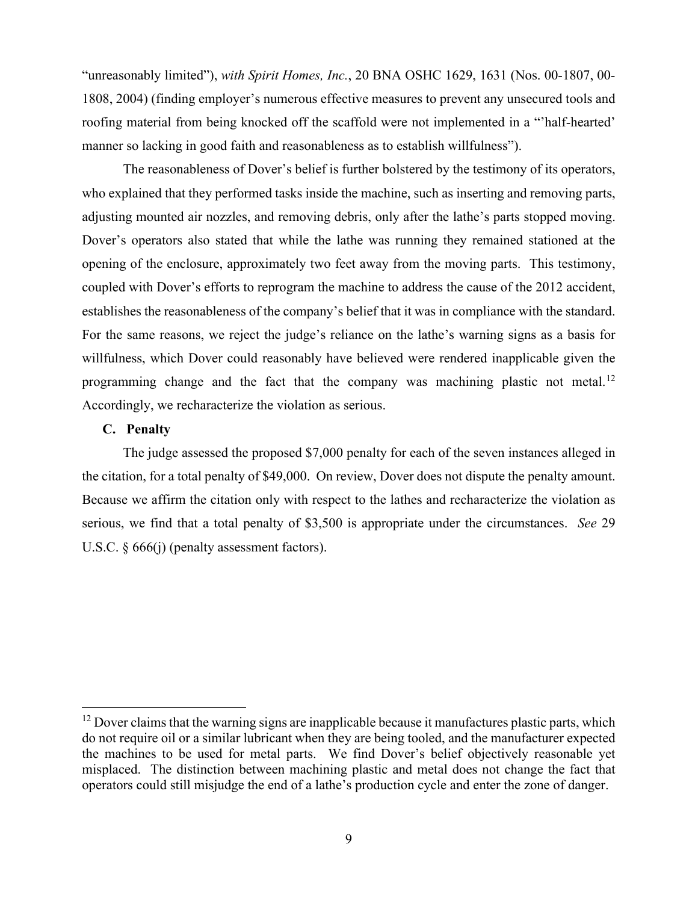"unreasonably limited"), *with Spirit Homes, Inc.*, 20 BNA OSHC 1629, 1631 (Nos. 00-1807, 00-1808, 2004) (finding employer's numerous effective measures to prevent any unsecured tools and roofing material from being knocked off the scaffold were not implemented in a "'half-hearted' manner so lacking in good faith and reasonableness as to establish willfulness").

The reasonableness of Dover's belief is further bolstered by the testimony of its operators, who explained that they performed tasks inside the machine, such as inserting and removing parts, adjusting mounted air nozzles, and removing debris, only after the lathe's parts stopped moving. Dover's operators also stated that while the lathe was running they remained stationed at the opening of the enclosure, approximately two feet away from the moving parts. This testimony, coupled with Dover's efforts to reprogram the machine to address the cause of the 2012 accident, establishes the reasonableness of the company's belief that it was in compliance with the standard. For the same reasons, we reject the judge's reliance on the lathe's warning signs as a basis for willfulness, which Dover could reasonably have believed were rendered inapplicable given the programming change and the fact that the company was machining plastic not metal.[12] Accordingly, we recharacterize the violation as serious.

**C. Penalty**

The judge assessed the proposed $7,000 penalty for each of the seven instances alleged in the citation, for a total penalty of $49,000. On review, Dover does not dispute the penalty amount. Because we affirm the citation only with respect to the lathes and recharacterize the violation as serious, we find that a total penalty of $3,500 is appropriate under the circumstances. *See* 29 U.S.C. § 666(j) (penalty assessment factors).

---

[12] Dover claims that the warning signs are inapplicable because it manufactures plastic parts, which do not require oil or a similar lubricant when they are being tooled, and the manufacturer expected the machines to be used for metal parts. We find Dover's belief objectively reasonable yet misplaced. The distinction between machining plastic and metal does not change the fact that operators could still misjudge the end of a lathe's production cycle and enter the zone of danger.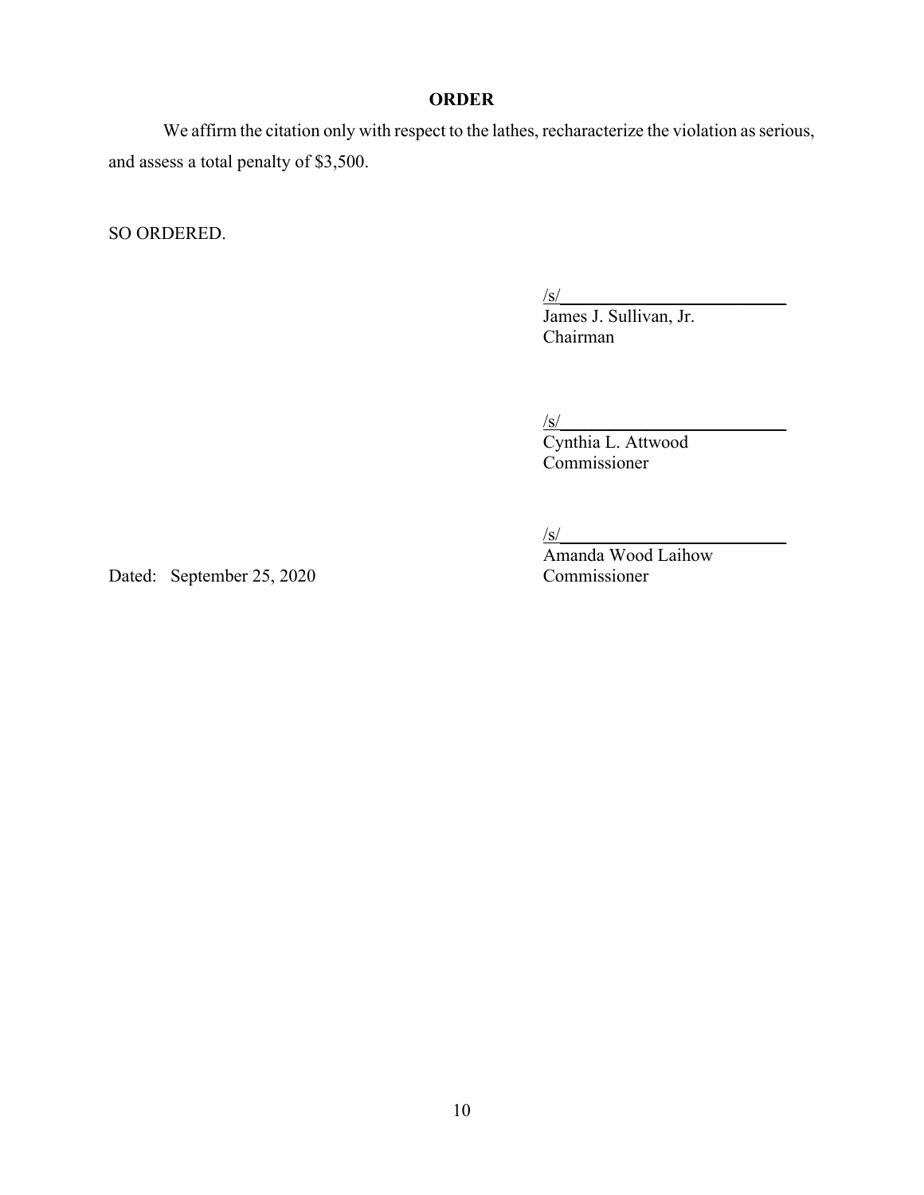## ORDER

We affirm the citation only with respect to the lathes, recharacterize the violation as serious, and assess a total penalty of $3,500.

SO ORDERED.

/s/
James J. Sullivan, Jr.
Chairman

/s/
Cynthia L. Attwood
Commissioner

/s/
Amanda Wood Laihow
Commissioner

Dated: September 25, 2020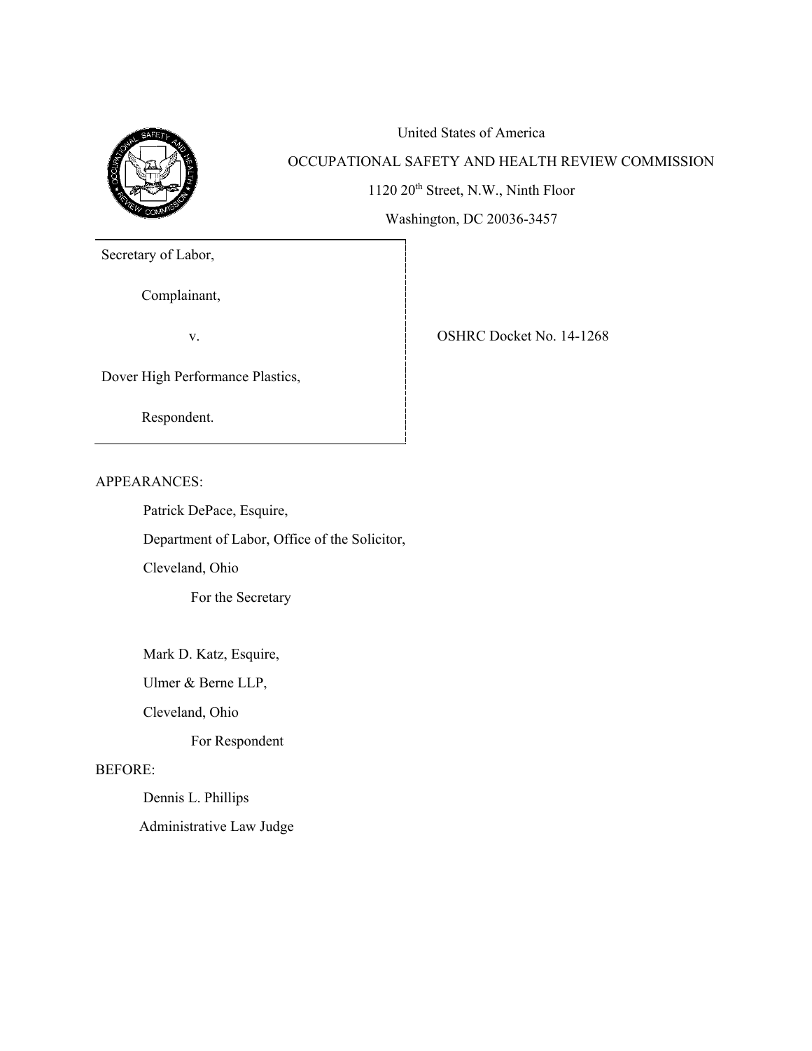United States of America

OCCUPATIONAL SAFETY AND HEALTH REVIEW COMMISSION

1120 20th Street, N.W., Ninth Floor

Washington, DC 20036-3457

| | |
|---|---|
| Secretary of Labor,<br><br>Complainant,<br><br>v.<br><br>Dover High Performance Plastics,<br><br>Respondent. | OSHRC Docket No. 14-1268 |

APPEARANCES:

Patrick DePace, Esquire,

Department of Labor, Office of the Solicitor,

Cleveland, Ohio

For the Secretary

Mark D. Katz, Esquire,

Ulmer & Berne LLP,

Cleveland, Ohio

For Respondent

BEFORE:

Dennis L. Phillips

Administrative Law Judge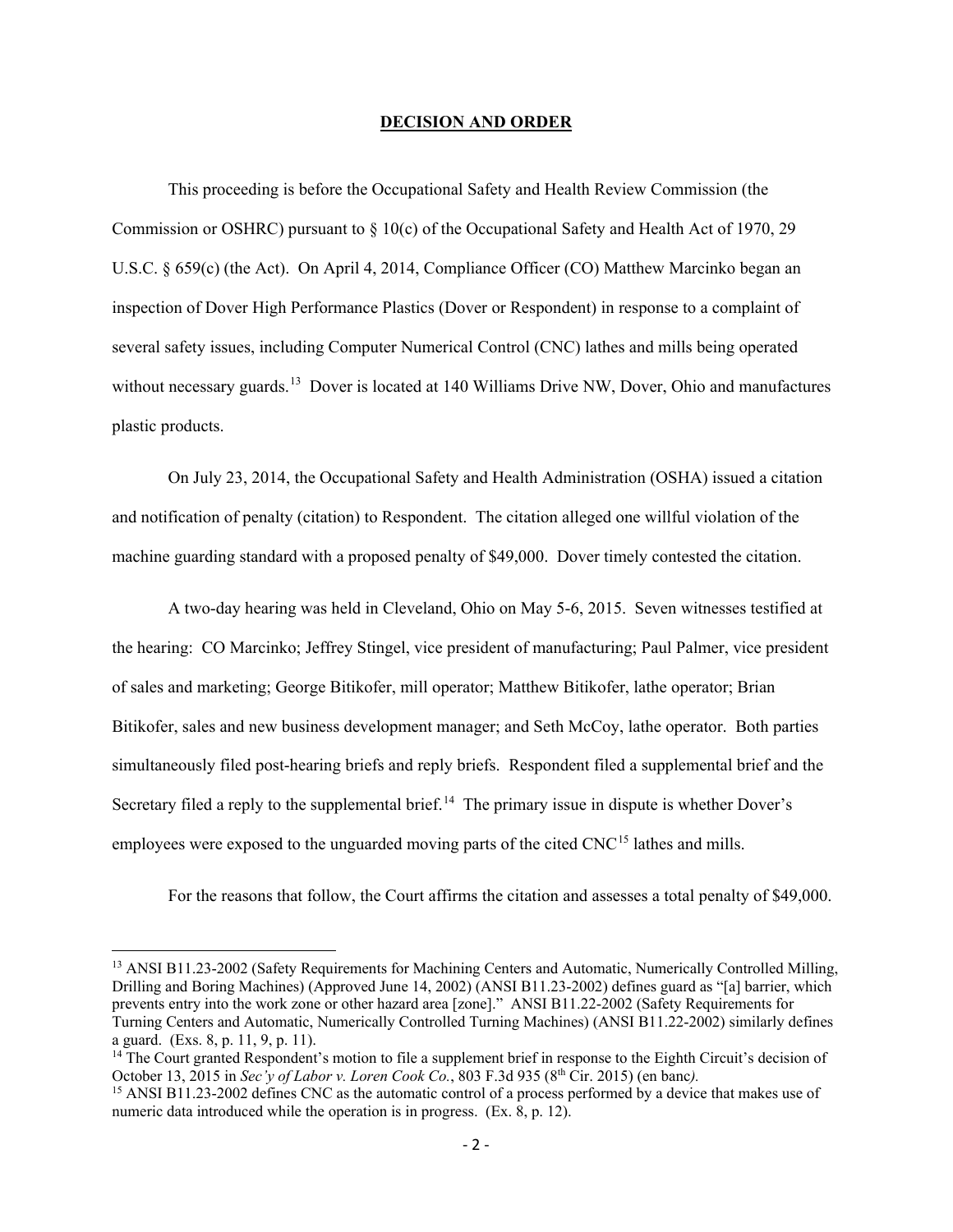## DECISION AND ORDER

This proceeding is before the Occupational Safety and Health Review Commission (the Commission or OSHRC) pursuant to § 10(c) of the Occupational Safety and Health Act of 1970, 29 U.S.C. § 659(c) (the Act). On April 4, 2014, Compliance Officer (CO) Matthew Marcinko began an inspection of Dover High Performance Plastics (Dover or Respondent) in response to a complaint of several safety issues, including Computer Numerical Control (CNC) lathes and mills being operated without necessary guards.[13] Dover is located at 140 Williams Drive NW, Dover, Ohio and manufactures plastic products.

On July 23, 2014, the Occupational Safety and Health Administration (OSHA) issued a citation and notification of penalty (citation) to Respondent. The citation alleged one willful violation of the machine guarding standard with a proposed penalty of $49,000. Dover timely contested the citation.

A two-day hearing was held in Cleveland, Ohio on May 5-6, 2015. Seven witnesses testified at the hearing: CO Marcinko; Jeffrey Stingel, vice president of manufacturing; Paul Palmer, vice president of sales and marketing; George Bitikofer, mill operator; Matthew Bitikofer, lathe operator; Brian Bitikofer, sales and new business development manager; and Seth McCoy, lathe operator. Both parties simultaneously filed post-hearing briefs and reply briefs. Respondent filed a supplemental brief and the Secretary filed a reply to the supplemental brief.[14] The primary issue in dispute is whether Dover's employees were exposed to the unguarded moving parts of the cited CNC[15] lathes and mills.

For the reasons that follow, the Court affirms the citation and assesses a total penalty of $49,000.

---

[13] ANSI B11.23-2002 (Safety Requirements for Machining Centers and Automatic, Numerically Controlled Milling, Drilling and Boring Machines) (Approved June 14, 2002) (ANSI B11.23-2002) defines guard as "[a] barrier, which prevents entry into the work zone or other hazard area [zone]." ANSI B11.22-2002 (Safety Requirements for Turning Centers and Automatic, Numerically Controlled Turning Machines) (ANSI B11.22-2002) similarly defines a guard. (Exs. 8, p. 11, 9, p. 11).

[14] The Court granted Respondent's motion to file a supplement brief in response to the Eighth Circuit's decision of October 13, 2015 in *Sec'y of Labor v. Loren Cook Co.*, 803 F.3d 935 (8th Cir. 2015) (en banc*).*

[15] ANSI B11.23-2002 defines CNC as the automatic control of a process performed by a device that makes use of numeric data introduced while the operation is in progress. (Ex. 8, p. 12).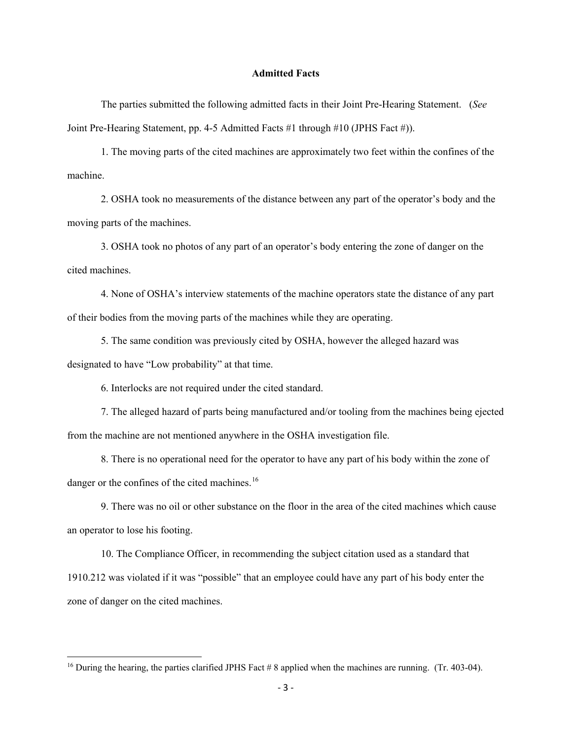## Admitted Facts

The parties submitted the following admitted facts in their Joint Pre-Hearing Statement. (*See* Joint Pre-Hearing Statement, pp. 4-5 Admitted Facts #1 through #10 (JPHS Fact #)).

1. The moving parts of the cited machines are approximately two feet within the confines of the machine.

2. OSHA took no measurements of the distance between any part of the operator's body and the moving parts of the machines.

3. OSHA took no photos of any part of an operator's body entering the zone of danger on the cited machines.

4. None of OSHA's interview statements of the machine operators state the distance of any part of their bodies from the moving parts of the machines while they are operating.

5. The same condition was previously cited by OSHA, however the alleged hazard was designated to have "Low probability" at that time.

6. Interlocks are not required under the cited standard.

7. The alleged hazard of parts being manufactured and/or tooling from the machines being ejected from the machine are not mentioned anywhere in the OSHA investigation file.

8. There is no operational need for the operator to have any part of his body within the zone of danger or the confines of the cited machines.[16]

9. There was no oil or other substance on the floor in the area of the cited machines which cause an operator to lose his footing.

10. The Compliance Officer, in recommending the subject citation used as a standard that 1910.212 was violated if it was "possible" that an employee could have any part of his body enter the zone of danger on the cited machines.

---

[16] During the hearing, the parties clarified JPHS Fact # 8 applied when the machines are running. (Tr. 403-04).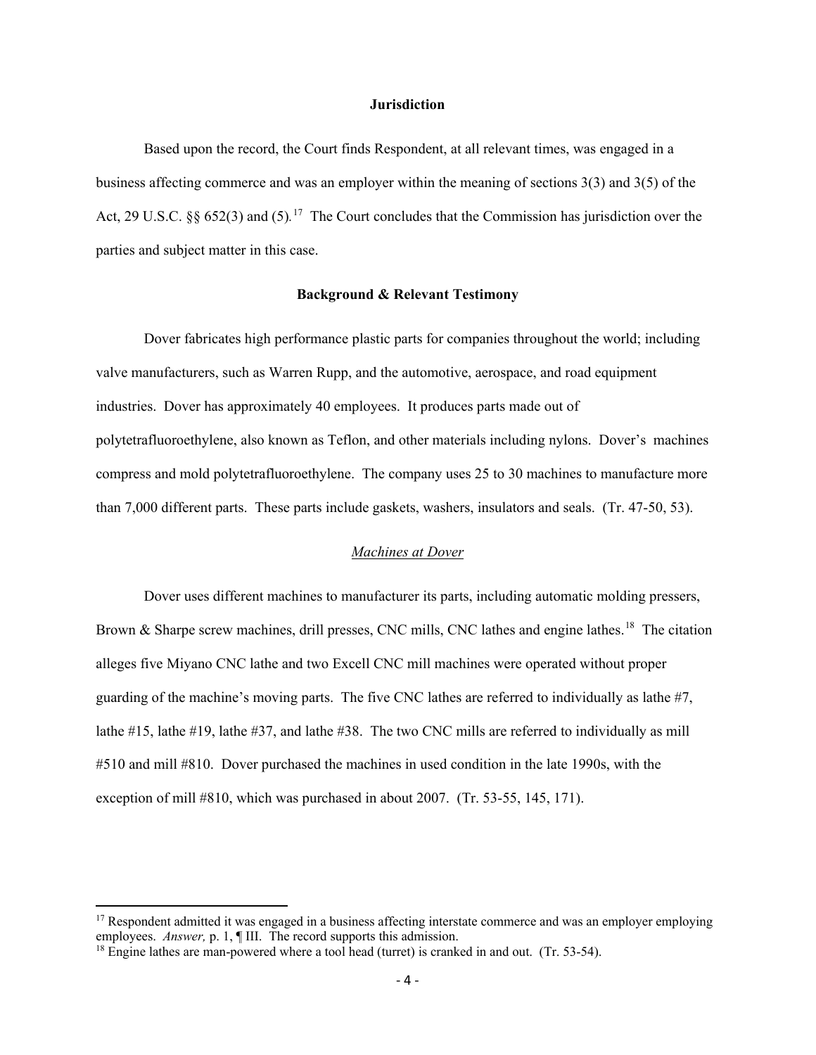**Jurisdiction**

Based upon the record, the Court finds Respondent, at all relevant times, was engaged in a business affecting commerce and was an employer within the meaning of sections 3(3) and 3(5) of the Act, 29 U.S.C. §§ 652(3) and (5).[17] The Court concludes that the Commission has jurisdiction over the parties and subject matter in this case.

**Background & Relevant Testimony**

Dover fabricates high performance plastic parts for companies throughout the world; including valve manufacturers, such as Warren Rupp, and the automotive, aerospace, and road equipment industries. Dover has approximately 40 employees. It produces parts made out of polytetrafluoroethylene, also known as Teflon, and other materials including nylons. Dover's machines compress and mold polytetrafluoroethylene. The company uses 25 to 30 machines to manufacture more than 7,000 different parts. These parts include gaskets, washers, insulators and seals. (Tr. 47-50, 53).

*Machines at Dover*

Dover uses different machines to manufacturer its parts, including automatic molding pressers, Brown & Sharpe screw machines, drill presses, CNC mills, CNC lathes and engine lathes.[18] The citation alleges five Miyano CNC lathe and two Excell CNC mill machines were operated without proper guarding of the machine's moving parts. The five CNC lathes are referred to individually as lathe #7, lathe #15, lathe #19, lathe #37, and lathe #38. The two CNC mills are referred to individually as mill #510 and mill #810. Dover purchased the machines in used condition in the late 1990s, with the exception of mill #810, which was purchased in about 2007. (Tr. 53-55, 145, 171).

---

[17] Respondent admitted it was engaged in a business affecting interstate commerce and was an employer employing employees. *Answer,* p. 1, ¶ III. The record supports this admission.

[18] Engine lathes are man-powered where a tool head (turret) is cranked in and out. (Tr. 53-54).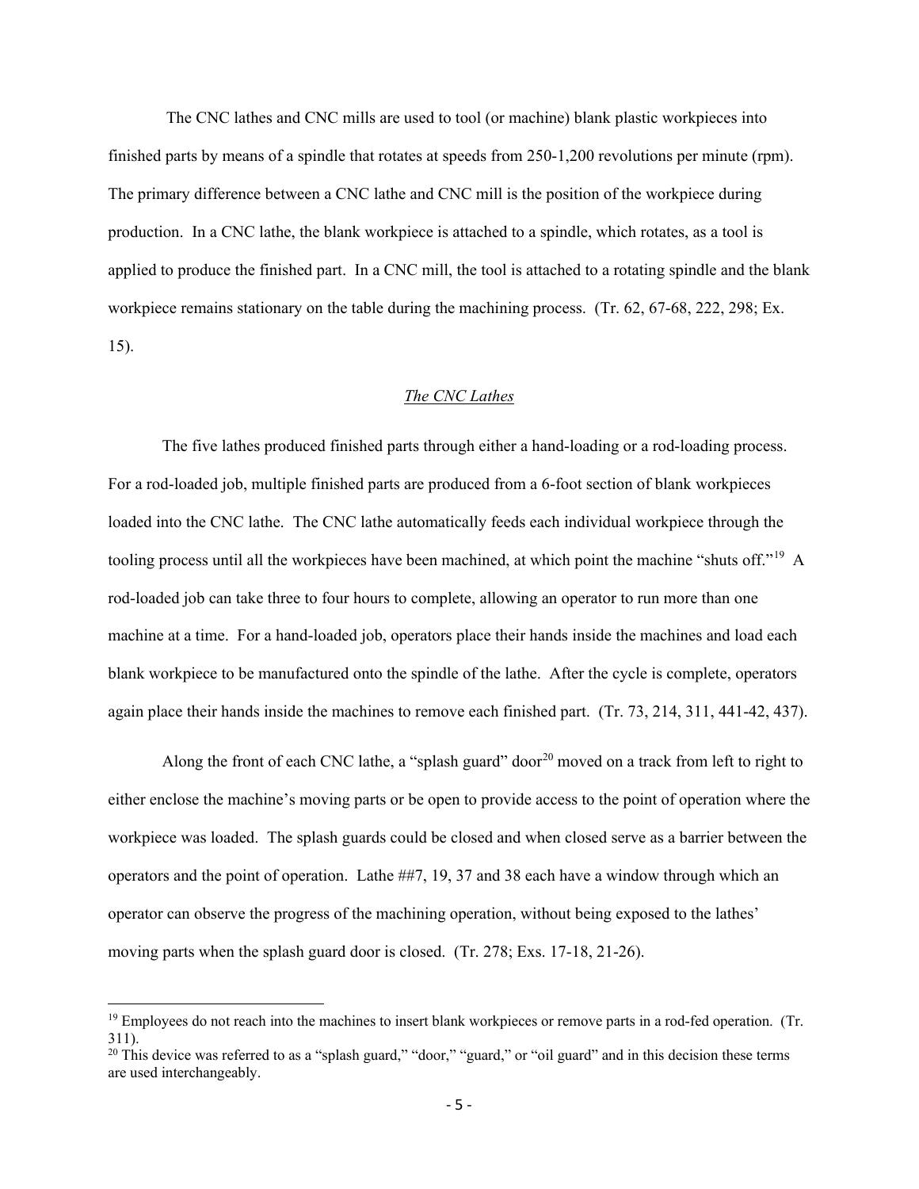The CNC lathes and CNC mills are used to tool (or machine) blank plastic workpieces into finished parts by means of a spindle that rotates at speeds from 250-1,200 revolutions per minute (rpm). The primary difference between a CNC lathe and CNC mill is the position of the workpiece during production. In a CNC lathe, the blank workpiece is attached to a spindle, which rotates, as a tool is applied to produce the finished part. In a CNC mill, the tool is attached to a rotating spindle and the blank workpiece remains stationary on the table during the machining process. (Tr. 62, 67-68, 222, 298; Ex. 15).

*The CNC Lathes*

The five lathes produced finished parts through either a hand-loading or a rod-loading process. For a rod-loaded job, multiple finished parts are produced from a 6-foot section of blank workpieces loaded into the CNC lathe. The CNC lathe automatically feeds each individual workpiece through the tooling process until all the workpieces have been machined, at which point the machine "shuts off."[19] A rod-loaded job can take three to four hours to complete, allowing an operator to run more than one machine at a time. For a hand-loaded job, operators place their hands inside the machines and load each blank workpiece to be manufactured onto the spindle of the lathe. After the cycle is complete, operators again place their hands inside the machines to remove each finished part. (Tr. 73, 214, 311, 441-42, 437).

Along the front of each CNC lathe, a "splash guard" door[20] moved on a track from left to right to either enclose the machine's moving parts or be open to provide access to the point of operation where the workpiece was loaded. The splash guards could be closed and when closed serve as a barrier between the operators and the point of operation. Lathe ##7, 19, 37 and 38 each have a window through which an operator can observe the progress of the machining operation, without being exposed to the lathes' moving parts when the splash guard door is closed. (Tr. 278; Exs. 17-18, 21-26).

---

[19] Employees do not reach into the machines to insert blank workpieces or remove parts in a rod-fed operation. (Tr. 311).

[20] This device was referred to as a "splash guard," "door," "guard," or "oil guard" and in this decision these terms are used interchangeably.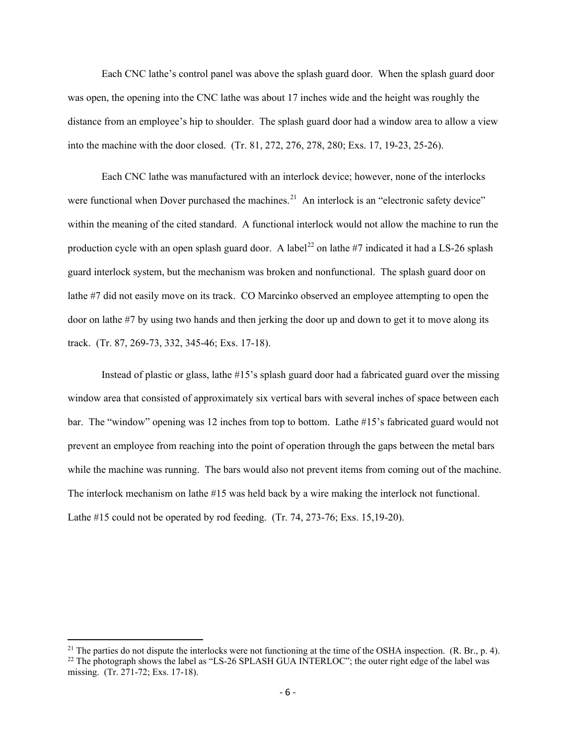Each CNC lathe's control panel was above the splash guard door. When the splash guard door was open, the opening into the CNC lathe was about 17 inches wide and the height was roughly the distance from an employee's hip to shoulder. The splash guard door had a window area to allow a view into the machine with the door closed. (Tr. 81, 272, 276, 278, 280; Exs. 17, 19-23, 25-26).

Each CNC lathe was manufactured with an interlock device; however, none of the interlocks were functional when Dover purchased the machines.[21] An interlock is an "electronic safety device" within the meaning of the cited standard. A functional interlock would not allow the machine to run the production cycle with an open splash guard door. A label[22] on lathe #7 indicated it had a LS-26 splash guard interlock system, but the mechanism was broken and nonfunctional. The splash guard door on lathe #7 did not easily move on its track. CO Marcinko observed an employee attempting to open the door on lathe #7 by using two hands and then jerking the door up and down to get it to move along its track. (Tr. 87, 269-73, 332, 345-46; Exs. 17-18).

Instead of plastic or glass, lathe #15's splash guard door had a fabricated guard over the missing window area that consisted of approximately six vertical bars with several inches of space between each bar. The "window" opening was 12 inches from top to bottom. Lathe #15's fabricated guard would not prevent an employee from reaching into the point of operation through the gaps between the metal bars while the machine was running. The bars would also not prevent items from coming out of the machine. The interlock mechanism on lathe #15 was held back by a wire making the interlock not functional. Lathe #15 could not be operated by rod feeding. (Tr. 74, 273-76; Exs. 15,19-20).

[21] The parties do not dispute the interlocks were not functioning at the time of the OSHA inspection. (R. Br., p. 4).

[22] The photograph shows the label as "LS-26 SPLASH GUA INTERLOC"; the outer right edge of the label was missing. (Tr. 271-72; Exs. 17-18).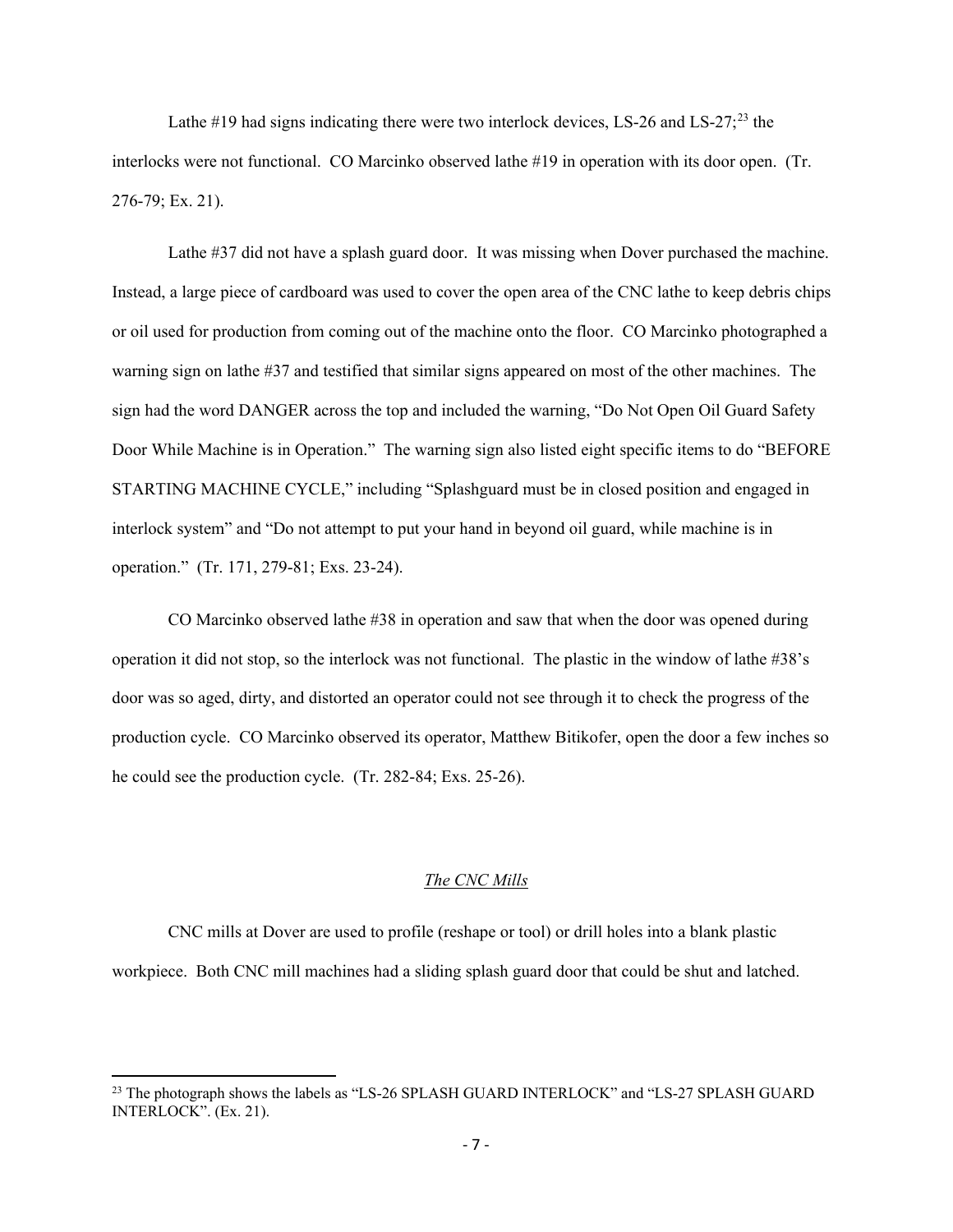Lathe #19 had signs indicating there were two interlock devices, LS-26 and LS-27;[23] the interlocks were not functional. CO Marcinko observed lathe #19 in operation with its door open. (Tr. 276-79; Ex. 21).

Lathe #37 did not have a splash guard door. It was missing when Dover purchased the machine. Instead, a large piece of cardboard was used to cover the open area of the CNC lathe to keep debris chips or oil used for production from coming out of the machine onto the floor. CO Marcinko photographed a warning sign on lathe #37 and testified that similar signs appeared on most of the other machines. The sign had the word DANGER across the top and included the warning, "Do Not Open Oil Guard Safety Door While Machine is in Operation." The warning sign also listed eight specific items to do "BEFORE STARTING MACHINE CYCLE," including "Splashguard must be in closed position and engaged in interlock system" and "Do not attempt to put your hand in beyond oil guard, while machine is in operation." (Tr. 171, 279-81; Exs. 23-24).

CO Marcinko observed lathe #38 in operation and saw that when the door was opened during operation it did not stop, so the interlock was not functional. The plastic in the window of lathe #38's door was so aged, dirty, and distorted an operator could not see through it to check the progress of the production cycle. CO Marcinko observed its operator, Matthew Bitikofer, open the door a few inches so he could see the production cycle. (Tr. 282-84; Exs. 25-26).

*The CNC Mills*

CNC mills at Dover are used to profile (reshape or tool) or drill holes into a blank plastic workpiece. Both CNC mill machines had a sliding splash guard door that could be shut and latched.

---

[23] The photograph shows the labels as "LS-26 SPLASH GUARD INTERLOCK" and "LS-27 SPLASH GUARD INTERLOCK". (Ex. 21).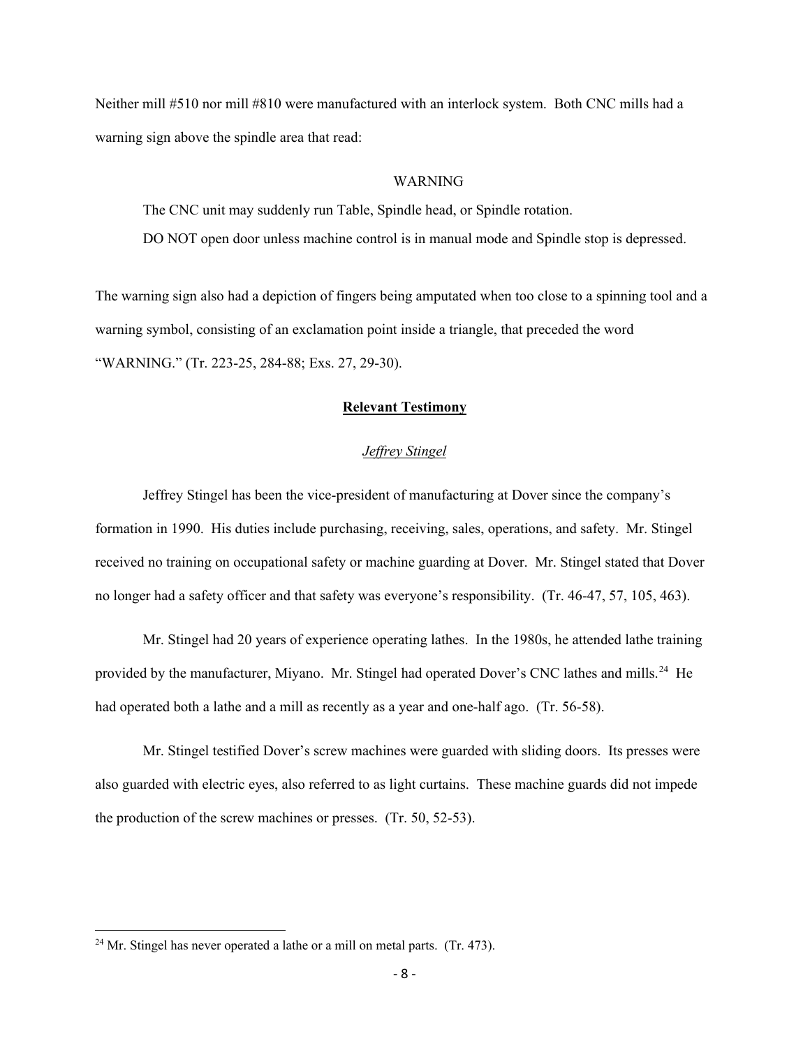Neither mill #510 nor mill #810 were manufactured with an interlock system. Both CNC mills had a warning sign above the spindle area that read:

WARNING

> The CNC unit may suddenly run Table, Spindle head, or Spindle rotation.
>
> DO NOT open door unless machine control is in manual mode and Spindle stop is depressed.

The warning sign also had a depiction of fingers being amputated when too close to a spinning tool and a warning symbol, consisting of an exclamation point inside a triangle, that preceded the word "WARNING." (Tr. 223-25, 284-88; Exs. 27, 29-30).

## **Relevant Testimony**

### *Jeffrey Stingel*

Jeffrey Stingel has been the vice-president of manufacturing at Dover since the company's formation in 1990. His duties include purchasing, receiving, sales, operations, and safety. Mr. Stingel received no training on occupational safety or machine guarding at Dover. Mr. Stingel stated that Dover no longer had a safety officer and that safety was everyone's responsibility. (Tr. 46-47, 57, 105, 463).

Mr. Stingel had 20 years of experience operating lathes. In the 1980s, he attended lathe training provided by the manufacturer, Miyano. Mr. Stingel had operated Dover's CNC lathes and mills.[24] He had operated both a lathe and a mill as recently as a year and one-half ago. (Tr. 56-58).

Mr. Stingel testified Dover's screw machines were guarded with sliding doors. Its presses were also guarded with electric eyes, also referred to as light curtains. These machine guards did not impede the production of the screw machines or presses. (Tr. 50, 52-53).

---

[24] Mr. Stingel has never operated a lathe or a mill on metal parts. (Tr. 473).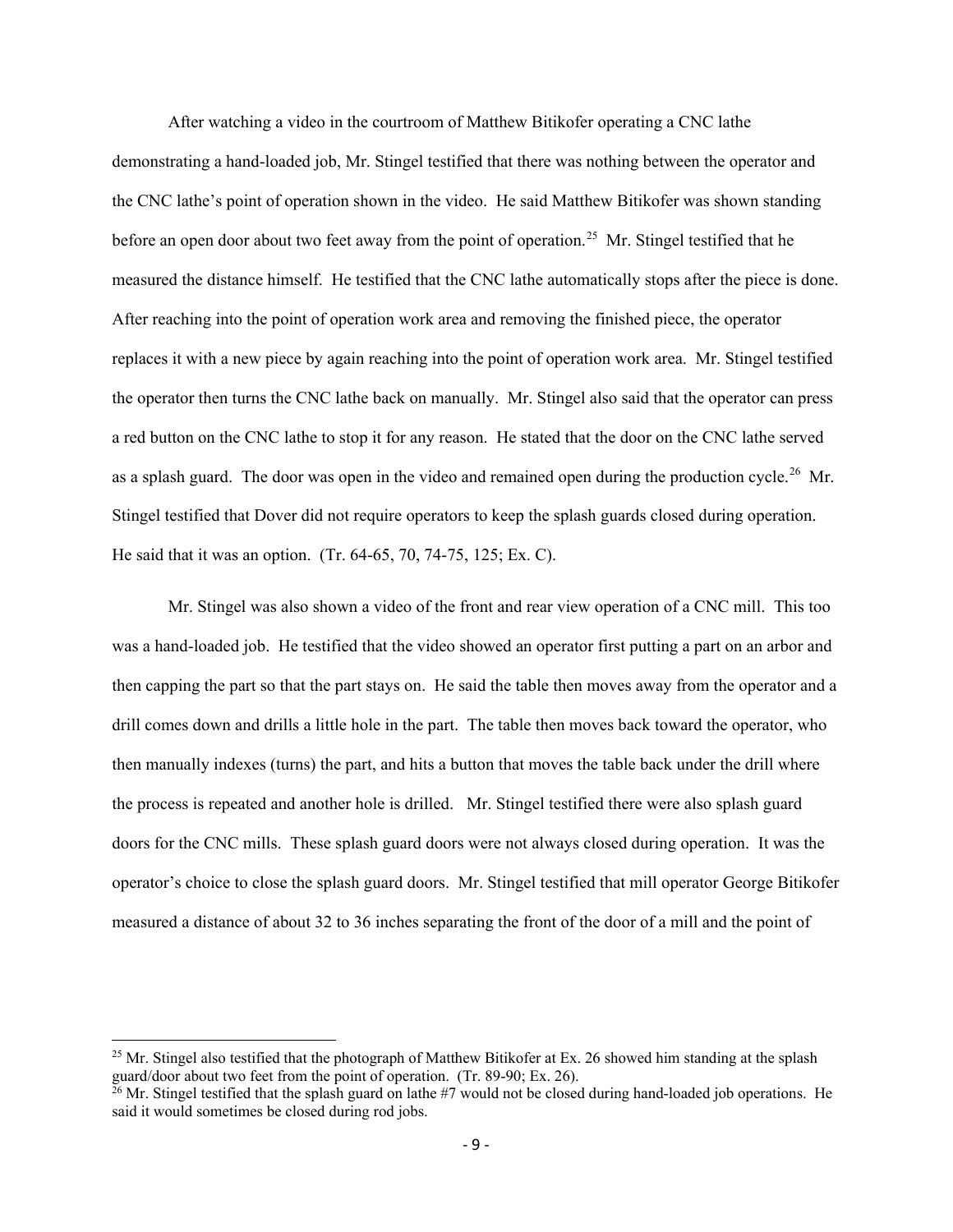After watching a video in the courtroom of Matthew Bitikofer operating a CNC lathe demonstrating a hand-loaded job, Mr. Stingel testified that there was nothing between the operator and the CNC lathe's point of operation shown in the video. He said Matthew Bitikofer was shown standing before an open door about two feet away from the point of operation.[25] Mr. Stingel testified that he measured the distance himself. He testified that the CNC lathe automatically stops after the piece is done. After reaching into the point of operation work area and removing the finished piece, the operator replaces it with a new piece by again reaching into the point of operation work area. Mr. Stingel testified the operator then turns the CNC lathe back on manually. Mr. Stingel also said that the operator can press a red button on the CNC lathe to stop it for any reason. He stated that the door on the CNC lathe served as a splash guard. The door was open in the video and remained open during the production cycle.[26] Mr. Stingel testified that Dover did not require operators to keep the splash guards closed during operation. He said that it was an option. (Tr. 64-65, 70, 74-75, 125; Ex. C).

Mr. Stingel was also shown a video of the front and rear view operation of a CNC mill. This too was a hand-loaded job. He testified that the video showed an operator first putting a part on an arbor and then capping the part so that the part stays on. He said the table then moves away from the operator and a drill comes down and drills a little hole in the part. The table then moves back toward the operator, who then manually indexes (turns) the part, and hits a button that moves the table back under the drill where the process is repeated and another hole is drilled. Mr. Stingel testified there were also splash guard doors for the CNC mills. These splash guard doors were not always closed during operation. It was the operator's choice to close the splash guard doors. Mr. Stingel testified that mill operator George Bitikofer measured a distance of about 32 to 36 inches separating the front of the door of a mill and the point of

---

[25] Mr. Stingel also testified that the photograph of Matthew Bitikofer at Ex. 26 showed him standing at the splash guard/door about two feet from the point of operation. (Tr. 89-90; Ex. 26).

[26] Mr. Stingel testified that the splash guard on lathe #7 would not be closed during hand-loaded job operations. He said it would sometimes be closed during rod jobs.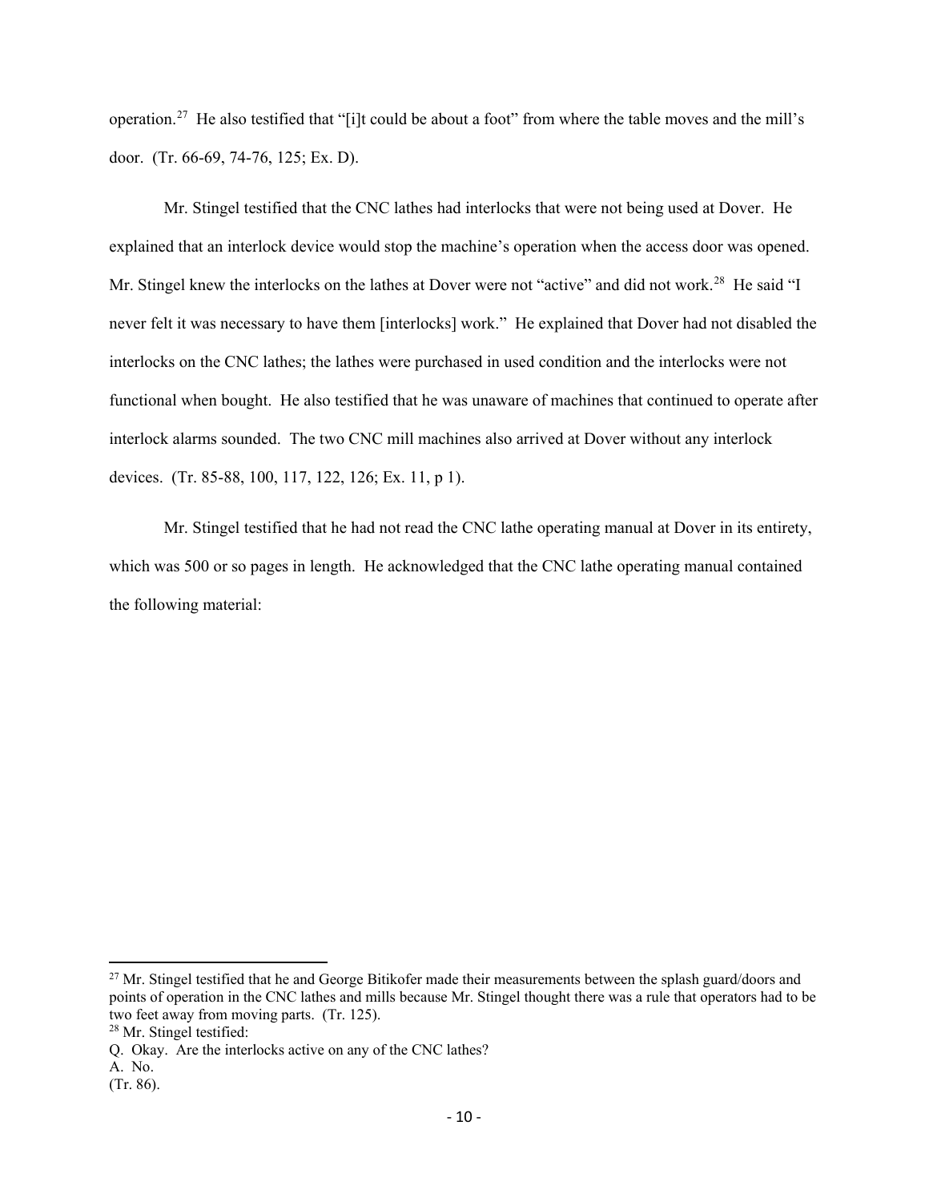operation.[27] He also testified that "[i]t could be about a foot" from where the table moves and the mill's door. (Tr. 66-69, 74-76, 125; Ex. D).

Mr. Stingel testified that the CNC lathes had interlocks that were not being used at Dover. He explained that an interlock device would stop the machine's operation when the access door was opened. Mr. Stingel knew the interlocks on the lathes at Dover were not "active" and did not work.[28] He said "I never felt it was necessary to have them [interlocks] work." He explained that Dover had not disabled the interlocks on the CNC lathes; the lathes were purchased in used condition and the interlocks were not functional when bought. He also testified that he was unaware of machines that continued to operate after interlock alarms sounded. The two CNC mill machines also arrived at Dover without any interlock devices. (Tr. 85-88, 100, 117, 122, 126; Ex. 11, p 1).

Mr. Stingel testified that he had not read the CNC lathe operating manual at Dover in its entirety, which was 500 or so pages in length. He acknowledged that the CNC lathe operating manual contained the following material:

---

[27] Mr. Stingel testified that he and George Bitikofer made their measurements between the splash guard/doors and points of operation in the CNC lathes and mills because Mr. Stingel thought there was a rule that operators had to be two feet away from moving parts. (Tr. 125).

[28] Mr. Stingel testified:

Q. Okay. Are the interlocks active on any of the CNC lathes?

A. No.

(Tr. 86).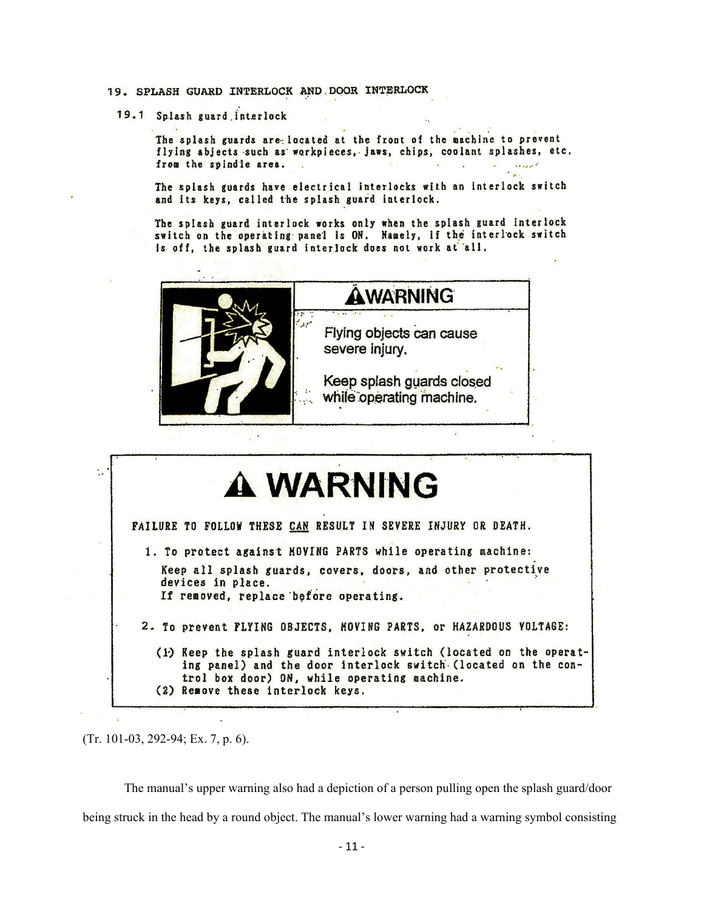19. SPLASH GUARD INTERLOCK AND DOOR INTERLOCK

19.1 Splash guard interlock

The splash guards are located at the front of the machine to prevent flying objects such as workpieces, jaws, chips, coolant splashes, etc. from the spindle area.

The splash guards have electrical interlocks with an interlock switch and its keys, called the splash guard interlock.

The splash guard interlock works only when the splash guard interlock switch on the operating panel is ON. Namely, if the interlock switch is off, the splash guard interlock does not work at all.

**⚠WARNING**

Flying objects can cause severe injury.

Keep splash guards closed while operating machine.

**⚠ WARNING**

FAILURE TO FOLLOW THESE CAN RESULT IN SEVERE INJURY OR DEATH.

1. To protect against MOVING PARTS while operating machine:
   Keep all splash guards, covers, doors, and other protective devices in place.
   If removed, replace before operating.

2. To prevent FLYING OBJECTS, MOVING PARTS, or HAZARDOUS VOLTAGE:
   (1) Keep the splash guard interlock switch (located on the operating panel) and the door interlock switch (located on the control box door) ON, while operating machine.
   (2) Remove these interlock keys.

(Tr. 101-03, 292-94; Ex. 7, p. 6).

The manual's upper warning also had a depiction of a person pulling open the splash guard/door being struck in the head by a round object. The manual's lower warning had a warning symbol consisting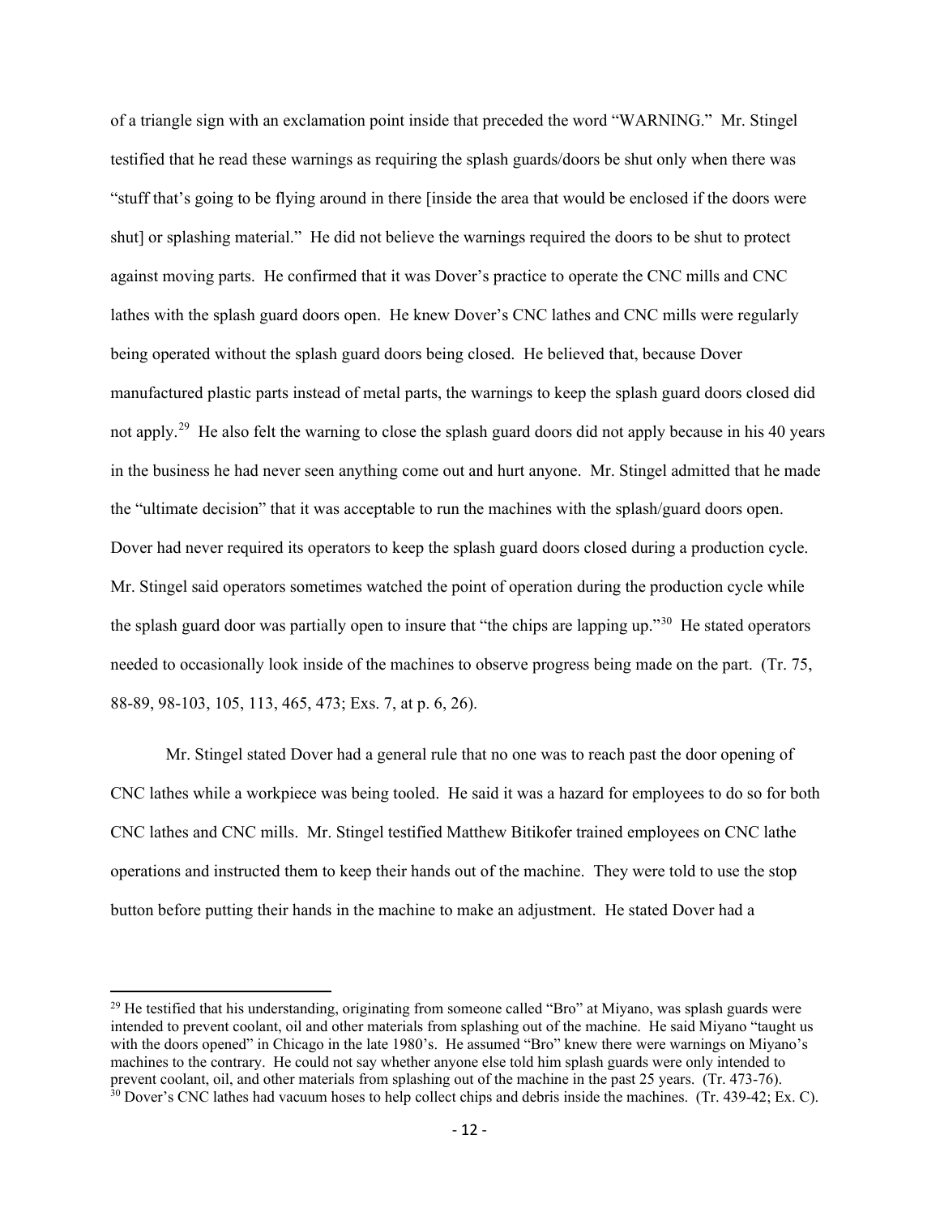of a triangle sign with an exclamation point inside that preceded the word "WARNING." Mr. Stingel testified that he read these warnings as requiring the splash guards/doors be shut only when there was "stuff that's going to be flying around in there [inside the area that would be enclosed if the doors were shut] or splashing material." He did not believe the warnings required the doors to be shut to protect against moving parts. He confirmed that it was Dover's practice to operate the CNC mills and CNC lathes with the splash guard doors open. He knew Dover's CNC lathes and CNC mills were regularly being operated without the splash guard doors being closed. He believed that, because Dover manufactured plastic parts instead of metal parts, the warnings to keep the splash guard doors closed did not apply.[29] He also felt the warning to close the splash guard doors did not apply because in his 40 years in the business he had never seen anything come out and hurt anyone. Mr. Stingel admitted that he made the "ultimate decision" that it was acceptable to run the machines with the splash/guard doors open. Dover had never required its operators to keep the splash guard doors closed during a production cycle. Mr. Stingel said operators sometimes watched the point of operation during the production cycle while the splash guard door was partially open to insure that "the chips are lapping up."[30] He stated operators needed to occasionally look inside of the machines to observe progress being made on the part. (Tr. 75, 88-89, 98-103, 105, 113, 465, 473; Exs. 7, at p. 6, 26).

Mr. Stingel stated Dover had a general rule that no one was to reach past the door opening of CNC lathes while a workpiece was being tooled. He said it was a hazard for employees to do so for both CNC lathes and CNC mills. Mr. Stingel testified Matthew Bitikofer trained employees on CNC lathe operations and instructed them to keep their hands out of the machine. They were told to use the stop button before putting their hands in the machine to make an adjustment. He stated Dover had a

---

[29] He testified that his understanding, originating from someone called "Bro" at Miyano, was splash guards were intended to prevent coolant, oil and other materials from splashing out of the machine. He said Miyano "taught us with the doors opened" in Chicago in the late 1980's. He assumed "Bro" knew there were warnings on Miyano's machines to the contrary. He could not say whether anyone else told him splash guards were only intended to prevent coolant, oil, and other materials from splashing out of the machine in the past 25 years. (Tr. 473-76).

[30] Dover's CNC lathes had vacuum hoses to help collect chips and debris inside the machines. (Tr. 439-42; Ex. C).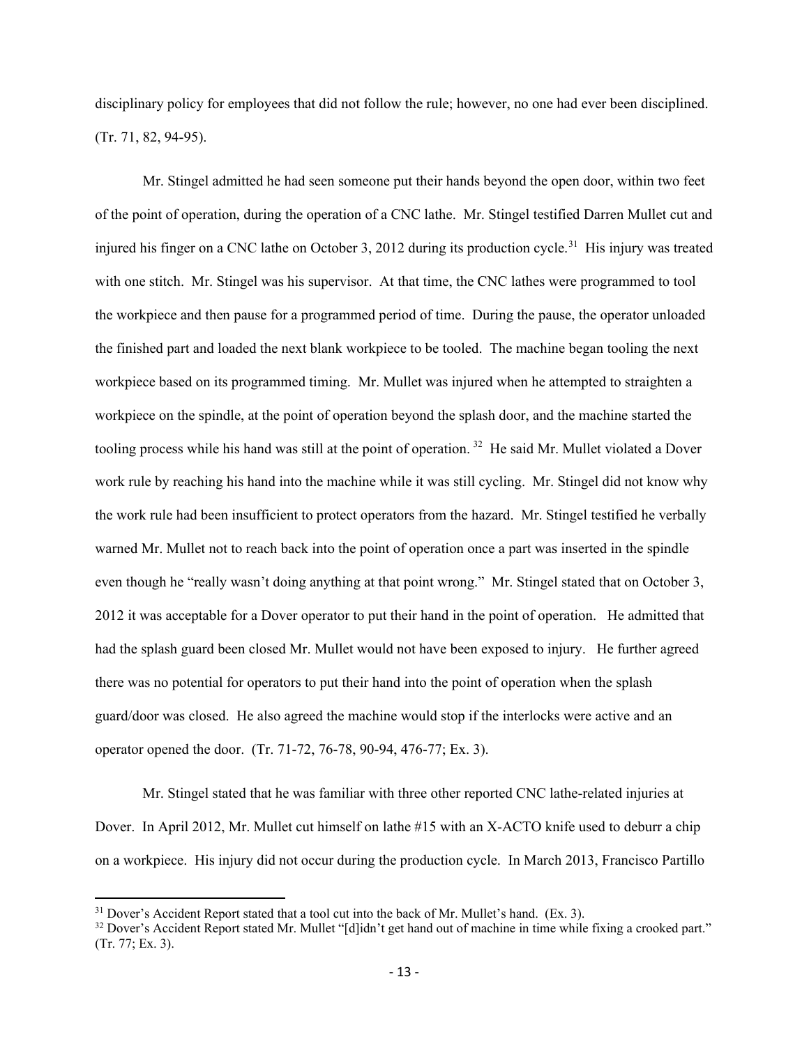disciplinary policy for employees that did not follow the rule; however, no one had ever been disciplined. (Tr. 71, 82, 94-95).

Mr. Stingel admitted he had seen someone put their hands beyond the open door, within two feet of the point of operation, during the operation of a CNC lathe. Mr. Stingel testified Darren Mullet cut and injured his finger on a CNC lathe on October 3, 2012 during its production cycle.[31] His injury was treated with one stitch. Mr. Stingel was his supervisor. At that time, the CNC lathes were programmed to tool the workpiece and then pause for a programmed period of time. During the pause, the operator unloaded the finished part and loaded the next blank workpiece to be tooled. The machine began tooling the next workpiece based on its programmed timing. Mr. Mullet was injured when he attempted to straighten a workpiece on the spindle, at the point of operation beyond the splash door, and the machine started the tooling process while his hand was still at the point of operation.[32] He said Mr. Mullet violated a Dover work rule by reaching his hand into the machine while it was still cycling. Mr. Stingel did not know why the work rule had been insufficient to protect operators from the hazard. Mr. Stingel testified he verbally warned Mr. Mullet not to reach back into the point of operation once a part was inserted in the spindle even though he "really wasn't doing anything at that point wrong." Mr. Stingel stated that on October 3, 2012 it was acceptable for a Dover operator to put their hand in the point of operation. He admitted that had the splash guard been closed Mr. Mullet would not have been exposed to injury. He further agreed there was no potential for operators to put their hand into the point of operation when the splash guard/door was closed. He also agreed the machine would stop if the interlocks were active and an operator opened the door. (Tr. 71-72, 76-78, 90-94, 476-77; Ex. 3).

Mr. Stingel stated that he was familiar with three other reported CNC lathe-related injuries at Dover. In April 2012, Mr. Mullet cut himself on lathe #15 with an X-ACTO knife used to deburr a chip on a workpiece. His injury did not occur during the production cycle. In March 2013, Francisco Partillo

---

[31] Dover's Accident Report stated that a tool cut into the back of Mr. Mullet's hand. (Ex. 3).

[32] Dover's Accident Report stated Mr. Mullet "[d]idn't get hand out of machine in time while fixing a crooked part." (Tr. 77; Ex. 3).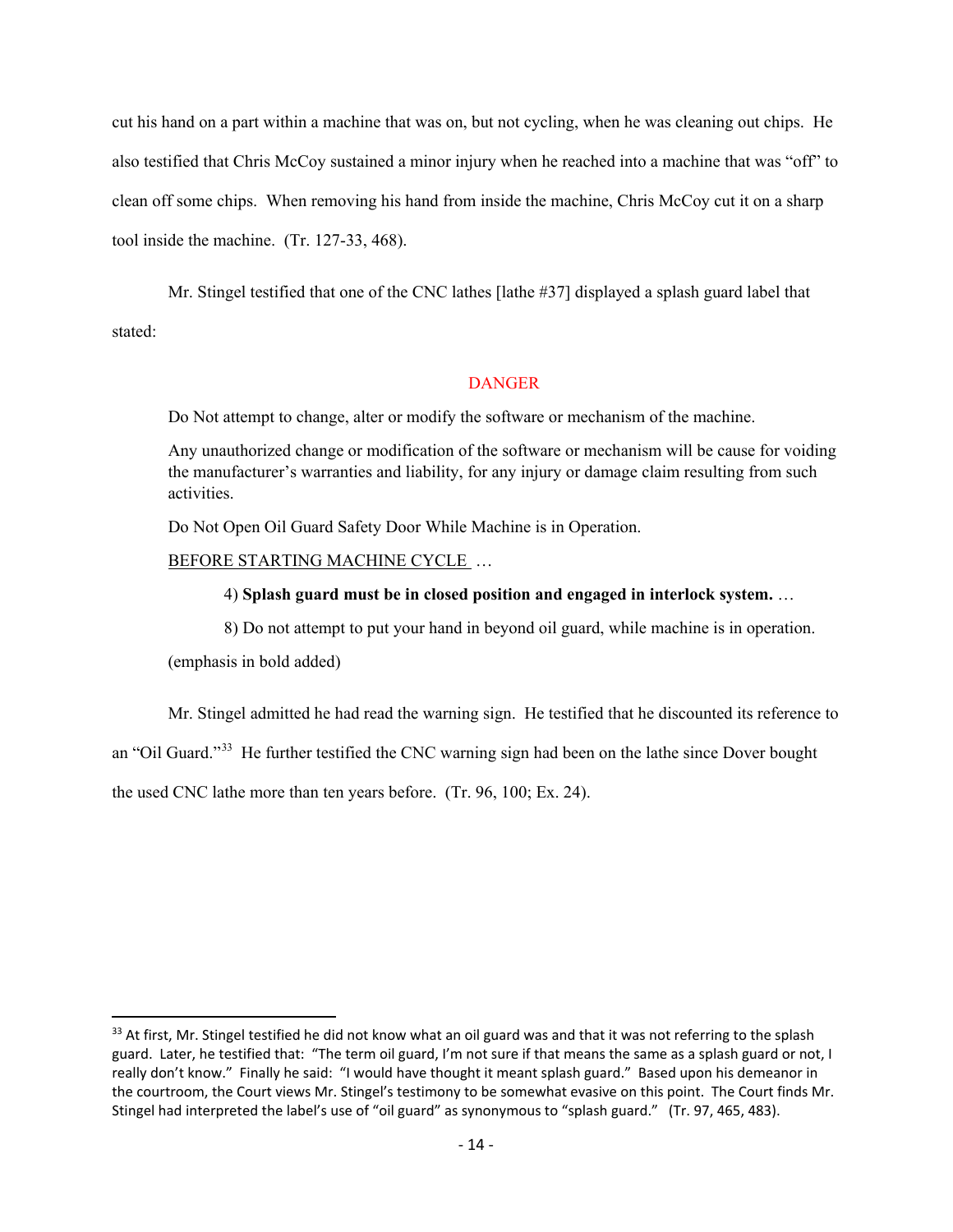cut his hand on a part within a machine that was on, but not cycling, when he was cleaning out chips. He also testified that Chris McCoy sustained a minor injury when he reached into a machine that was "off" to clean off some chips. When removing his hand from inside the machine, Chris McCoy cut it on a sharp tool inside the machine. (Tr. 127-33, 468).

Mr. Stingel testified that one of the CNC lathes [lathe #37] displayed a splash guard label that stated:

> DANGER
>
> Do Not attempt to change, alter or modify the software or mechanism of the machine.
>
> Any unauthorized change or modification of the software or mechanism will be cause for voiding the manufacturer's warranties and liability, for any injury or damage claim resulting from such activities.
>
> Do Not Open Oil Guard Safety Door While Machine is in Operation.
>
> <u>BEFORE STARTING MACHINE CYCLE</u> …
>
> 4) **Splash guard must be in closed position and engaged in interlock system.** …
>
> 8) Do not attempt to put your hand in beyond oil guard, while machine is in operation.
>
> (emphasis in bold added)

Mr. Stingel admitted he had read the warning sign. He testified that he discounted its reference to an "Oil Guard."[33] He further testified the CNC warning sign had been on the lathe since Dover bought the used CNC lathe more than ten years before. (Tr. 96, 100; Ex. 24).

---

[33] At first, Mr. Stingel testified he did not know what an oil guard was and that it was not referring to the splash guard. Later, he testified that: "The term oil guard, I'm not sure if that means the same as a splash guard or not, I really don't know." Finally he said: "I would have thought it meant splash guard." Based upon his demeanor in the courtroom, the Court views Mr. Stingel's testimony to be somewhat evasive on this point. The Court finds Mr. Stingel had interpreted the label's use of "oil guard" as synonymous to "splash guard." (Tr. 97, 465, 483).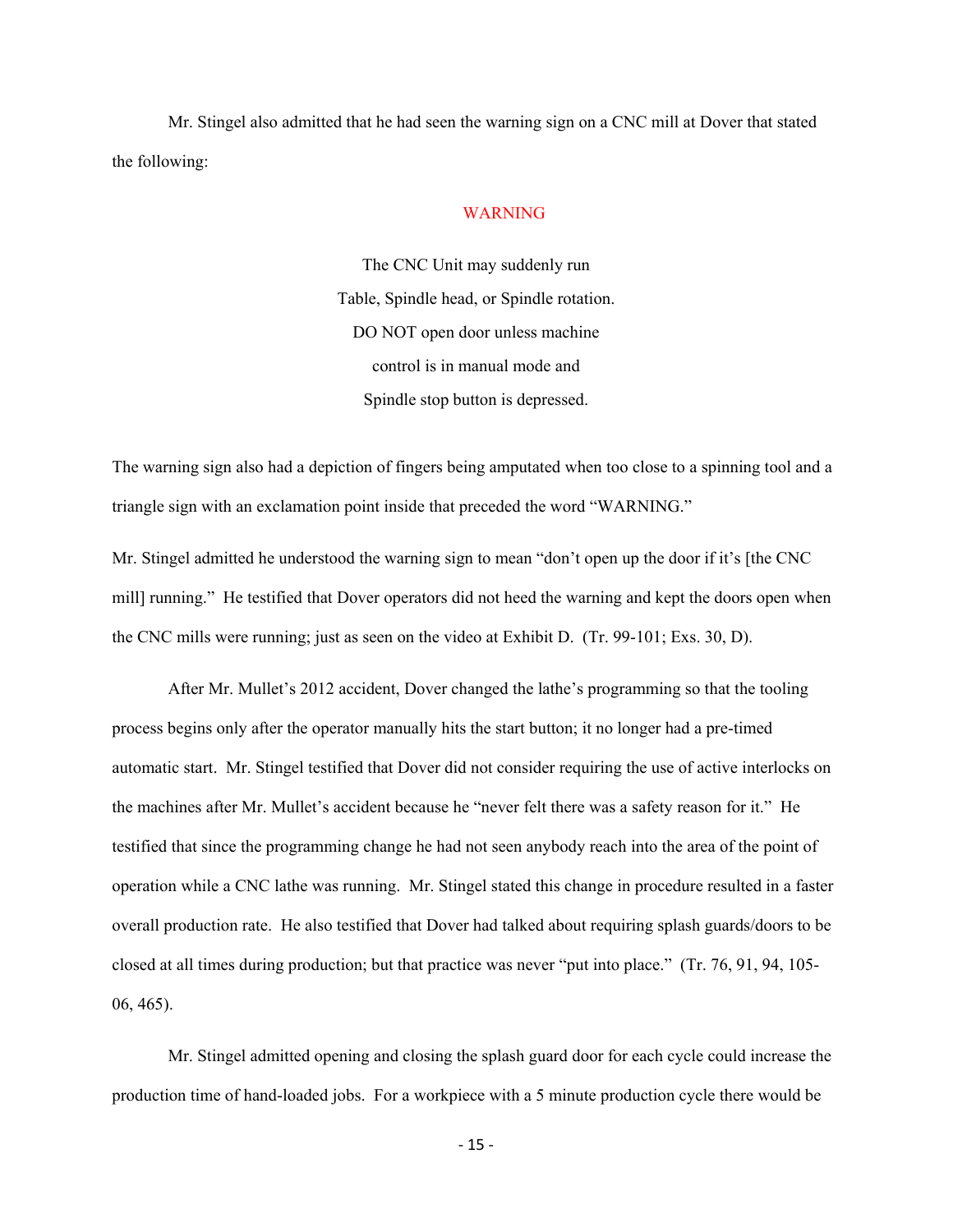Mr. Stingel also admitted that he had seen the warning sign on a CNC mill at Dover that stated the following:

WARNING

The CNC Unit may suddenly run
Table, Spindle head, or Spindle rotation.
DO NOT open door unless machine
control is in manual mode and
Spindle stop button is depressed.

The warning sign also had a depiction of fingers being amputated when too close to a spinning tool and a triangle sign with an exclamation point inside that preceded the word "WARNING."

Mr. Stingel admitted he understood the warning sign to mean "don't open up the door if it's [the CNC mill] running." He testified that Dover operators did not heed the warning and kept the doors open when the CNC mills were running; just as seen on the video at Exhibit D. (Tr. 99-101; Exs. 30, D).

After Mr. Mullet's 2012 accident, Dover changed the lathe's programming so that the tooling process begins only after the operator manually hits the start button; it no longer had a pre-timed automatic start. Mr. Stingel testified that Dover did not consider requiring the use of active interlocks on the machines after Mr. Mullet's accident because he "never felt there was a safety reason for it." He testified that since the programming change he had not seen anybody reach into the area of the point of operation while a CNC lathe was running. Mr. Stingel stated this change in procedure resulted in a faster overall production rate. He also testified that Dover had talked about requiring splash guards/doors to be closed at all times during production; but that practice was never "put into place." (Tr. 76, 91, 94, 105-06, 465).

Mr. Stingel admitted opening and closing the splash guard door for each cycle could increase the production time of hand-loaded jobs. For a workpiece with a 5 minute production cycle there would be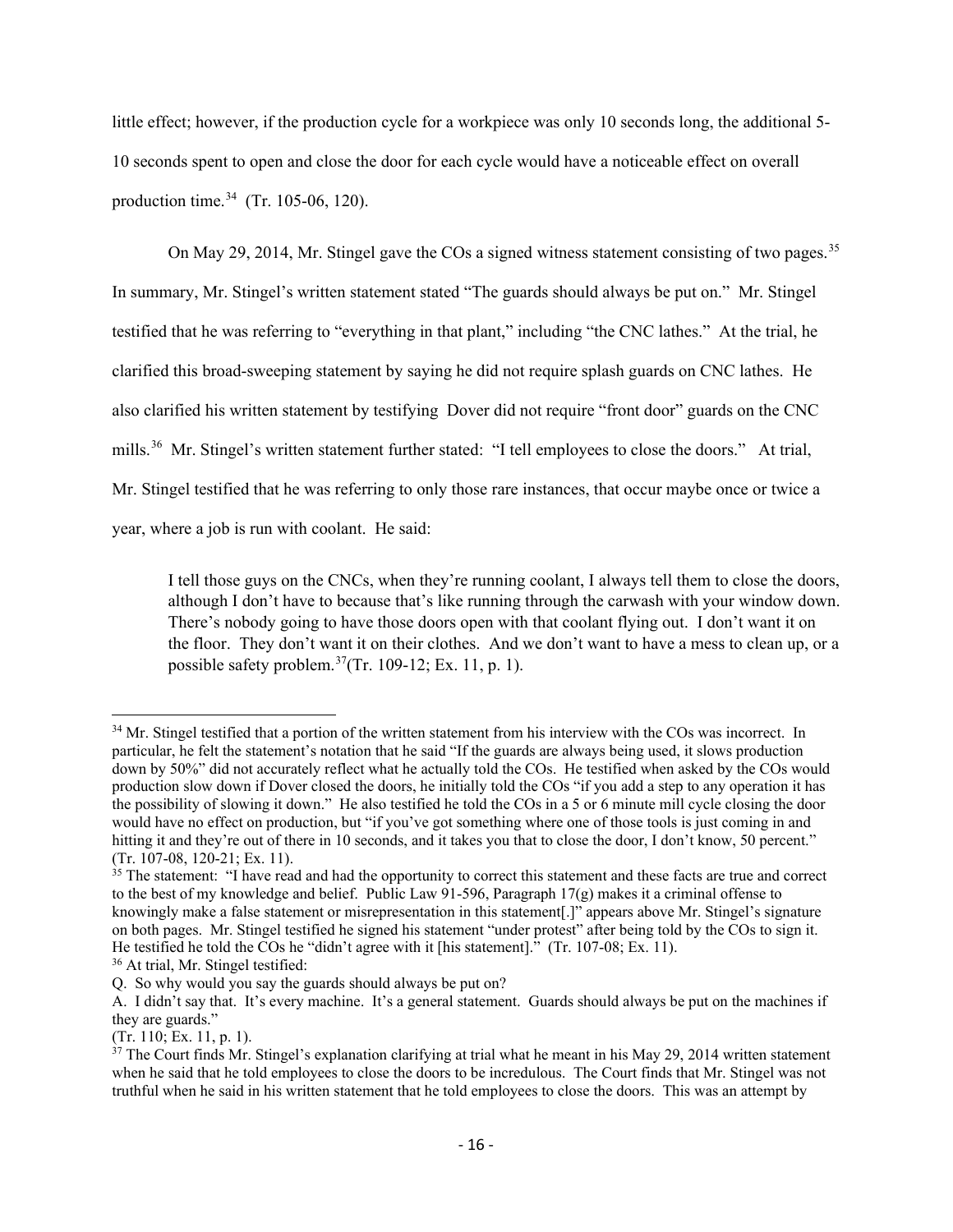little effect; however, if the production cycle for a workpiece was only 10 seconds long, the additional 5-10 seconds spent to open and close the door for each cycle would have a noticeable effect on overall production time.[34] (Tr. 105-06, 120).

On May 29, 2014, Mr. Stingel gave the COs a signed witness statement consisting of two pages.[35] In summary, Mr. Stingel's written statement stated "The guards should always be put on." Mr. Stingel testified that he was referring to "everything in that plant," including "the CNC lathes." At the trial, he clarified this broad-sweeping statement by saying he did not require splash guards on CNC lathes. He also clarified his written statement by testifying Dover did not require "front door" guards on the CNC mills.[36] Mr. Stingel's written statement further stated: "I tell employees to close the doors." At trial, Mr. Stingel testified that he was referring to only those rare instances, that occur maybe once or twice a year, where a job is run with coolant. He said:

> I tell those guys on the CNCs, when they're running coolant, I always tell them to close the doors, although I don't have to because that's like running through the carwash with your window down. There's nobody going to have those doors open with that coolant flying out. I don't want it on the floor. They don't want it on their clothes. And we don't want to have a mess to clean up, or a possible safety problem.[37](Tr. 109-12; Ex. 11, p. 1).

---

[34] Mr. Stingel testified that a portion of the written statement from his interview with the COs was incorrect. In particular, he felt the statement's notation that he said "If the guards are always being used, it slows production down by 50%" did not accurately reflect what he actually told the COs. He testified when asked by the COs would production slow down if Dover closed the doors, he initially told the COs "if you add a step to any operation it has the possibility of slowing it down." He also testified he told the COs in a 5 or 6 minute mill cycle closing the door would have no effect on production, but "if you've got something where one of those tools is just coming in and hitting it and they're out of there in 10 seconds, and it takes you that to close the door, I don't know, 50 percent." (Tr. 107-08, 120-21; Ex. 11).

[35] The statement: "I have read and had the opportunity to correct this statement and these facts are true and correct to the best of my knowledge and belief. Public Law 91-596, Paragraph 17(g) makes it a criminal offense to knowingly make a false statement or misrepresentation in this statement[.]" appears above Mr. Stingel's signature on both pages. Mr. Stingel testified he signed his statement "under protest" after being told by the COs to sign it. He testified he told the COs he "didn't agree with it [his statement]." (Tr. 107-08; Ex. 11).

[36] At trial, Mr. Stingel testified:

Q. So why would you say the guards should always be put on?

A. I didn't say that. It's every machine. It's a general statement. Guards should always be put on the machines if they are guards."

(Tr. 110; Ex. 11, p. 1).

[37] The Court finds Mr. Stingel's explanation clarifying at trial what he meant in his May 29, 2014 written statement when he said that he told employees to close the doors to be incredulous. The Court finds that Mr. Stingel was not truthful when he said in his written statement that he told employees to close the doors. This was an attempt by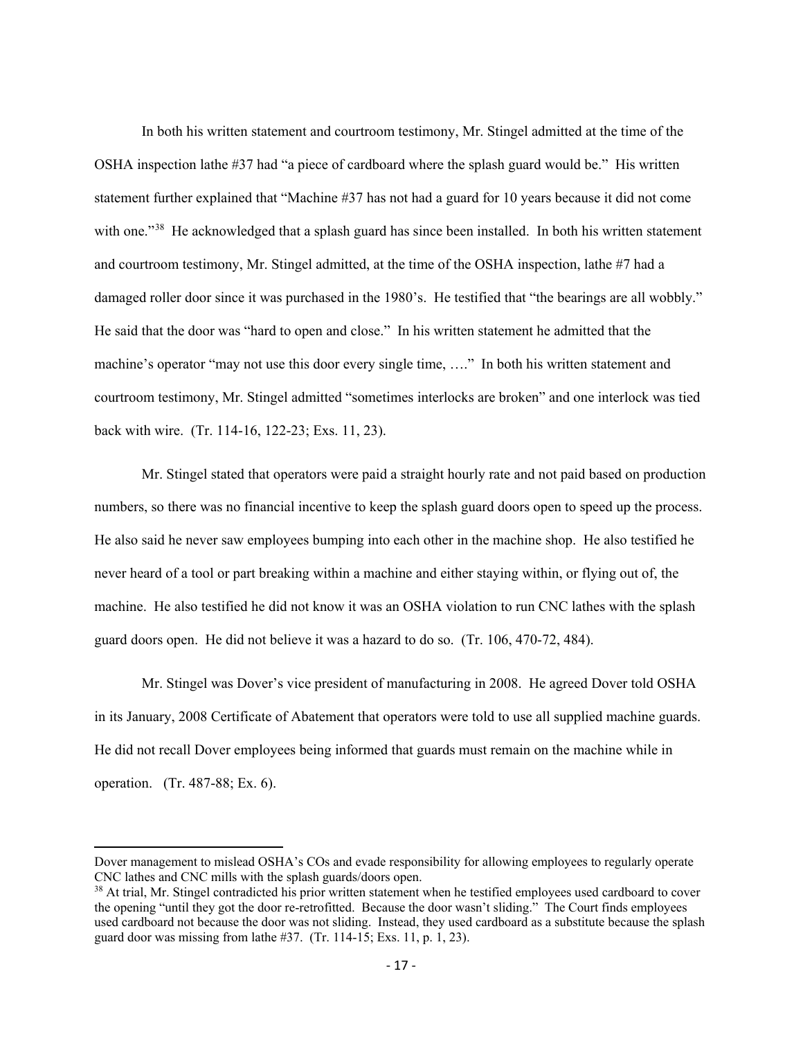In both his written statement and courtroom testimony, Mr. Stingel admitted at the time of the OSHA inspection lathe #37 had "a piece of cardboard where the splash guard would be." His written statement further explained that "Machine #37 has not had a guard for 10 years because it did not come with one."[38] He acknowledged that a splash guard has since been installed. In both his written statement and courtroom testimony, Mr. Stingel admitted, at the time of the OSHA inspection, lathe #7 had a damaged roller door since it was purchased in the 1980's. He testified that "the bearings are all wobbly." He said that the door was "hard to open and close." In his written statement he admitted that the machine's operator "may not use this door every single time, …." In both his written statement and courtroom testimony, Mr. Stingel admitted "sometimes interlocks are broken" and one interlock was tied back with wire. (Tr. 114-16, 122-23; Exs. 11, 23).

Mr. Stingel stated that operators were paid a straight hourly rate and not paid based on production numbers, so there was no financial incentive to keep the splash guard doors open to speed up the process. He also said he never saw employees bumping into each other in the machine shop. He also testified he never heard of a tool or part breaking within a machine and either staying within, or flying out of, the machine. He also testified he did not know it was an OSHA violation to run CNC lathes with the splash guard doors open. He did not believe it was a hazard to do so. (Tr. 106, 470-72, 484).

Mr. Stingel was Dover's vice president of manufacturing in 2008. He agreed Dover told OSHA in its January, 2008 Certificate of Abatement that operators were told to use all supplied machine guards. He did not recall Dover employees being informed that guards must remain on the machine while in operation. (Tr. 487-88; Ex. 6).

---

Dover management to mislead OSHA's COs and evade responsibility for allowing employees to regularly operate CNC lathes and CNC mills with the splash guards/doors open.

[38] At trial, Mr. Stingel contradicted his prior written statement when he testified employees used cardboard to cover the opening "until they got the door re-retrofitted. Because the door wasn't sliding." The Court finds employees used cardboard not because the door was not sliding. Instead, they used cardboard as a substitute because the splash guard door was missing from lathe #37. (Tr. 114-15; Exs. 11, p. 1, 23).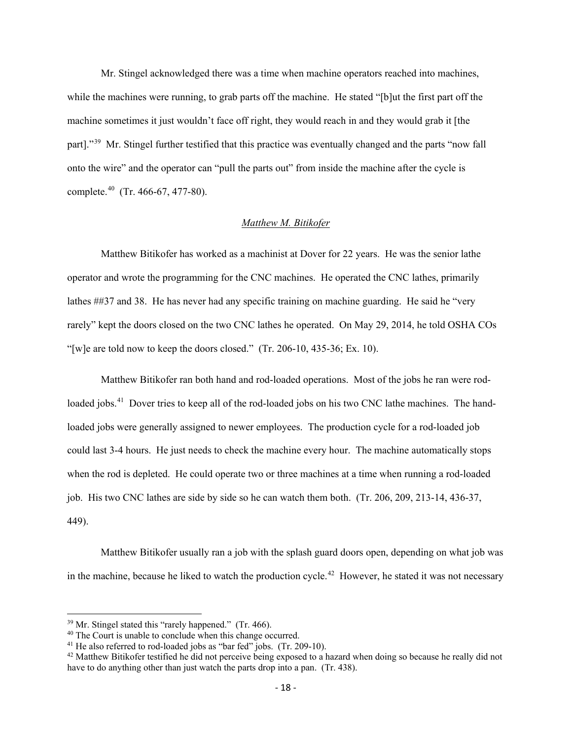Mr. Stingel acknowledged there was a time when machine operators reached into machines, while the machines were running, to grab parts off the machine. He stated "[b]ut the first part off the machine sometimes it just wouldn't face off right, they would reach in and they would grab it [the part]."[39] Mr. Stingel further testified that this practice was eventually changed and the parts "now fall onto the wire" and the operator can "pull the parts out" from inside the machine after the cycle is complete.[40] (Tr. 466-67, 477-80).

*Matthew M. Bitikofer*

Matthew Bitikofer has worked as a machinist at Dover for 22 years. He was the senior lathe operator and wrote the programming for the CNC machines. He operated the CNC lathes, primarily lathes ##37 and 38. He has never had any specific training on machine guarding. He said he "very rarely" kept the doors closed on the two CNC lathes he operated. On May 29, 2014, he told OSHA COs "[w]e are told now to keep the doors closed." (Tr. 206-10, 435-36; Ex. 10).

Matthew Bitikofer ran both hand and rod-loaded operations. Most of the jobs he ran were rod-loaded jobs.[41] Dover tries to keep all of the rod-loaded jobs on his two CNC lathe machines. The hand-loaded jobs were generally assigned to newer employees. The production cycle for a rod-loaded job could last 3-4 hours. He just needs to check the machine every hour. The machine automatically stops when the rod is depleted. He could operate two or three machines at a time when running a rod-loaded job. His two CNC lathes are side by side so he can watch them both. (Tr. 206, 209, 213-14, 436-37, 449).

Matthew Bitikofer usually ran a job with the splash guard doors open, depending on what job was in the machine, because he liked to watch the production cycle.[42] However, he stated it was not necessary

---

[39] Mr. Stingel stated this "rarely happened." (Tr. 466).

[40] The Court is unable to conclude when this change occurred.

[41] He also referred to rod-loaded jobs as "bar fed" jobs. (Tr. 209-10).

[42] Matthew Bitikofer testified he did not perceive being exposed to a hazard when doing so because he really did not have to do anything other than just watch the parts drop into a pan. (Tr. 438).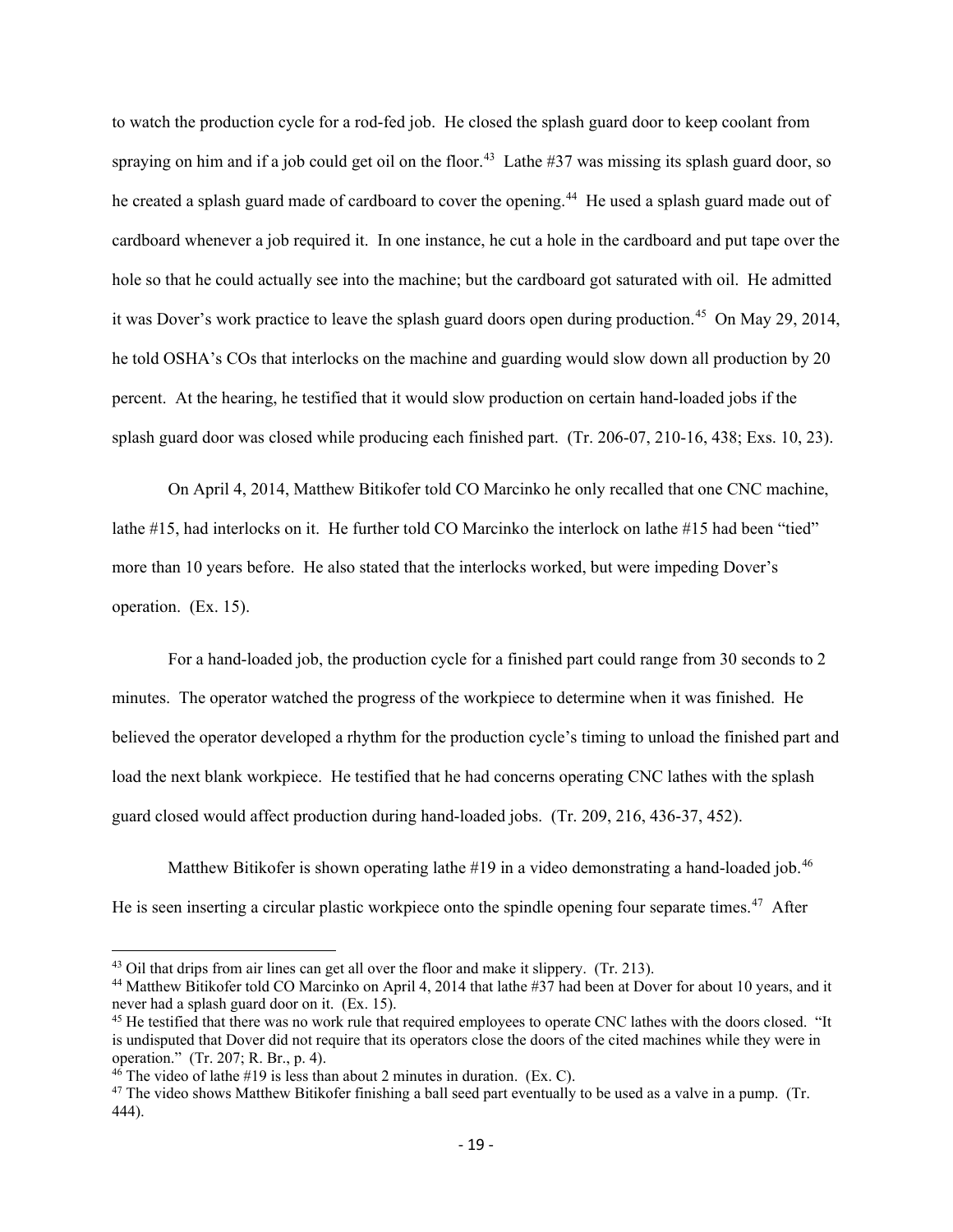to watch the production cycle for a rod-fed job. He closed the splash guard door to keep coolant from spraying on him and if a job could get oil on the floor.[43] Lathe #37 was missing its splash guard door, so he created a splash guard made of cardboard to cover the opening.[44] He used a splash guard made out of cardboard whenever a job required it. In one instance, he cut a hole in the cardboard and put tape over the hole so that he could actually see into the machine; but the cardboard got saturated with oil. He admitted it was Dover's work practice to leave the splash guard doors open during production.[45] On May 29, 2014, he told OSHA's COs that interlocks on the machine and guarding would slow down all production by 20 percent. At the hearing, he testified that it would slow production on certain hand-loaded jobs if the splash guard door was closed while producing each finished part. (Tr. 206-07, 210-16, 438; Exs. 10, 23).

On April 4, 2014, Matthew Bitikofer told CO Marcinko he only recalled that one CNC machine, lathe #15, had interlocks on it. He further told CO Marcinko the interlock on lathe #15 had been "tied" more than 10 years before. He also stated that the interlocks worked, but were impeding Dover's operation. (Ex. 15).

For a hand-loaded job, the production cycle for a finished part could range from 30 seconds to 2 minutes. The operator watched the progress of the workpiece to determine when it was finished. He believed the operator developed a rhythm for the production cycle's timing to unload the finished part and load the next blank workpiece. He testified that he had concerns operating CNC lathes with the splash guard closed would affect production during hand-loaded jobs. (Tr. 209, 216, 436-37, 452).

Matthew Bitikofer is shown operating lathe #19 in a video demonstrating a hand-loaded job.[46] He is seen inserting a circular plastic workpiece onto the spindle opening four separate times.[47] After

---

[43] Oil that drips from air lines can get all over the floor and make it slippery. (Tr. 213).

[44] Matthew Bitikofer told CO Marcinko on April 4, 2014 that lathe #37 had been at Dover for about 10 years, and it never had a splash guard door on it. (Ex. 15).

[45] He testified that there was no work rule that required employees to operate CNC lathes with the doors closed. "It is undisputed that Dover did not require that its operators close the doors of the cited machines while they were in operation." (Tr. 207; R. Br., p. 4).

[46] The video of lathe #19 is less than about 2 minutes in duration. (Ex. C).

[47] The video shows Matthew Bitikofer finishing a ball seed part eventually to be used as a valve in a pump. (Tr. 444).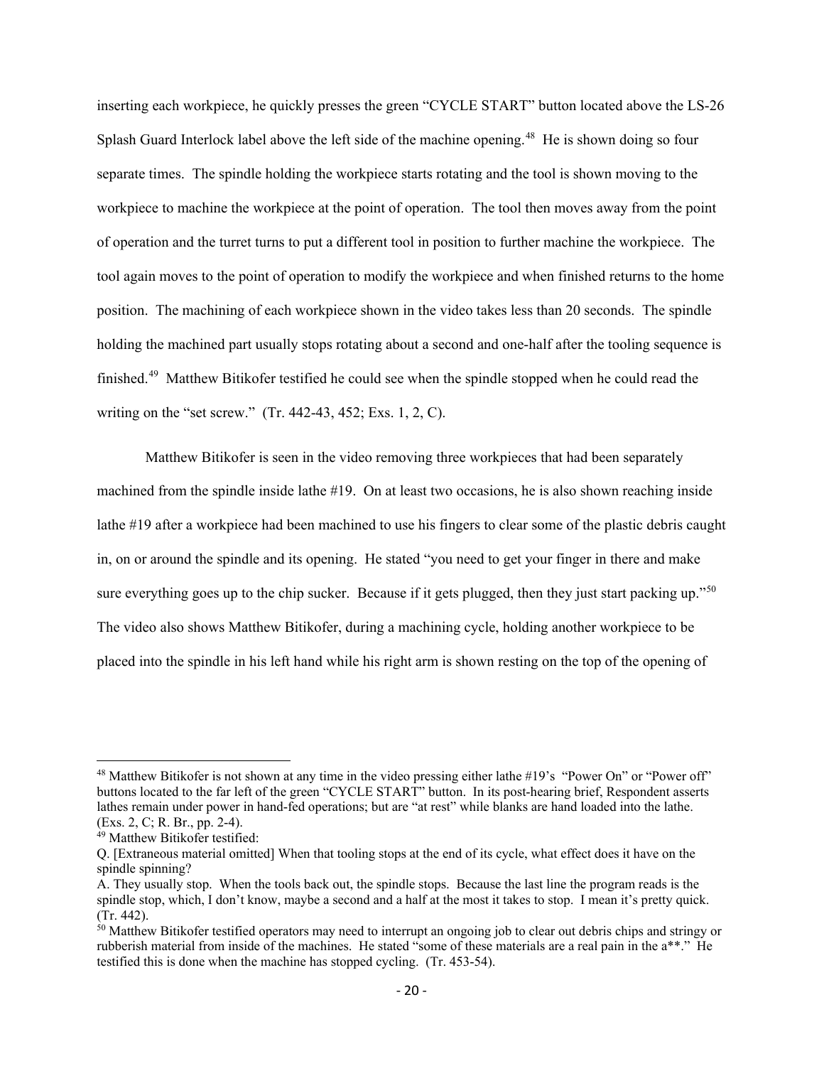inserting each workpiece, he quickly presses the green "CYCLE START" button located above the LS-26 Splash Guard Interlock label above the left side of the machine opening.[48] He is shown doing so four separate times. The spindle holding the workpiece starts rotating and the tool is shown moving to the workpiece to machine the workpiece at the point of operation. The tool then moves away from the point of operation and the turret turns to put a different tool in position to further machine the workpiece. The tool again moves to the point of operation to modify the workpiece and when finished returns to the home position. The machining of each workpiece shown in the video takes less than 20 seconds. The spindle holding the machined part usually stops rotating about a second and one-half after the tooling sequence is finished.[49] Matthew Bitikofer testified he could see when the spindle stopped when he could read the writing on the "set screw." (Tr. 442-43, 452; Exs. 1, 2, C).

Matthew Bitikofer is seen in the video removing three workpieces that had been separately machined from the spindle inside lathe #19. On at least two occasions, he is also shown reaching inside lathe #19 after a workpiece had been machined to use his fingers to clear some of the plastic debris caught in, on or around the spindle and its opening. He stated "you need to get your finger in there and make sure everything goes up to the chip sucker. Because if it gets plugged, then they just start packing up."[50] The video also shows Matthew Bitikofer, during a machining cycle, holding another workpiece to be placed into the spindle in his left hand while his right arm is shown resting on the top of the opening of

---

[48] Matthew Bitikofer is not shown at any time in the video pressing either lathe #19's "Power On" or "Power off" buttons located to the far left of the green "CYCLE START" button. In its post-hearing brief, Respondent asserts lathes remain under power in hand-fed operations; but are "at rest" while blanks are hand loaded into the lathe. (Exs. 2, C; R. Br., pp. 2-4).

[49] Matthew Bitikofer testified:

Q. [Extraneous material omitted] When that tooling stops at the end of its cycle, what effect does it have on the spindle spinning?

A. They usually stop. When the tools back out, the spindle stops. Because the last line the program reads is the spindle stop, which, I don't know, maybe a second and a half at the most it takes to stop. I mean it's pretty quick. (Tr. 442).

[50] Matthew Bitikofer testified operators may need to interrupt an ongoing job to clear out debris chips and stringy or rubberish material from inside of the machines. He stated "some of these materials are a real pain in the a**." He testified this is done when the machine has stopped cycling. (Tr. 453-54).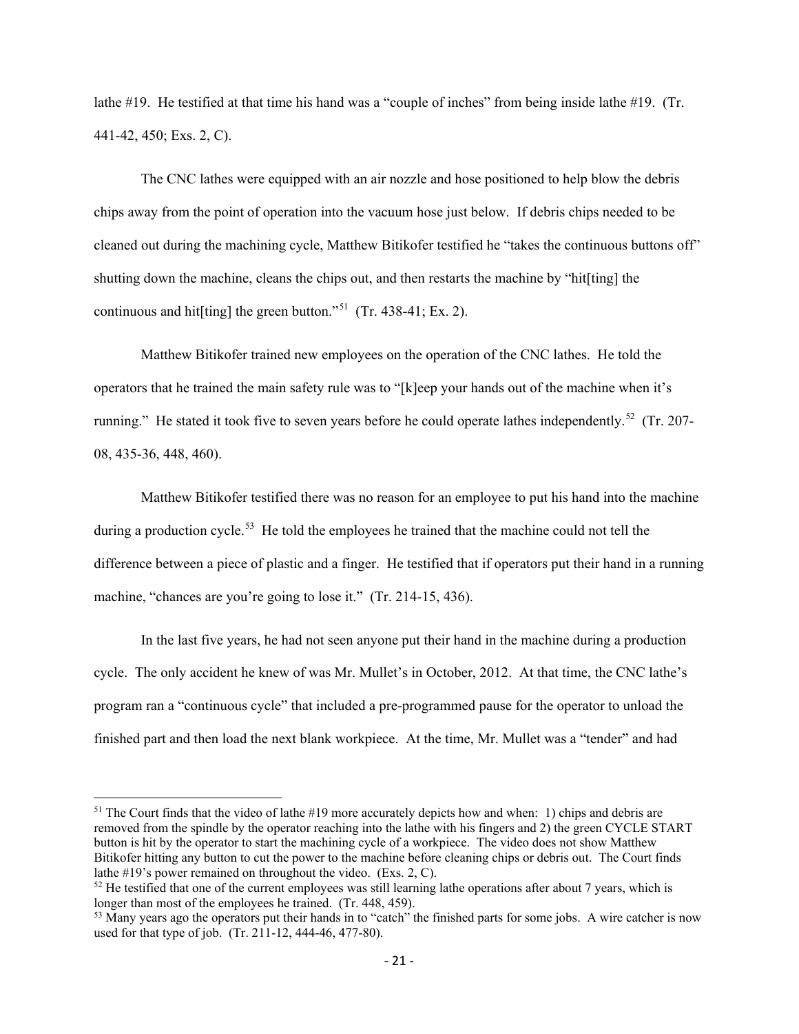lathe #19. He testified at that time his hand was a "couple of inches" from being inside lathe #19. (Tr. 441-42, 450; Exs. 2, C).

The CNC lathes were equipped with an air nozzle and hose positioned to help blow the debris chips away from the point of operation into the vacuum hose just below. If debris chips needed to be cleaned out during the machining cycle, Matthew Bitikofer testified he "takes the continuous buttons off" shutting down the machine, cleans the chips out, and then restarts the machine by "hit[ting] the continuous and hit[ting] the green button."[51] (Tr. 438-41; Ex. 2).

Matthew Bitikofer trained new employees on the operation of the CNC lathes. He told the operators that he trained the main safety rule was to "[k]eep your hands out of the machine when it's running." He stated it took five to seven years before he could operate lathes independently.[52] (Tr. 207-08, 435-36, 448, 460).

Matthew Bitikofer testified there was no reason for an employee to put his hand into the machine during a production cycle.[53] He told the employees he trained that the machine could not tell the difference between a piece of plastic and a finger. He testified that if operators put their hand in a running machine, "chances are you're going to lose it." (Tr. 214-15, 436).

In the last five years, he had not seen anyone put their hand in the machine during a production cycle. The only accident he knew of was Mr. Mullet's in October, 2012. At that time, the CNC lathe's program ran a "continuous cycle" that included a pre-programmed pause for the operator to unload the finished part and then load the next blank workpiece. At the time, Mr. Mullet was a "tender" and had

---

[51] The Court finds that the video of lathe #19 more accurately depicts how and when: 1) chips and debris are removed from the spindle by the operator reaching into the lathe with his fingers and 2) the green CYCLE START button is hit by the operator to start the machining cycle of a workpiece. The video does not show Matthew Bitikofer hitting any button to cut the power to the machine before cleaning chips or debris out. The Court finds lathe #19's power remained on throughout the video. (Exs. 2, C).

[52] He testified that one of the current employees was still learning lathe operations after about 7 years, which is longer than most of the employees he trained. (Tr. 448, 459).

[53] Many years ago the operators put their hands in to "catch" the finished parts for some jobs. A wire catcher is now used for that type of job. (Tr. 211-12, 444-46, 477-80).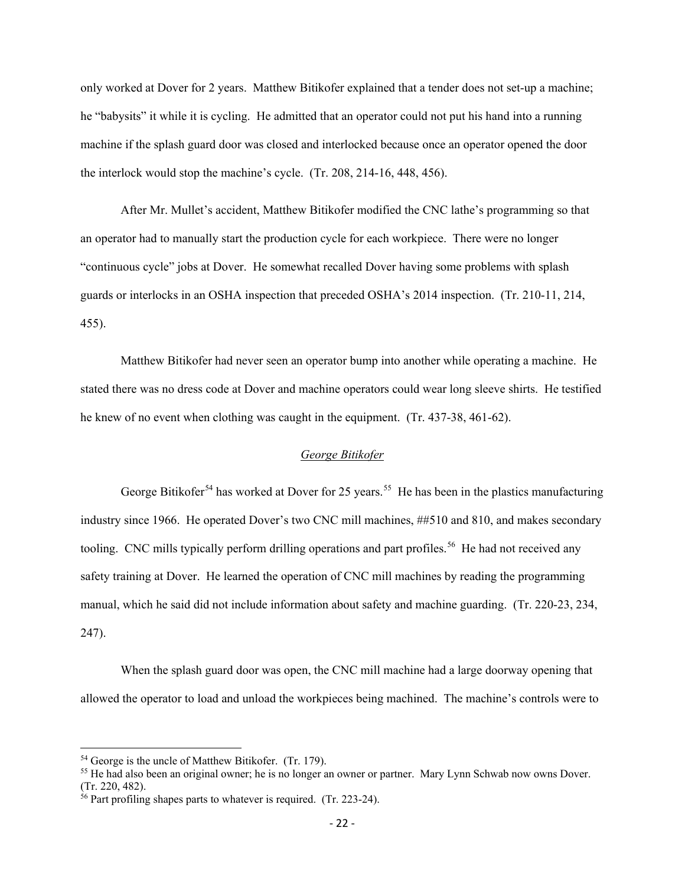only worked at Dover for 2 years. Matthew Bitikofer explained that a tender does not set-up a machine; he "babysits" it while it is cycling. He admitted that an operator could not put his hand into a running machine if the splash guard door was closed and interlocked because once an operator opened the door the interlock would stop the machine's cycle. (Tr. 208, 214-16, 448, 456).

After Mr. Mullet's accident, Matthew Bitikofer modified the CNC lathe's programming so that an operator had to manually start the production cycle for each workpiece. There were no longer "continuous cycle" jobs at Dover. He somewhat recalled Dover having some problems with splash guards or interlocks in an OSHA inspection that preceded OSHA's 2014 inspection. (Tr. 210-11, 214, 455).

Matthew Bitikofer had never seen an operator bump into another while operating a machine. He stated there was no dress code at Dover and machine operators could wear long sleeve shirts. He testified he knew of no event when clothing was caught in the equipment. (Tr. 437-38, 461-62).

<u>*George Bitikofer*</u>

George Bitikofer[54] has worked at Dover for 25 years.[55] He has been in the plastics manufacturing industry since 1966. He operated Dover's two CNC mill machines, ##510 and 810, and makes secondary tooling. CNC mills typically perform drilling operations and part profiles.[56] He had not received any safety training at Dover. He learned the operation of CNC mill machines by reading the programming manual, which he said did not include information about safety and machine guarding. (Tr. 220-23, 234, 247).

When the splash guard door was open, the CNC mill machine had a large doorway opening that allowed the operator to load and unload the workpieces being machined. The machine's controls were to

---

[54] George is the uncle of Matthew Bitikofer. (Tr. 179).

[55] He had also been an original owner; he is no longer an owner or partner. Mary Lynn Schwab now owns Dover. (Tr. 220, 482).

[56] Part profiling shapes parts to whatever is required. (Tr. 223-24).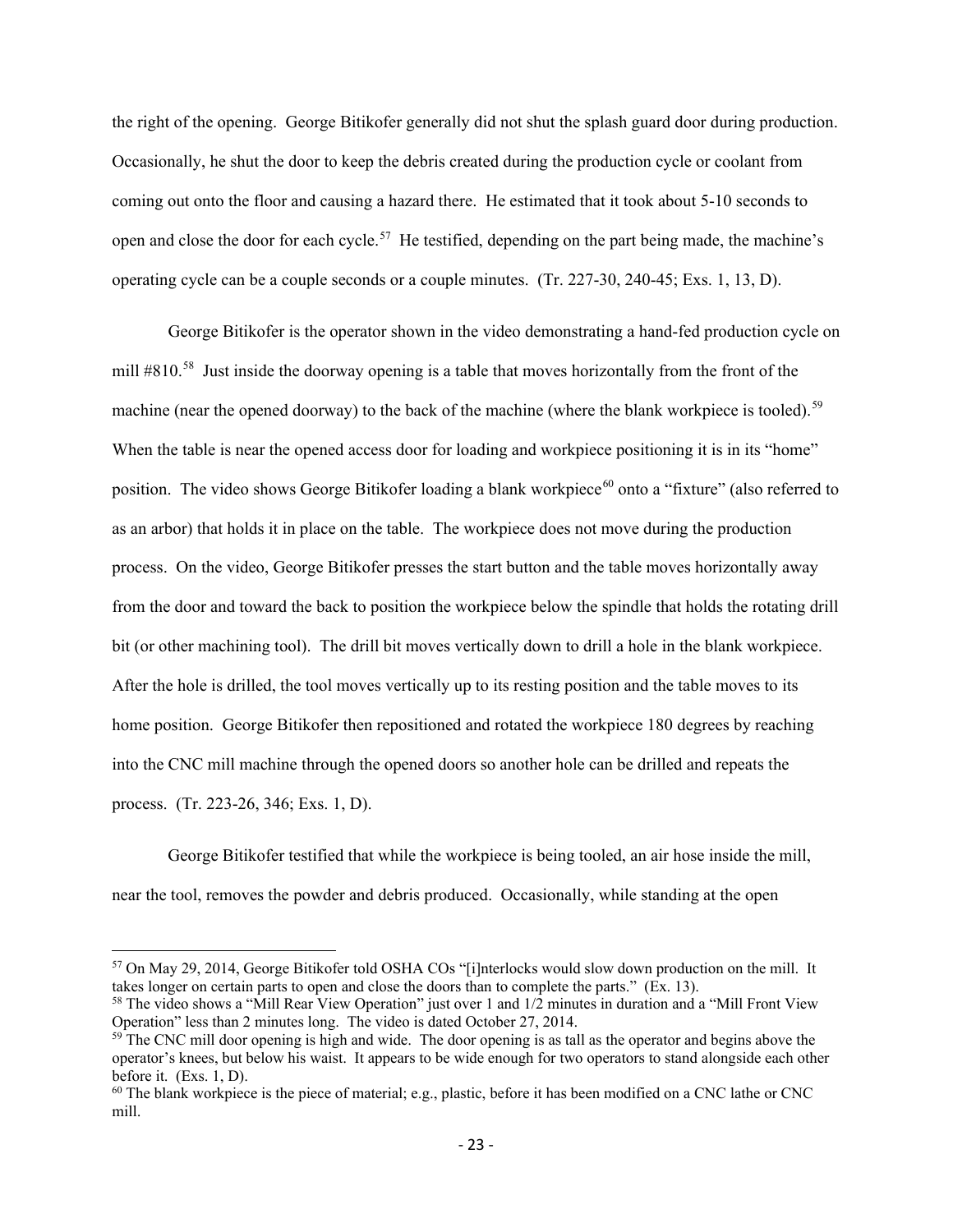the right of the opening. George Bitikofer generally did not shut the splash guard door during production. Occasionally, he shut the door to keep the debris created during the production cycle or coolant from coming out onto the floor and causing a hazard there. He estimated that it took about 5-10 seconds to open and close the door for each cycle.[57] He testified, depending on the part being made, the machine's operating cycle can be a couple seconds or a couple minutes. (Tr. 227-30, 240-45; Exs. 1, 13, D).

George Bitikofer is the operator shown in the video demonstrating a hand-fed production cycle on mill #810.[58] Just inside the doorway opening is a table that moves horizontally from the front of the machine (near the opened doorway) to the back of the machine (where the blank workpiece is tooled).[59] When the table is near the opened access door for loading and workpiece positioning it is in its "home" position. The video shows George Bitikofer loading a blank workpiece[60] onto a "fixture" (also referred to as an arbor) that holds it in place on the table. The workpiece does not move during the production process. On the video, George Bitikofer presses the start button and the table moves horizontally away from the door and toward the back to position the workpiece below the spindle that holds the rotating drill bit (or other machining tool). The drill bit moves vertically down to drill a hole in the blank workpiece. After the hole is drilled, the tool moves vertically up to its resting position and the table moves to its home position. George Bitikofer then repositioned and rotated the workpiece 180 degrees by reaching into the CNC mill machine through the opened doors so another hole can be drilled and repeats the process. (Tr. 223-26, 346; Exs. 1, D).

George Bitikofer testified that while the workpiece is being tooled, an air hose inside the mill, near the tool, removes the powder and debris produced. Occasionally, while standing at the open

---

[57] On May 29, 2014, George Bitikofer told OSHA COs "[i]nterlocks would slow down production on the mill. It takes longer on certain parts to open and close the doors than to complete the parts." (Ex. 13).

[58] The video shows a "Mill Rear View Operation" just over 1 and 1/2 minutes in duration and a "Mill Front View Operation" less than 2 minutes long. The video is dated October 27, 2014.

[59] The CNC mill door opening is high and wide. The door opening is as tall as the operator and begins above the operator's knees, but below his waist. It appears to be wide enough for two operators to stand alongside each other before it. (Exs. 1, D).

[60] The blank workpiece is the piece of material; e.g., plastic, before it has been modified on a CNC lathe or CNC mill.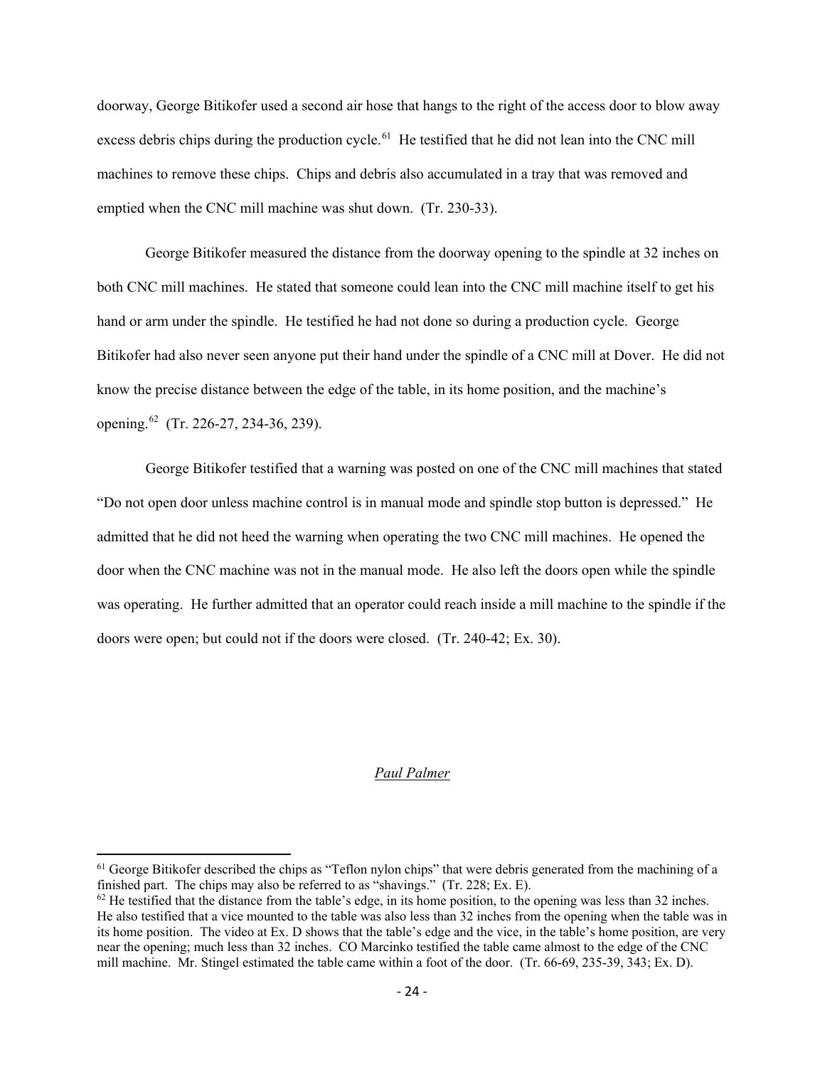doorway, George Bitikofer used a second air hose that hangs to the right of the access door to blow away excess debris chips during the production cycle.[61] He testified that he did not lean into the CNC mill machines to remove these chips. Chips and debris also accumulated in a tray that was removed and emptied when the CNC mill machine was shut down. (Tr. 230-33).

George Bitikofer measured the distance from the doorway opening to the spindle at 32 inches on both CNC mill machines. He stated that someone could lean into the CNC mill machine itself to get his hand or arm under the spindle. He testified he had not done so during a production cycle. George Bitikofer had also never seen anyone put their hand under the spindle of a CNC mill at Dover. He did not know the precise distance between the edge of the table, in its home position, and the machine's opening.[62] (Tr. 226-27, 234-36, 239).

George Bitikofer testified that a warning was posted on one of the CNC mill machines that stated "Do not open door unless machine control is in manual mode and spindle stop button is depressed." He admitted that he did not heed the warning when operating the two CNC mill machines. He opened the door when the CNC machine was not in the manual mode. He also left the doors open while the spindle was operating. He further admitted that an operator could reach inside a mill machine to the spindle if the doors were open; but could not if the doors were closed. (Tr. 240-42; Ex. 30).

*Paul Palmer*

---

[61] George Bitikofer described the chips as "Teflon nylon chips" that were debris generated from the machining of a finished part. The chips may also be referred to as "shavings." (Tr. 228; Ex. E).

[62] He testified that the distance from the table's edge, in its home position, to the opening was less than 32 inches. He also testified that a vice mounted to the table was also less than 32 inches from the opening when the table was in its home position. The video at Ex. D shows that the table's edge and the vice, in the table's home position, are very near the opening; much less than 32 inches. CO Marcinko testified the table came almost to the edge of the CNC mill machine. Mr. Stingel estimated the table came within a foot of the door. (Tr. 66-69, 235-39, 343; Ex. D).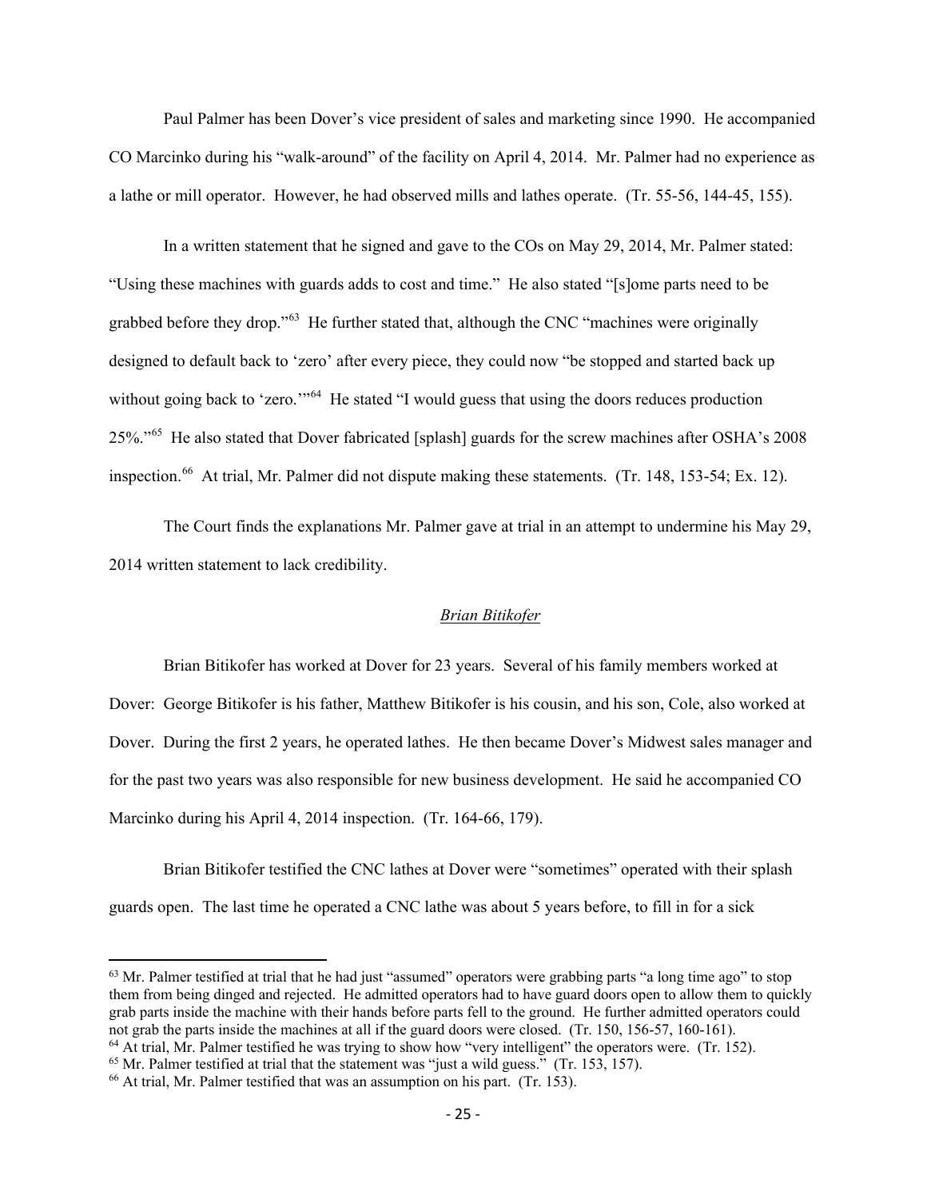Paul Palmer has been Dover's vice president of sales and marketing since 1990. He accompanied CO Marcinko during his "walk-around" of the facility on April 4, 2014. Mr. Palmer had no experience as a lathe or mill operator. However, he had observed mills and lathes operate. (Tr. 55-56, 144-45, 155).

In a written statement that he signed and gave to the COs on May 29, 2014, Mr. Palmer stated: "Using these machines with guards adds to cost and time." He also stated "[s]ome parts need to be grabbed before they drop."[63] He further stated that, although the CNC "machines were originally designed to default back to 'zero' after every piece, they could now "be stopped and started back up without going back to 'zero.'"[64] He stated "I would guess that using the doors reduces production 25%."[65] He also stated that Dover fabricated [splash] guards for the screw machines after OSHA's 2008 inspection.[66] At trial, Mr. Palmer did not dispute making these statements. (Tr. 148, 153-54; Ex. 12).

The Court finds the explanations Mr. Palmer gave at trial in an attempt to undermine his May 29, 2014 written statement to lack credibility.

*Brian Bitikofer*

Brian Bitikofer has worked at Dover for 23 years. Several of his family members worked at Dover: George Bitikofer is his father, Matthew Bitikofer is his cousin, and his son, Cole, also worked at Dover. During the first 2 years, he operated lathes. He then became Dover's Midwest sales manager and for the past two years was also responsible for new business development. He said he accompanied CO Marcinko during his April 4, 2014 inspection. (Tr. 164-66, 179).

Brian Bitikofer testified the CNC lathes at Dover were "sometimes" operated with their splash guards open. The last time he operated a CNC lathe was about 5 years before, to fill in for a sick

---

[63] Mr. Palmer testified at trial that he had just "assumed" operators were grabbing parts "a long time ago" to stop them from being dinged and rejected. He admitted operators had to have guard doors open to allow them to quickly grab parts inside the machine with their hands before parts fell to the ground. He further admitted operators could not grab the parts inside the machines at all if the guard doors were closed. (Tr. 150, 156-57, 160-161).

[64] At trial, Mr. Palmer testified he was trying to show how "very intelligent" the operators were. (Tr. 152).

[65] Mr. Palmer testified at trial that the statement was "just a wild guess." (Tr. 153, 157).

[66] At trial, Mr. Palmer testified that was an assumption on his part. (Tr. 153).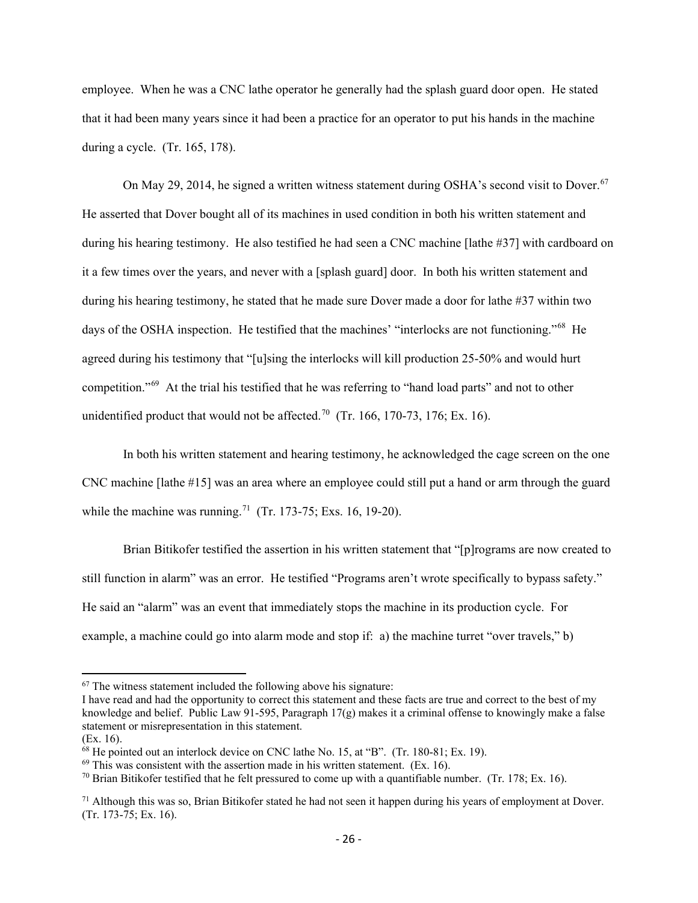employee. When he was a CNC lathe operator he generally had the splash guard door open. He stated that it had been many years since it had been a practice for an operator to put his hands in the machine during a cycle. (Tr. 165, 178).

On May 29, 2014, he signed a written witness statement during OSHA's second visit to Dover.[67] He asserted that Dover bought all of its machines in used condition in both his written statement and during his hearing testimony. He also testified he had seen a CNC machine [lathe #37] with cardboard on it a few times over the years, and never with a [splash guard] door. In both his written statement and during his hearing testimony, he stated that he made sure Dover made a door for lathe #37 within two days of the OSHA inspection. He testified that the machines' "interlocks are not functioning."[68] He agreed during his testimony that "[u]sing the interlocks will kill production 25-50% and would hurt competition."[69] At the trial his testified that he was referring to "hand load parts" and not to other unidentified product that would not be affected.[70] (Tr. 166, 170-73, 176; Ex. 16).

In both his written statement and hearing testimony, he acknowledged the cage screen on the one CNC machine [lathe #15] was an area where an employee could still put a hand or arm through the guard while the machine was running.[71] (Tr. 173-75; Exs. 16, 19-20).

Brian Bitikofer testified the assertion in his written statement that "[p]rograms are now created to still function in alarm" was an error. He testified "Programs aren't wrote specifically to bypass safety." He said an "alarm" was an event that immediately stops the machine in its production cycle. For example, a machine could go into alarm mode and stop if: a) the machine turret "over travels," b)

---

[67] The witness statement included the following above his signature:
I have read and had the opportunity to correct this statement and these facts are true and correct to the best of my knowledge and belief. Public Law 91-595, Paragraph 17(g) makes it a criminal offense to knowingly make a false statement or misrepresentation in this statement.
(Ex. 16).

[68] He pointed out an interlock device on CNC lathe No. 15, at "B". (Tr. 180-81; Ex. 19).

[69] This was consistent with the assertion made in his written statement. (Ex. 16).

[70] Brian Bitikofer testified that he felt pressured to come up with a quantifiable number. (Tr. 178; Ex. 16).

[71] Although this was so, Brian Bitikofer stated he had not seen it happen during his years of employment at Dover. (Tr. 173-75; Ex. 16).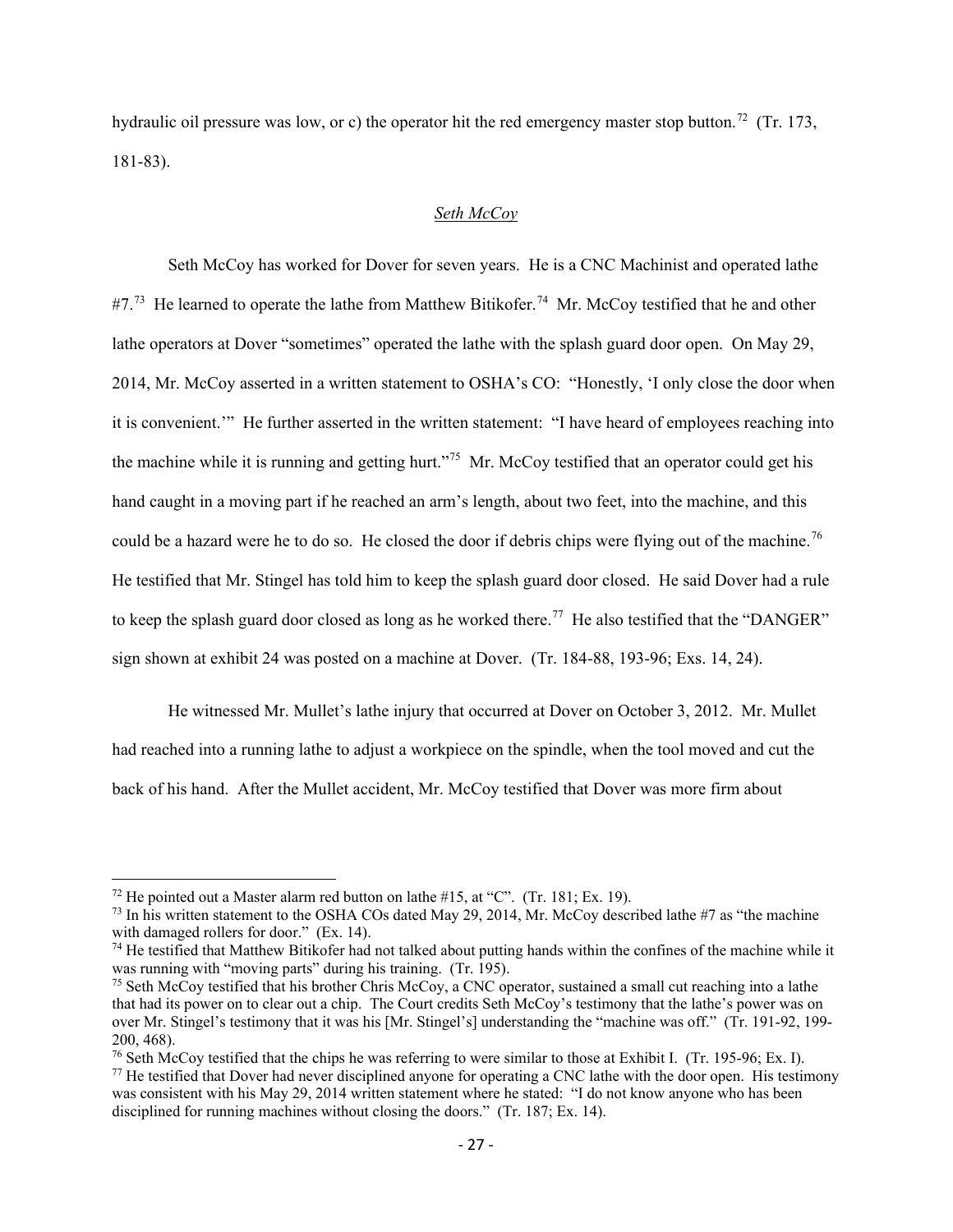hydraulic oil pressure was low, or c) the operator hit the red emergency master stop button.[72] (Tr. 173, 181-83).

*Seth McCoy*

Seth McCoy has worked for Dover for seven years. He is a CNC Machinist and operated lathe #7.[73] He learned to operate the lathe from Matthew Bitikofer.[74] Mr. McCoy testified that he and other lathe operators at Dover "sometimes" operated the lathe with the splash guard door open. On May 29, 2014, Mr. McCoy asserted in a written statement to OSHA's CO: "Honestly, 'I only close the door when it is convenient.'" He further asserted in the written statement: "I have heard of employees reaching into the machine while it is running and getting hurt."[75] Mr. McCoy testified that an operator could get his hand caught in a moving part if he reached an arm's length, about two feet, into the machine, and this could be a hazard were he to do so. He closed the door if debris chips were flying out of the machine.[76] He testified that Mr. Stingel has told him to keep the splash guard door closed. He said Dover had a rule to keep the splash guard door closed as long as he worked there.[77] He also testified that the "DANGER" sign shown at exhibit 24 was posted on a machine at Dover. (Tr. 184-88, 193-96; Exs. 14, 24).

He witnessed Mr. Mullet's lathe injury that occurred at Dover on October 3, 2012. Mr. Mullet had reached into a running lathe to adjust a workpiece on the spindle, when the tool moved and cut the back of his hand. After the Mullet accident, Mr. McCoy testified that Dover was more firm about

---

[72] He pointed out a Master alarm red button on lathe #15, at "C". (Tr. 181; Ex. 19).

[73] In his written statement to the OSHA COs dated May 29, 2014, Mr. McCoy described lathe #7 as "the machine with damaged rollers for door." (Ex. 14).

[74] He testified that Matthew Bitikofer had not talked about putting hands within the confines of the machine while it was running with "moving parts" during his training. (Tr. 195).

[75] Seth McCoy testified that his brother Chris McCoy, a CNC operator, sustained a small cut reaching into a lathe that had its power on to clear out a chip. The Court credits Seth McCoy's testimony that the lathe's power was on over Mr. Stingel's testimony that it was his [Mr. Stingel's] understanding the "machine was off." (Tr. 191-92, 199-200, 468).

[76] Seth McCoy testified that the chips he was referring to were similar to those at Exhibit I. (Tr. 195-96; Ex. I).

[77] He testified that Dover had never disciplined anyone for operating a CNC lathe with the door open. His testimony was consistent with his May 29, 2014 written statement where he stated: "I do not know anyone who has been disciplined for running machines without closing the doors." (Tr. 187; Ex. 14).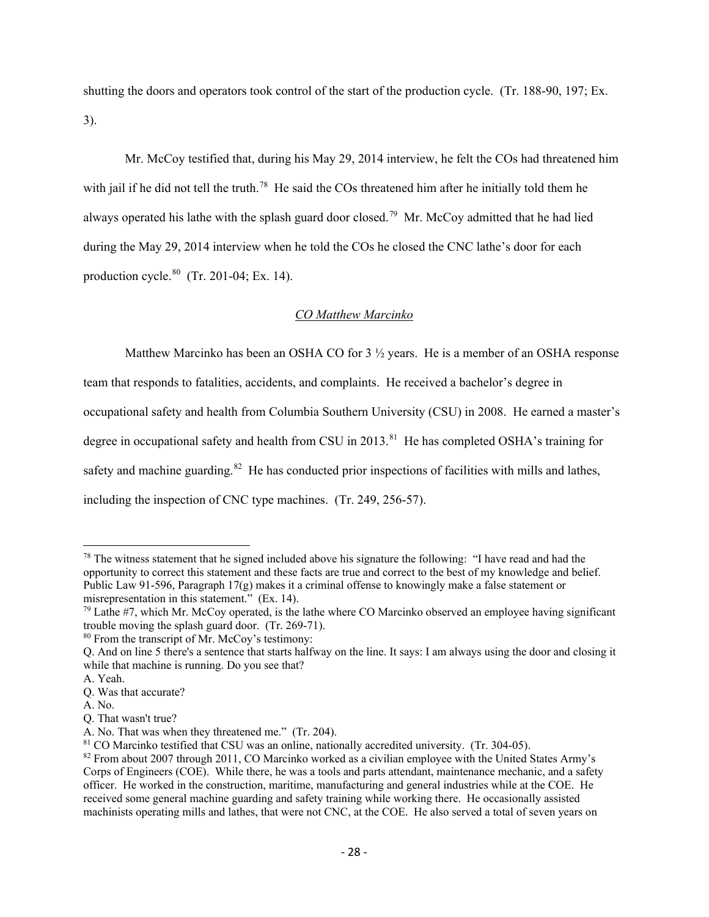shutting the doors and operators took control of the start of the production cycle. (Tr. 188-90, 197; Ex. 3).

Mr. McCoy testified that, during his May 29, 2014 interview, he felt the COs had threatened him with jail if he did not tell the truth.[78] He said the COs threatened him after he initially told them he always operated his lathe with the splash guard door closed.[79] Mr. McCoy admitted that he had lied during the May 29, 2014 interview when he told the COs he closed the CNC lathe's door for each production cycle.[80] (Tr. 201-04; Ex. 14).

*CO Matthew Marcinko*

Matthew Marcinko has been an OSHA CO for 3 ½ years. He is a member of an OSHA response team that responds to fatalities, accidents, and complaints. He received a bachelor's degree in occupational safety and health from Columbia Southern University (CSU) in 2008. He earned a master's degree in occupational safety and health from CSU in 2013.[81] He has completed OSHA's training for safety and machine guarding.[82] He has conducted prior inspections of facilities with mills and lathes, including the inspection of CNC type machines. (Tr. 249, 256-57).

---

[78] The witness statement that he signed included above his signature the following: "I have read and had the opportunity to correct this statement and these facts are true and correct to the best of my knowledge and belief. Public Law 91-596, Paragraph 17(g) makes it a criminal offense to knowingly make a false statement or misrepresentation in this statement." (Ex. 14).

[79] Lathe #7, which Mr. McCoy operated, is the lathe where CO Marcinko observed an employee having significant trouble moving the splash guard door. (Tr. 269-71).

[80] From the transcript of Mr. McCoy's testimony:

Q. And on line 5 there's a sentence that starts halfway on the line. It says: I am always using the door and closing it while that machine is running. Do you see that?

A. Yeah.

Q. Was that accurate?

A. No.

Q. That wasn't true?

A. No. That was when they threatened me." (Tr. 204).

[81] CO Marcinko testified that CSU was an online, nationally accredited university. (Tr. 304-05).

[82] From about 2007 through 2011, CO Marcinko worked as a civilian employee with the United States Army's Corps of Engineers (COE). While there, he was a tools and parts attendant, maintenance mechanic, and a safety officer. He worked in the construction, maritime, manufacturing and general industries while at the COE. He received some general machine guarding and safety training while working there. He occasionally assisted machinists operating mills and lathes, that were not CNC, at the COE. He also served a total of seven years on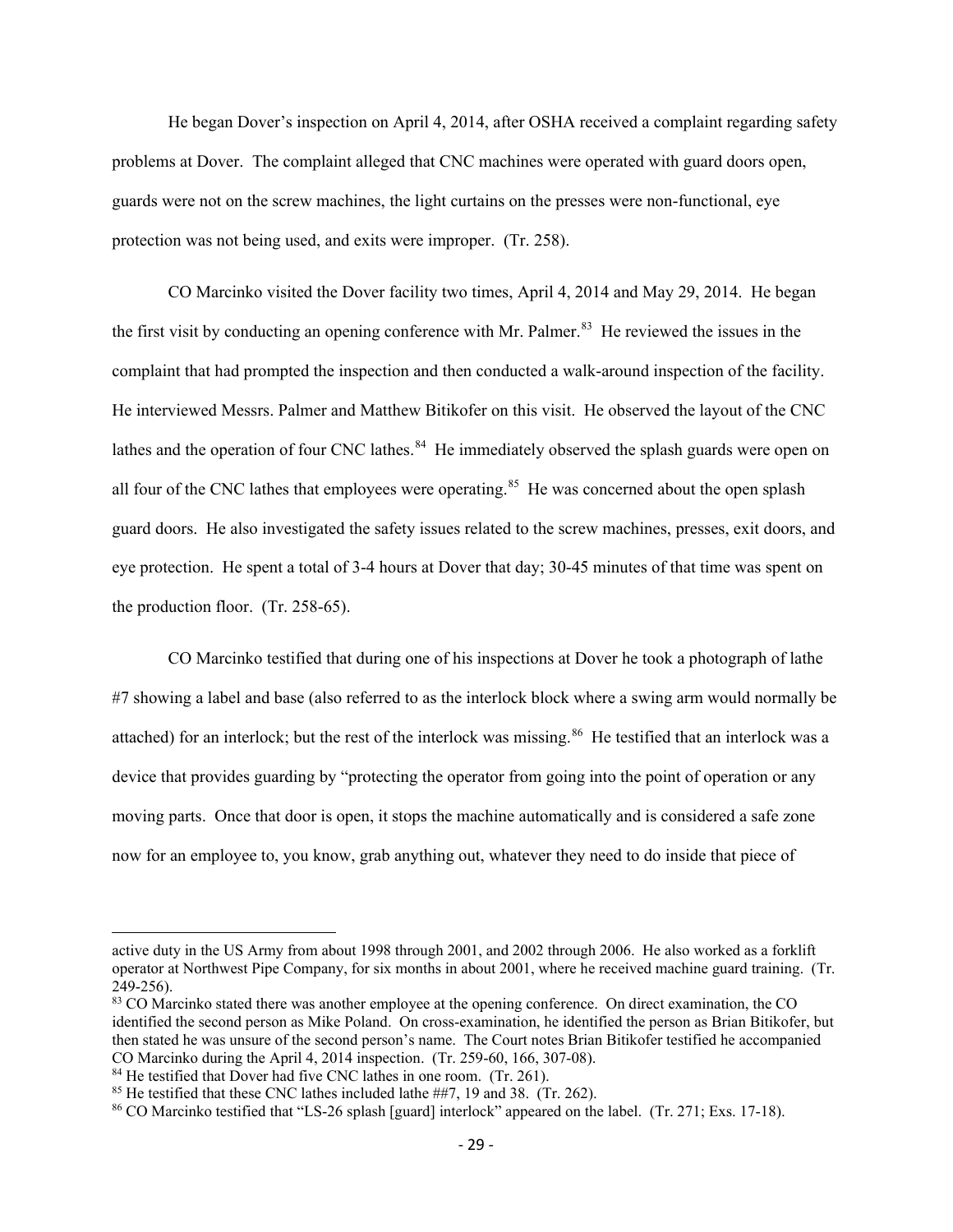He began Dover's inspection on April 4, 2014, after OSHA received a complaint regarding safety problems at Dover. The complaint alleged that CNC machines were operated with guard doors open, guards were not on the screw machines, the light curtains on the presses were non-functional, eye protection was not being used, and exits were improper. (Tr. 258).

CO Marcinko visited the Dover facility two times, April 4, 2014 and May 29, 2014. He began the first visit by conducting an opening conference with Mr. Palmer.[83] He reviewed the issues in the complaint that had prompted the inspection and then conducted a walk-around inspection of the facility. He interviewed Messrs. Palmer and Matthew Bitikofer on this visit. He observed the layout of the CNC lathes and the operation of four CNC lathes.[84] He immediately observed the splash guards were open on all four of the CNC lathes that employees were operating.[85] He was concerned about the open splash guard doors. He also investigated the safety issues related to the screw machines, presses, exit doors, and eye protection. He spent a total of 3-4 hours at Dover that day; 30-45 minutes of that time was spent on the production floor. (Tr. 258-65).

CO Marcinko testified that during one of his inspections at Dover he took a photograph of lathe #7 showing a label and base (also referred to as the interlock block where a swing arm would normally be attached) for an interlock; but the rest of the interlock was missing.[86] He testified that an interlock was a device that provides guarding by "protecting the operator from going into the point of operation or any moving parts. Once that door is open, it stops the machine automatically and is considered a safe zone now for an employee to, you know, grab anything out, whatever they need to do inside that piece of

---

active duty in the US Army from about 1998 through 2001, and 2002 through 2006. He also worked as a forklift operator at Northwest Pipe Company, for six months in about 2001, where he received machine guard training. (Tr. 249-256).

[83] CO Marcinko stated there was another employee at the opening conference. On direct examination, the CO identified the second person as Mike Poland. On cross-examination, he identified the person as Brian Bitikofer, but then stated he was unsure of the second person's name. The Court notes Brian Bitikofer testified he accompanied CO Marcinko during the April 4, 2014 inspection. (Tr. 259-60, 166, 307-08).

[84] He testified that Dover had five CNC lathes in one room. (Tr. 261).

[85] He testified that these CNC lathes included lathe ##7, 19 and 38. (Tr. 262).

[86] CO Marcinko testified that "LS-26 splash [guard] interlock" appeared on the label. (Tr. 271; Exs. 17-18).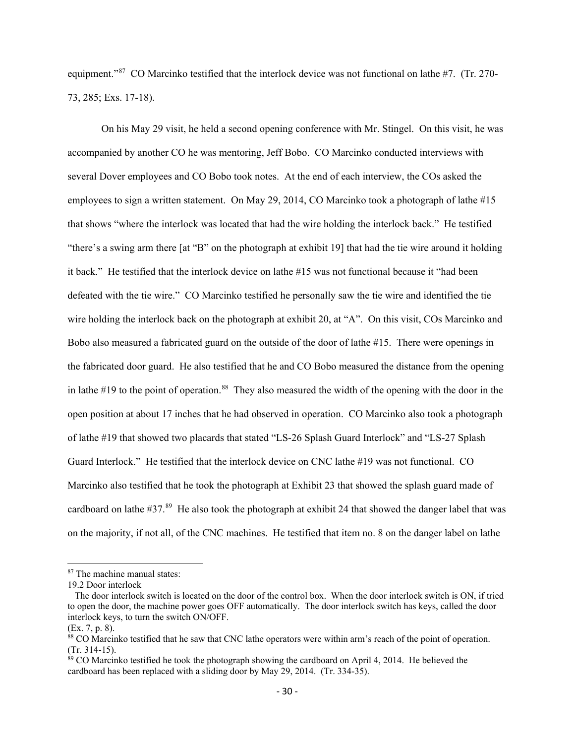equipment."[87] CO Marcinko testified that the interlock device was not functional on lathe #7. (Tr. 270-73, 285; Exs. 17-18).

On his May 29 visit, he held a second opening conference with Mr. Stingel. On this visit, he was accompanied by another CO he was mentoring, Jeff Bobo. CO Marcinko conducted interviews with several Dover employees and CO Bobo took notes. At the end of each interview, the COs asked the employees to sign a written statement. On May 29, 2014, CO Marcinko took a photograph of lathe #15 that shows "where the interlock was located that had the wire holding the interlock back." He testified "there's a swing arm there [at "B" on the photograph at exhibit 19] that had the tie wire around it holding it back." He testified that the interlock device on lathe #15 was not functional because it "had been defeated with the tie wire." CO Marcinko testified he personally saw the tie wire and identified the tie wire holding the interlock back on the photograph at exhibit 20, at "A". On this visit, COs Marcinko and Bobo also measured a fabricated guard on the outside of the door of lathe #15. There were openings in the fabricated door guard. He also testified that he and CO Bobo measured the distance from the opening in lathe #19 to the point of operation.[88] They also measured the width of the opening with the door in the open position at about 17 inches that he had observed in operation. CO Marcinko also took a photograph of lathe #19 that showed two placards that stated "LS-26 Splash Guard Interlock" and "LS-27 Splash Guard Interlock." He testified that the interlock device on CNC lathe #19 was not functional. CO Marcinko also testified that he took the photograph at Exhibit 23 that showed the splash guard made of cardboard on lathe #37.[89] He also took the photograph at exhibit 24 that showed the danger label that was on the majority, if not all, of the CNC machines. He testified that item no. 8 on the danger label on lathe

---

[87] The machine manual states:

19.2 Door interlock

The door interlock switch is located on the door of the control box. When the door interlock switch is ON, if tried to open the door, the machine power goes OFF automatically. The door interlock switch has keys, called the door interlock keys, to turn the switch ON/OFF.

(Ex. 7, p. 8).

[88] CO Marcinko testified that he saw that CNC lathe operators were within arm's reach of the point of operation. (Tr. 314-15).

[89] CO Marcinko testified he took the photograph showing the cardboard on April 4, 2014. He believed the cardboard has been replaced with a sliding door by May 29, 2014. (Tr. 334-35).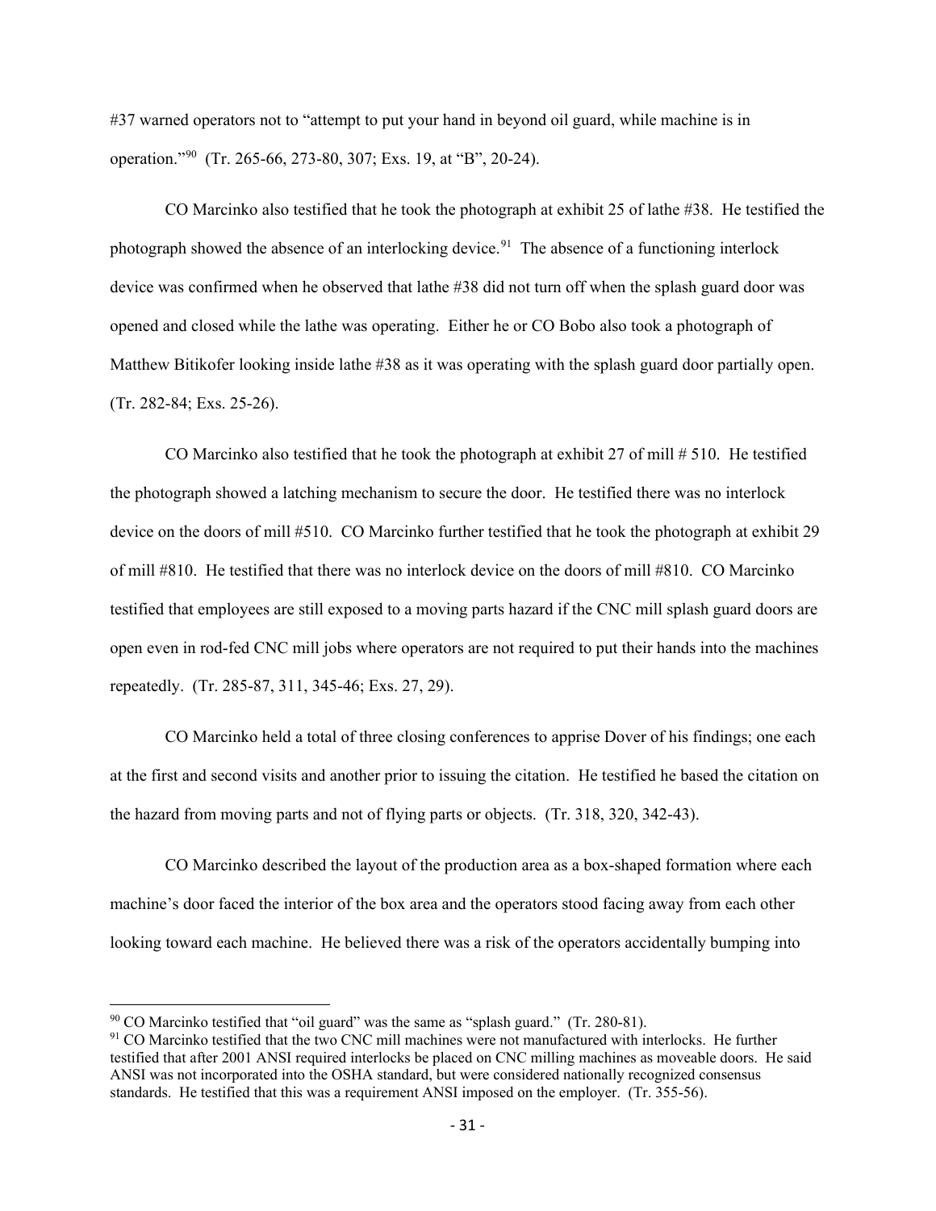#37 warned operators not to "attempt to put your hand in beyond oil guard, while machine is in operation."[90] (Tr. 265-66, 273-80, 307; Exs. 19, at "B", 20-24).

CO Marcinko also testified that he took the photograph at exhibit 25 of lathe #38. He testified the photograph showed the absence of an interlocking device.[91] The absence of a functioning interlock device was confirmed when he observed that lathe #38 did not turn off when the splash guard door was opened and closed while the lathe was operating. Either he or CO Bobo also took a photograph of Matthew Bitikofer looking inside lathe #38 as it was operating with the splash guard door partially open. (Tr. 282-84; Exs. 25-26).

CO Marcinko also testified that he took the photograph at exhibit 27 of mill # 510. He testified the photograph showed a latching mechanism to secure the door. He testified there was no interlock device on the doors of mill #510. CO Marcinko further testified that he took the photograph at exhibit 29 of mill #810. He testified that there was no interlock device on the doors of mill #810. CO Marcinko testified that employees are still exposed to a moving parts hazard if the CNC mill splash guard doors are open even in rod-fed CNC mill jobs where operators are not required to put their hands into the machines repeatedly. (Tr. 285-87, 311, 345-46; Exs. 27, 29).

CO Marcinko held a total of three closing conferences to apprise Dover of his findings; one each at the first and second visits and another prior to issuing the citation. He testified he based the citation on the hazard from moving parts and not of flying parts or objects. (Tr. 318, 320, 342-43).

CO Marcinko described the layout of the production area as a box-shaped formation where each machine's door faced the interior of the box area and the operators stood facing away from each other looking toward each machine. He believed there was a risk of the operators accidentally bumping into

---

[90] CO Marcinko testified that "oil guard" was the same as "splash guard." (Tr. 280-81).

[91] CO Marcinko testified that the two CNC mill machines were not manufactured with interlocks. He further testified that after 2001 ANSI required interlocks be placed on CNC milling machines as moveable doors. He said ANSI was not incorporated into the OSHA standard, but were considered nationally recognized consensus standards. He testified that this was a requirement ANSI imposed on the employer. (Tr. 355-56).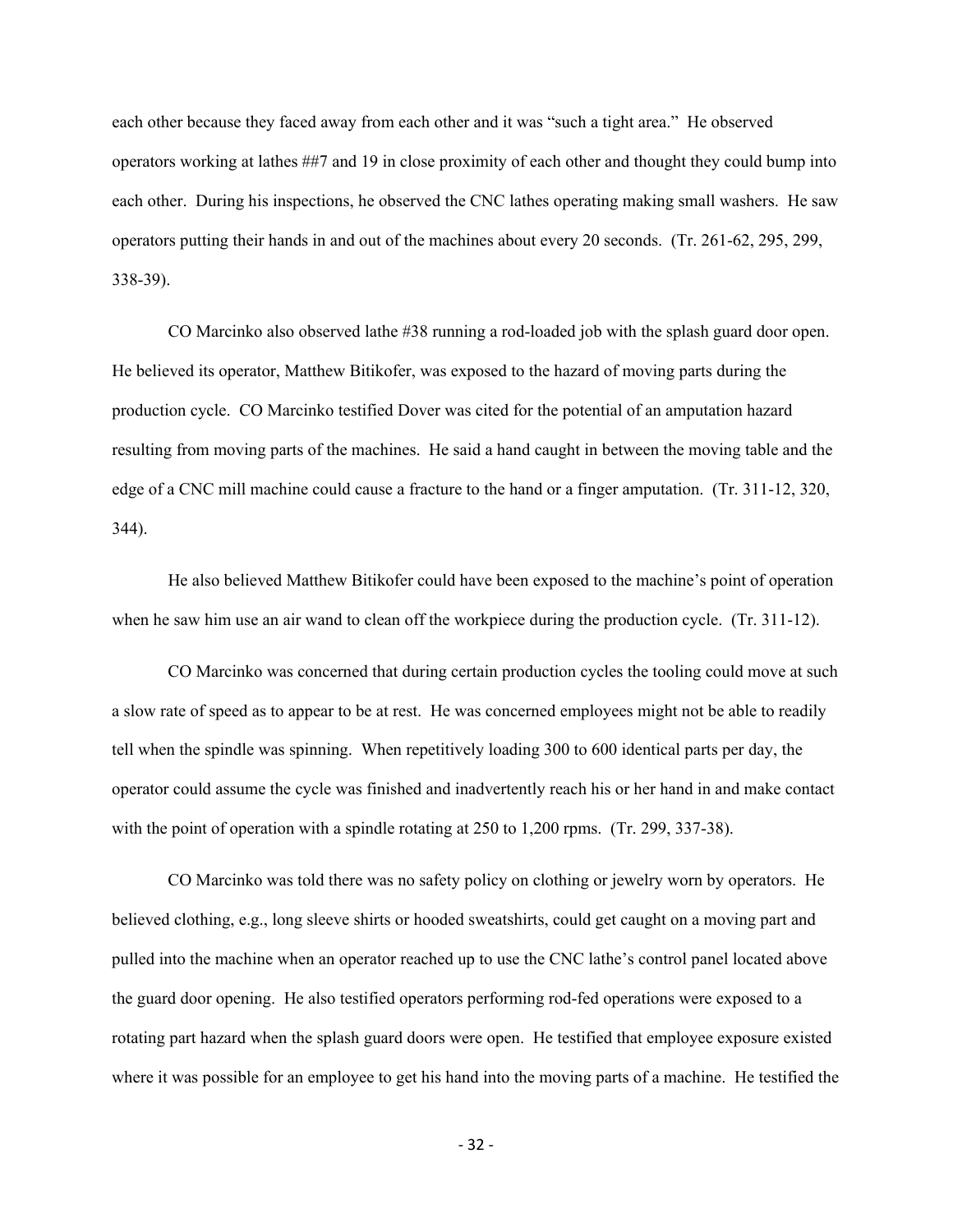each other because they faced away from each other and it was "such a tight area." He observed operators working at lathes ##7 and 19 in close proximity of each other and thought they could bump into each other. During his inspections, he observed the CNC lathes operating making small washers. He saw operators putting their hands in and out of the machines about every 20 seconds. (Tr. 261-62, 295, 299, 338-39).

CO Marcinko also observed lathe #38 running a rod-loaded job with the splash guard door open. He believed its operator, Matthew Bitikofer, was exposed to the hazard of moving parts during the production cycle. CO Marcinko testified Dover was cited for the potential of an amputation hazard resulting from moving parts of the machines. He said a hand caught in between the moving table and the edge of a CNC mill machine could cause a fracture to the hand or a finger amputation. (Tr. 311-12, 320, 344).

He also believed Matthew Bitikofer could have been exposed to the machine's point of operation when he saw him use an air wand to clean off the workpiece during the production cycle. (Tr. 311-12).

CO Marcinko was concerned that during certain production cycles the tooling could move at such a slow rate of speed as to appear to be at rest. He was concerned employees might not be able to readily tell when the spindle was spinning. When repetitively loading 300 to 600 identical parts per day, the operator could assume the cycle was finished and inadvertently reach his or her hand in and make contact with the point of operation with a spindle rotating at 250 to 1,200 rpms. (Tr. 299, 337-38).

CO Marcinko was told there was no safety policy on clothing or jewelry worn by operators. He believed clothing, e.g., long sleeve shirts or hooded sweatshirts, could get caught on a moving part and pulled into the machine when an operator reached up to use the CNC lathe's control panel located above the guard door opening. He also testified operators performing rod-fed operations were exposed to a rotating part hazard when the splash guard doors were open. He testified that employee exposure existed where it was possible for an employee to get his hand into the moving parts of a machine. He testified the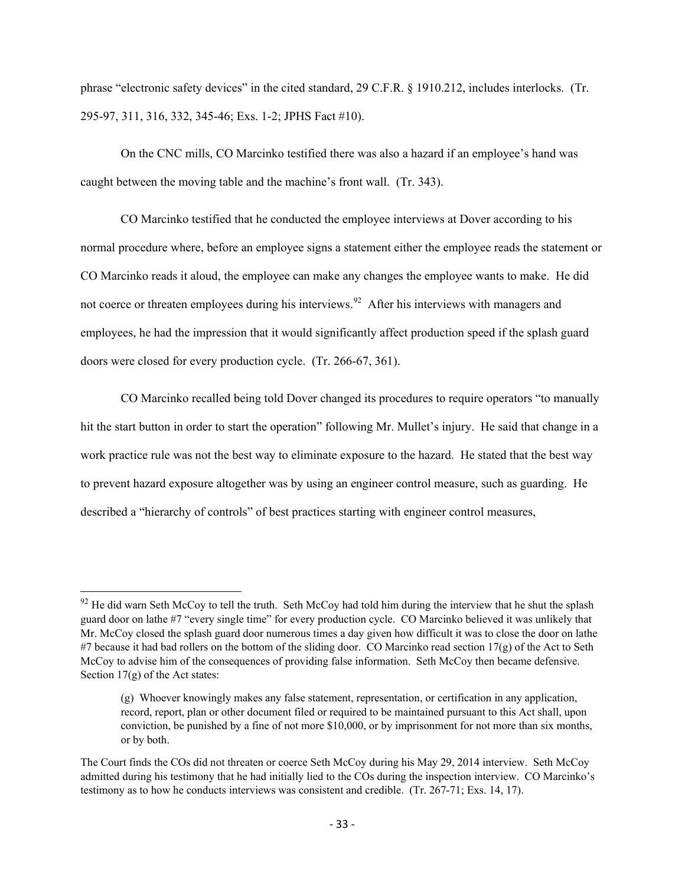phrase "electronic safety devices" in the cited standard, 29 C.F.R. § 1910.212, includes interlocks. (Tr. 295-97, 311, 316, 332, 345-46; Exs. 1-2; JPHS Fact #10).

On the CNC mills, CO Marcinko testified there was also a hazard if an employee's hand was caught between the moving table and the machine's front wall. (Tr. 343).

CO Marcinko testified that he conducted the employee interviews at Dover according to his normal procedure where, before an employee signs a statement either the employee reads the statement or CO Marcinko reads it aloud, the employee can make any changes the employee wants to make. He did not coerce or threaten employees during his interviews.[92] After his interviews with managers and employees, he had the impression that it would significantly affect production speed if the splash guard doors were closed for every production cycle. (Tr. 266-67, 361).

CO Marcinko recalled being told Dover changed its procedures to require operators "to manually hit the start button in order to start the operation" following Mr. Mullet's injury. He said that change in a work practice rule was not the best way to eliminate exposure to the hazard. He stated that the best way to prevent hazard exposure altogether was by using an engineer control measure, such as guarding. He described a "hierarchy of controls" of best practices starting with engineer control measures,

---

[92] He did warn Seth McCoy to tell the truth. Seth McCoy had told him during the interview that he shut the splash guard door on lathe #7 "every single time" for every production cycle. CO Marcinko believed it was unlikely that Mr. McCoy closed the splash guard door numerous times a day given how difficult it was to close the door on lathe #7 because it had bad rollers on the bottom of the sliding door. CO Marcinko read section 17(g) of the Act to Seth McCoy to advise him of the consequences of providing false information. Seth McCoy then became defensive. Section 17(g) of the Act states:

> (g) Whoever knowingly makes any false statement, representation, or certification in any application, record, report, plan or other document filed or required to be maintained pursuant to this Act shall, upon conviction, be punished by a fine of not more $10,000, or by imprisonment for not more than six months, or by both.

The Court finds the COs did not threaten or coerce Seth McCoy during his May 29, 2014 interview. Seth McCoy admitted during his testimony that he had initially lied to the COs during the inspection interview. CO Marcinko's testimony as to how he conducts interviews was consistent and credible. (Tr. 267-71; Exs. 14, 17).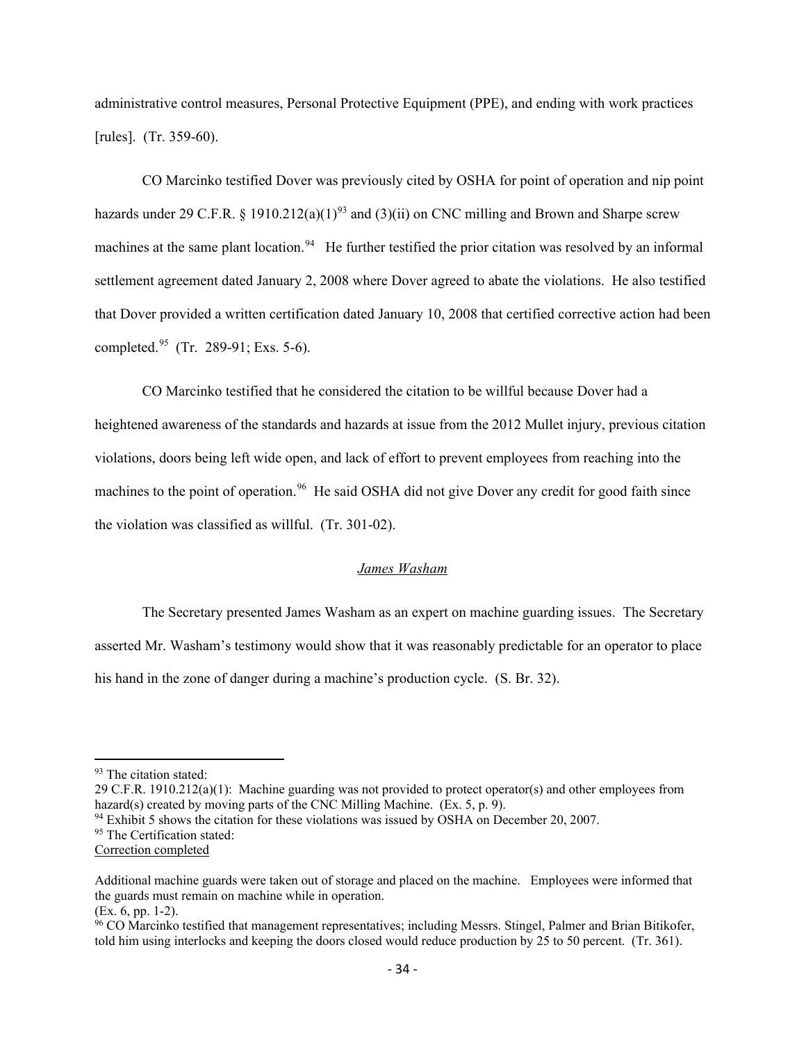administrative control measures, Personal Protective Equipment (PPE), and ending with work practices [rules]. (Tr. 359-60).

CO Marcinko testified Dover was previously cited by OSHA for point of operation and nip point hazards under 29 C.F.R. § 1910.212(a)(1)[93] and (3)(ii) on CNC milling and Brown and Sharpe screw machines at the same plant location.[94] He further testified the prior citation was resolved by an informal settlement agreement dated January 2, 2008 where Dover agreed to abate the violations. He also testified that Dover provided a written certification dated January 10, 2008 that certified corrective action had been completed.[95] (Tr. 289-91; Exs. 5-6).

CO Marcinko testified that he considered the citation to be willful because Dover had a heightened awareness of the standards and hazards at issue from the 2012 Mullet injury, previous citation violations, doors being left wide open, and lack of effort to prevent employees from reaching into the machines to the point of operation.[96] He said OSHA did not give Dover any credit for good faith since the violation was classified as willful. (Tr. 301-02).

*James Washam*

The Secretary presented James Washam as an expert on machine guarding issues. The Secretary asserted Mr. Washam's testimony would show that it was reasonably predictable for an operator to place his hand in the zone of danger during a machine's production cycle. (S. Br. 32).

---

[93] The citation stated:
29 C.F.R. 1910.212(a)(1): Machine guarding was not provided to protect operator(s) and other employees from hazard(s) created by moving parts of the CNC Milling Machine. (Ex. 5, p. 9).

[94] Exhibit 5 shows the citation for these violations was issued by OSHA on December 20, 2007.

[95] The Certification stated:
Correction completed

Additional machine guards were taken out of storage and placed on the machine. Employees were informed that the guards must remain on machine while in operation.
(Ex. 6, pp. 1-2).

[96] CO Marcinko testified that management representatives; including Messrs. Stingel, Palmer and Brian Bitikofer, told him using interlocks and keeping the doors closed would reduce production by 25 to 50 percent. (Tr. 361).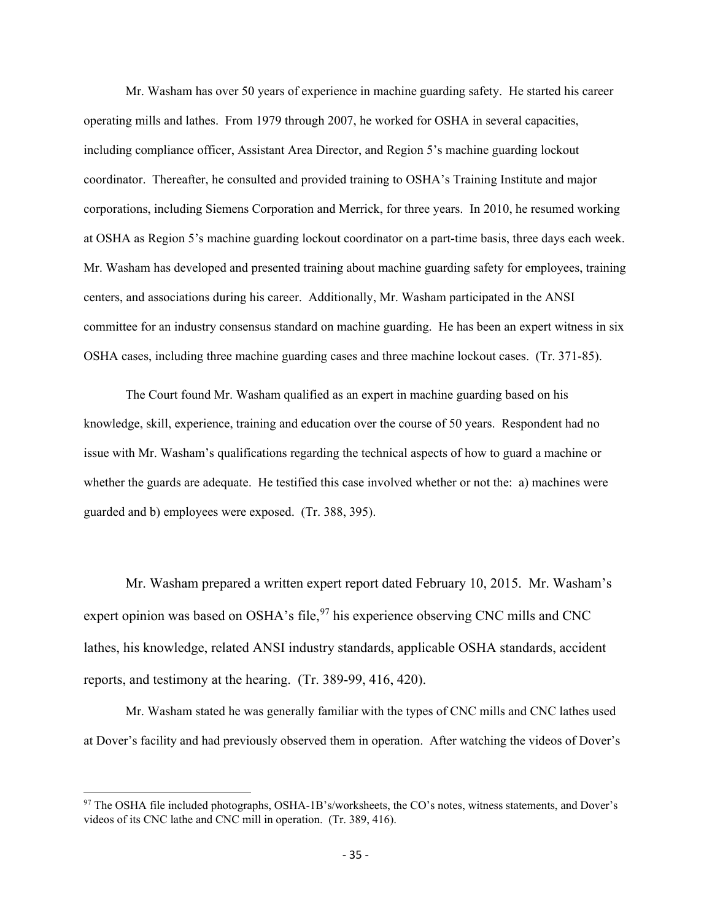Mr. Washam has over 50 years of experience in machine guarding safety. He started his career operating mills and lathes. From 1979 through 2007, he worked for OSHA in several capacities, including compliance officer, Assistant Area Director, and Region 5's machine guarding lockout coordinator. Thereafter, he consulted and provided training to OSHA's Training Institute and major corporations, including Siemens Corporation and Merrick, for three years. In 2010, he resumed working at OSHA as Region 5's machine guarding lockout coordinator on a part-time basis, three days each week. Mr. Washam has developed and presented training about machine guarding safety for employees, training centers, and associations during his career. Additionally, Mr. Washam participated in the ANSI committee for an industry consensus standard on machine guarding. He has been an expert witness in six OSHA cases, including three machine guarding cases and three machine lockout cases. (Tr. 371-85).

The Court found Mr. Washam qualified as an expert in machine guarding based on his knowledge, skill, experience, training and education over the course of 50 years. Respondent had no issue with Mr. Washam's qualifications regarding the technical aspects of how to guard a machine or whether the guards are adequate. He testified this case involved whether or not the: a) machines were guarded and b) employees were exposed. (Tr. 388, 395).

Mr. Washam prepared a written expert report dated February 10, 2015. Mr. Washam's expert opinion was based on OSHA's file,[97] his experience observing CNC mills and CNC lathes, his knowledge, related ANSI industry standards, applicable OSHA standards, accident reports, and testimony at the hearing. (Tr. 389-99, 416, 420).

Mr. Washam stated he was generally familiar with the types of CNC mills and CNC lathes used at Dover's facility and had previously observed them in operation. After watching the videos of Dover's

[97] The OSHA file included photographs, OSHA-1B's/worksheets, the CO's notes, witness statements, and Dover's videos of its CNC lathe and CNC mill in operation. (Tr. 389, 416).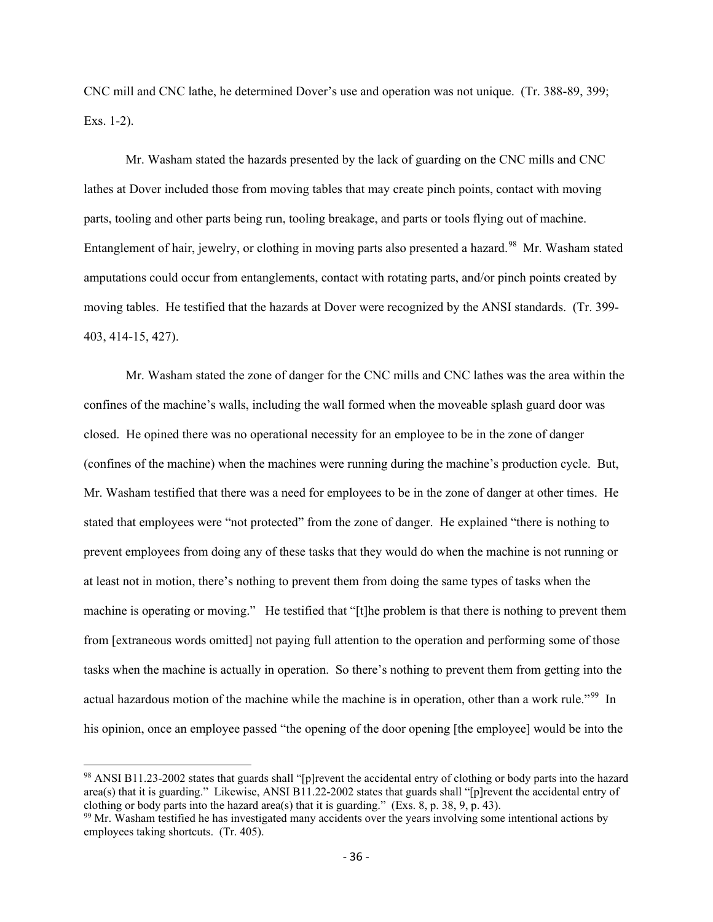CNC mill and CNC lathe, he determined Dover's use and operation was not unique. (Tr. 388-89, 399; Exs. 1-2).

Mr. Washam stated the hazards presented by the lack of guarding on the CNC mills and CNC lathes at Dover included those from moving tables that may create pinch points, contact with moving parts, tooling and other parts being run, tooling breakage, and parts or tools flying out of machine. Entanglement of hair, jewelry, or clothing in moving parts also presented a hazard.[98] Mr. Washam stated amputations could occur from entanglements, contact with rotating parts, and/or pinch points created by moving tables. He testified that the hazards at Dover were recognized by the ANSI standards. (Tr. 399-403, 414-15, 427).

Mr. Washam stated the zone of danger for the CNC mills and CNC lathes was the area within the confines of the machine's walls, including the wall formed when the moveable splash guard door was closed. He opined there was no operational necessity for an employee to be in the zone of danger (confines of the machine) when the machines were running during the machine's production cycle. But, Mr. Washam testified that there was a need for employees to be in the zone of danger at other times. He stated that employees were "not protected" from the zone of danger. He explained "there is nothing to prevent employees from doing any of these tasks that they would do when the machine is not running or at least not in motion, there's nothing to prevent them from doing the same types of tasks when the machine is operating or moving." He testified that "[t]he problem is that there is nothing to prevent them from [extraneous words omitted] not paying full attention to the operation and performing some of those tasks when the machine is actually in operation. So there's nothing to prevent them from getting into the actual hazardous motion of the machine while the machine is in operation, other than a work rule."[99] In his opinion, once an employee passed "the opening of the door opening [the employee] would be into the

---

[98] ANSI B11.23-2002 states that guards shall "[p]revent the accidental entry of clothing or body parts into the hazard area(s) that it is guarding." Likewise, ANSI B11.22-2002 states that guards shall "[p]revent the accidental entry of clothing or body parts into the hazard area(s) that it is guarding." (Exs. 8, p. 38, 9, p. 43).

[99] Mr. Washam testified he has investigated many accidents over the years involving some intentional actions by employees taking shortcuts. (Tr. 405).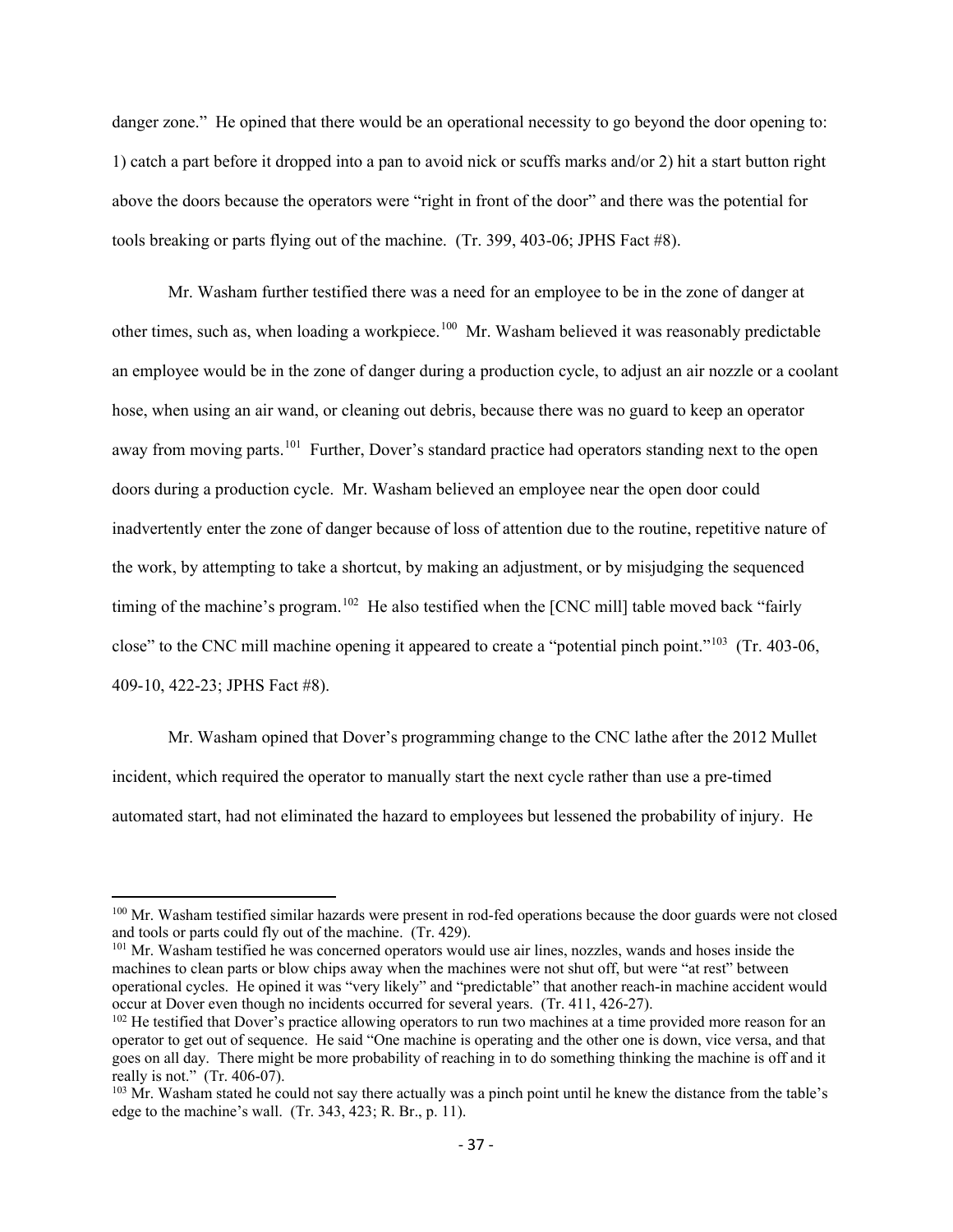danger zone." He opined that there would be an operational necessity to go beyond the door opening to: 1) catch a part before it dropped into a pan to avoid nick or scuffs marks and/or 2) hit a start button right above the doors because the operators were "right in front of the door" and there was the potential for tools breaking or parts flying out of the machine. (Tr. 399, 403-06; JPHS Fact #8).

Mr. Washam further testified there was a need for an employee to be in the zone of danger at other times, such as, when loading a workpiece.[100] Mr. Washam believed it was reasonably predictable an employee would be in the zone of danger during a production cycle, to adjust an air nozzle or a coolant hose, when using an air wand, or cleaning out debris, because there was no guard to keep an operator away from moving parts.[101] Further, Dover's standard practice had operators standing next to the open doors during a production cycle. Mr. Washam believed an employee near the open door could inadvertently enter the zone of danger because of loss of attention due to the routine, repetitive nature of the work, by attempting to take a shortcut, by making an adjustment, or by misjudging the sequenced timing of the machine's program.[102] He also testified when the [CNC mill] table moved back "fairly close" to the CNC mill machine opening it appeared to create a "potential pinch point."[103] (Tr. 403-06, 409-10, 422-23; JPHS Fact #8).

Mr. Washam opined that Dover's programming change to the CNC lathe after the 2012 Mullet incident, which required the operator to manually start the next cycle rather than use a pre-timed automated start, had not eliminated the hazard to employees but lessened the probability of injury. He

---

[100] Mr. Washam testified similar hazards were present in rod-fed operations because the door guards were not closed and tools or parts could fly out of the machine. (Tr. 429).

[101] Mr. Washam testified he was concerned operators would use air lines, nozzles, wands and hoses inside the machines to clean parts or blow chips away when the machines were not shut off, but were "at rest" between operational cycles. He opined it was "very likely" and "predictable" that another reach-in machine accident would occur at Dover even though no incidents occurred for several years. (Tr. 411, 426-27).

[102] He testified that Dover's practice allowing operators to run two machines at a time provided more reason for an operator to get out of sequence. He said "One machine is operating and the other one is down, vice versa, and that goes on all day. There might be more probability of reaching in to do something thinking the machine is off and it really is not." (Tr. 406-07).

[103] Mr. Washam stated he could not say there actually was a pinch point until he knew the distance from the table's edge to the machine's wall. (Tr. 343, 423; R. Br., p. 11).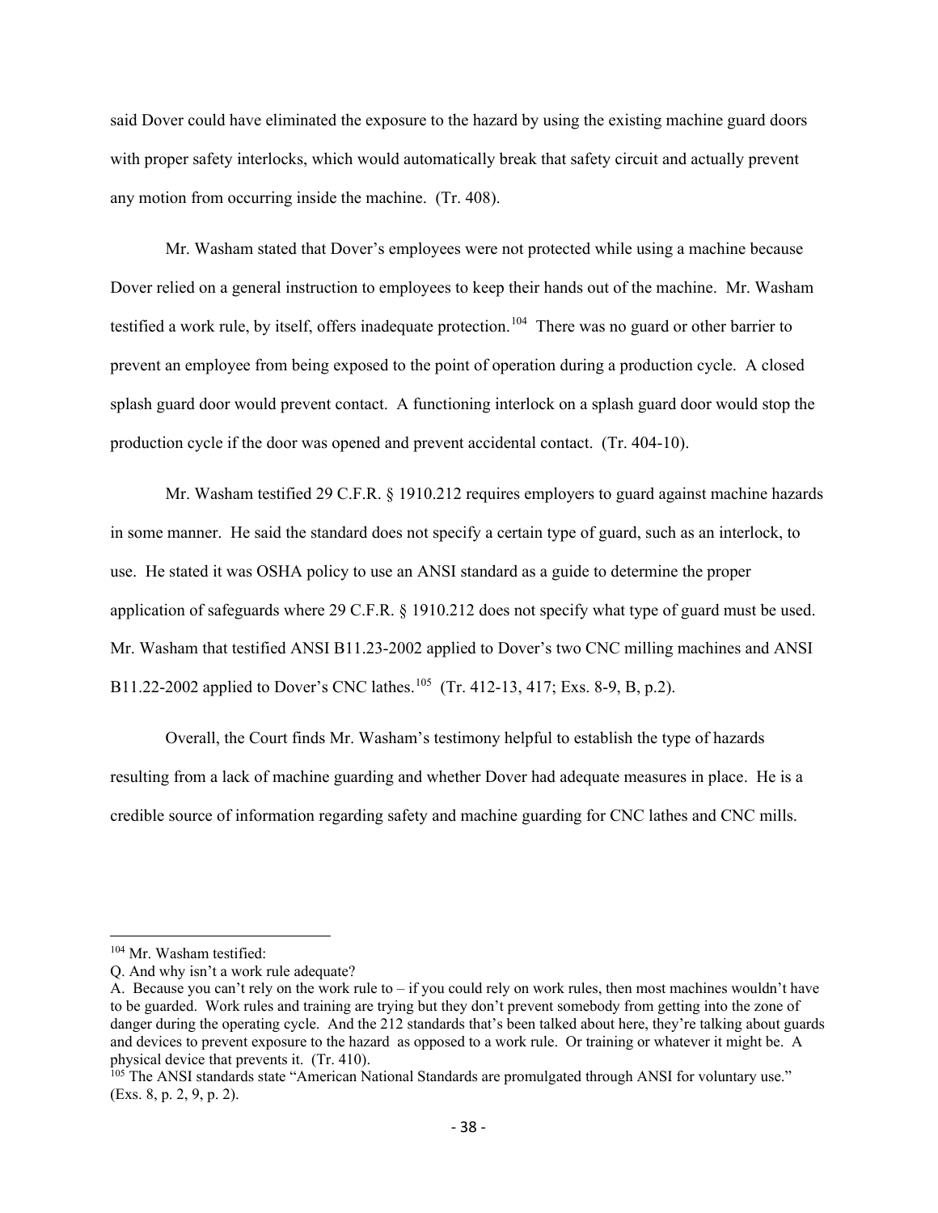said Dover could have eliminated the exposure to the hazard by using the existing machine guard doors with proper safety interlocks, which would automatically break that safety circuit and actually prevent any motion from occurring inside the machine. (Tr. 408).

Mr. Washam stated that Dover's employees were not protected while using a machine because Dover relied on a general instruction to employees to keep their hands out of the machine. Mr. Washam testified a work rule, by itself, offers inadequate protection.[104] There was no guard or other barrier to prevent an employee from being exposed to the point of operation during a production cycle. A closed splash guard door would prevent contact. A functioning interlock on a splash guard door would stop the production cycle if the door was opened and prevent accidental contact. (Tr. 404-10).

Mr. Washam testified 29 C.F.R. § 1910.212 requires employers to guard against machine hazards in some manner. He said the standard does not specify a certain type of guard, such as an interlock, to use. He stated it was OSHA policy to use an ANSI standard as a guide to determine the proper application of safeguards where 29 C.F.R. § 1910.212 does not specify what type of guard must be used. Mr. Washam that testified ANSI B11.23-2002 applied to Dover's two CNC milling machines and ANSI B11.22-2002 applied to Dover's CNC lathes.[105] (Tr. 412-13, 417; Exs. 8-9, B, p.2).

Overall, the Court finds Mr. Washam's testimony helpful to establish the type of hazards resulting from a lack of machine guarding and whether Dover had adequate measures in place. He is a credible source of information regarding safety and machine guarding for CNC lathes and CNC mills.

---

[104] Mr. Washam testified:

Q. And why isn't a work rule adequate?

A. Because you can't rely on the work rule to – if you could rely on work rules, then most machines wouldn't have to be guarded. Work rules and training are trying but they don't prevent somebody from getting into the zone of danger during the operating cycle. And the 212 standards that's been talked about here, they're talking about guards and devices to prevent exposure to the hazard as opposed to a work rule. Or training or whatever it might be. A physical device that prevents it. (Tr. 410).

[105] The ANSI standards state "American National Standards are promulgated through ANSI for voluntary use." (Exs. 8, p. 2, 9, p. 2).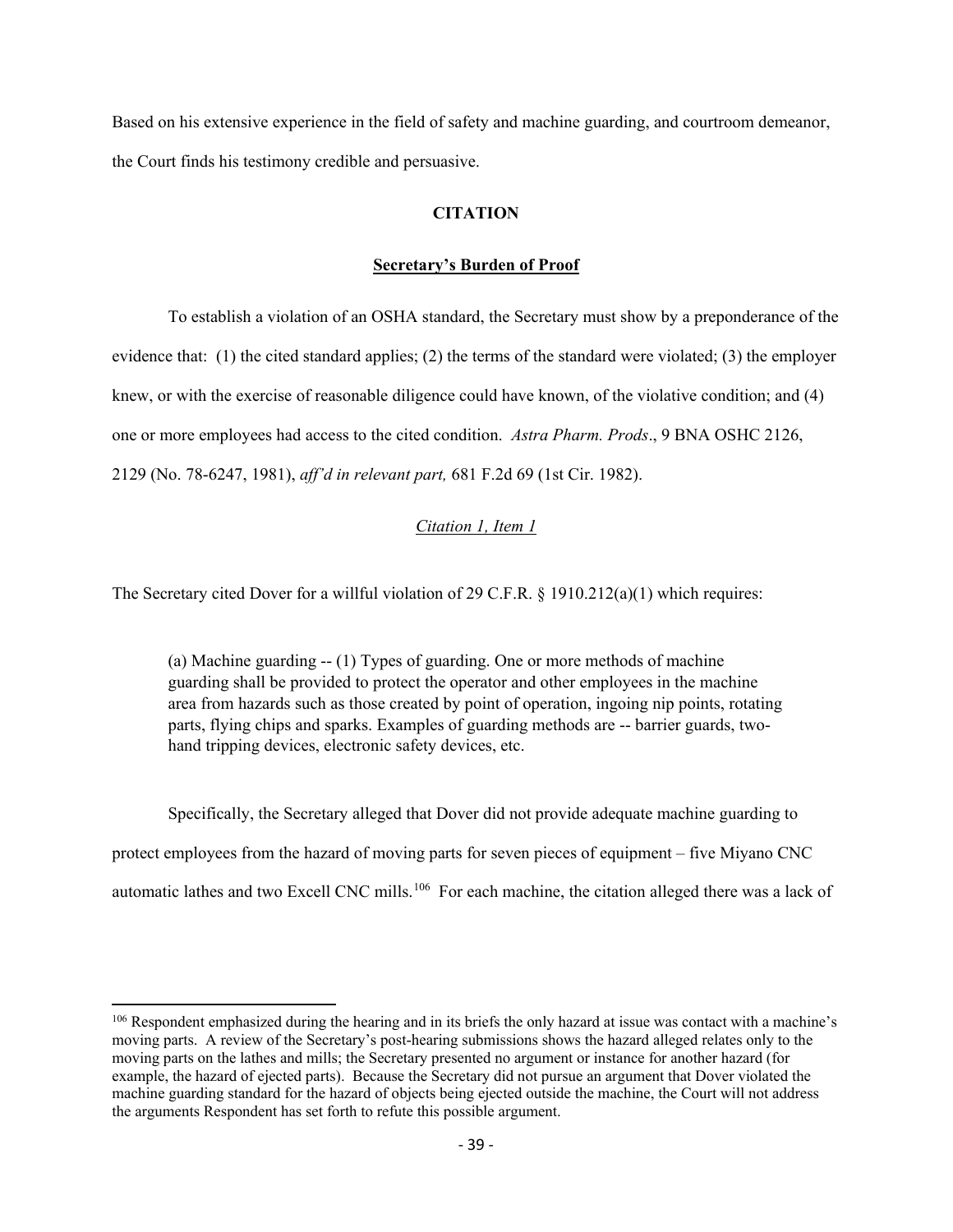Based on his extensive experience in the field of safety and machine guarding, and courtroom demeanor, the Court finds his testimony credible and persuasive.

## CITATION

### Secretary's Burden of Proof

To establish a violation of an OSHA standard, the Secretary must show by a preponderance of the evidence that: (1) the cited standard applies; (2) the terms of the standard were violated; (3) the employer knew, or with the exercise of reasonable diligence could have known, of the violative condition; and (4) one or more employees had access to the cited condition. *Astra Pharm. Prods*., 9 BNA OSHC 2126, 2129 (No. 78-6247, 1981), *aff'd in relevant part,* 681 F.2d 69 (1st Cir. 1982).

#### *Citation 1, Item 1*

The Secretary cited Dover for a willful violation of 29 C.F.R. § 1910.212(a)(1) which requires:

> (a) Machine guarding -- (1) Types of guarding. One or more methods of machine guarding shall be provided to protect the operator and other employees in the machine area from hazards such as those created by point of operation, ingoing nip points, rotating parts, flying chips and sparks. Examples of guarding methods are -- barrier guards, two-hand tripping devices, electronic safety devices, etc.

Specifically, the Secretary alleged that Dover did not provide adequate machine guarding to protect employees from the hazard of moving parts for seven pieces of equipment – five Miyano CNC automatic lathes and two Excell CNC mills.[106] For each machine, the citation alleged there was a lack of

---

[106] Respondent emphasized during the hearing and in its briefs the only hazard at issue was contact with a machine's moving parts. A review of the Secretary's post-hearing submissions shows the hazard alleged relates only to the moving parts on the lathes and mills; the Secretary presented no argument or instance for another hazard (for example, the hazard of ejected parts). Because the Secretary did not pursue an argument that Dover violated the machine guarding standard for the hazard of objects being ejected outside the machine, the Court will not address the arguments Respondent has set forth to refute this possible argument.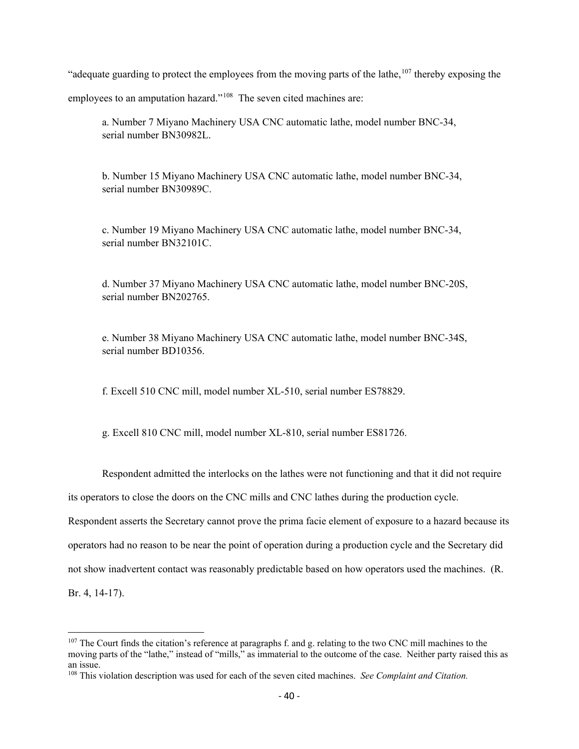"adequate guarding to protect the employees from the moving parts of the lathe,[107] thereby exposing the employees to an amputation hazard."[108] The seven cited machines are:

> a. Number 7 Miyano Machinery USA CNC automatic lathe, model number BNC-34, serial number BN30982L.
>
> b. Number 15 Miyano Machinery USA CNC automatic lathe, model number BNC-34, serial number BN30989C.
>
> c. Number 19 Miyano Machinery USA CNC automatic lathe, model number BNC-34, serial number BN32101C.
>
> d. Number 37 Miyano Machinery USA CNC automatic lathe, model number BNC-20S, serial number BN202765.
>
> e. Number 38 Miyano Machinery USA CNC automatic lathe, model number BNC-34S, serial number BD10356.
>
> f. Excell 510 CNC mill, model number XL-510, serial number ES78829.
>
> g. Excell 810 CNC mill, model number XL-810, serial number ES81726.

Respondent admitted the interlocks on the lathes were not functioning and that it did not require its operators to close the doors on the CNC mills and CNC lathes during the production cycle. Respondent asserts the Secretary cannot prove the prima facie element of exposure to a hazard because its operators had no reason to be near the point of operation during a production cycle and the Secretary did not show inadvertent contact was reasonably predictable based on how operators used the machines. (R. Br. 4, 14-17).

---

[107] The Court finds the citation's reference at paragraphs f. and g. relating to the two CNC mill machines to the moving parts of the "lathe," instead of "mills," as immaterial to the outcome of the case. Neither party raised this as an issue.

[108] This violation description was used for each of the seven cited machines. *See Complaint and Citation.*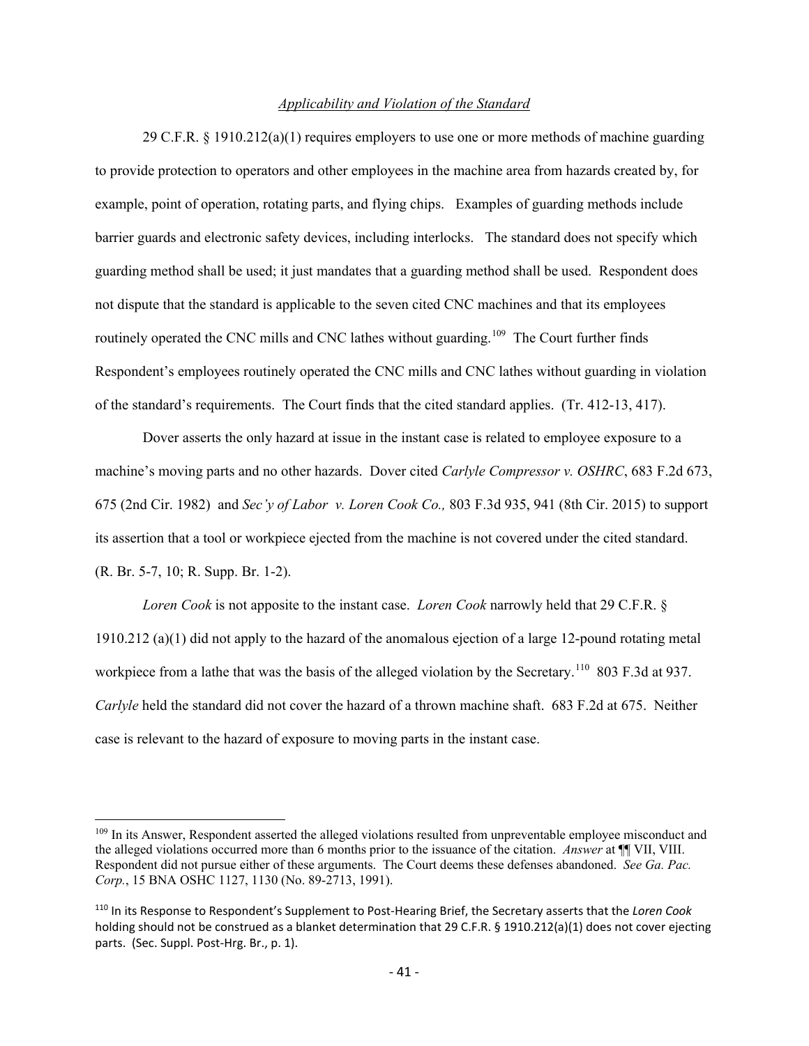*Applicability and Violation of the Standard*

29 C.F.R. § 1910.212(a)(1) requires employers to use one or more methods of machine guarding to provide protection to operators and other employees in the machine area from hazards created by, for example, point of operation, rotating parts, and flying chips. Examples of guarding methods include barrier guards and electronic safety devices, including interlocks. The standard does not specify which guarding method shall be used; it just mandates that a guarding method shall be used. Respondent does not dispute that the standard is applicable to the seven cited CNC machines and that its employees routinely operated the CNC mills and CNC lathes without guarding.[109] The Court further finds Respondent's employees routinely operated the CNC mills and CNC lathes without guarding in violation of the standard's requirements. The Court finds that the cited standard applies. (Tr. 412-13, 417).

Dover asserts the only hazard at issue in the instant case is related to employee exposure to a machine's moving parts and no other hazards. Dover cited *Carlyle Compressor v. OSHRC*, 683 F.2d 673, 675 (2nd Cir. 1982) and *Sec'y of Labor v. Loren Cook Co.,* 803 F.3d 935, 941 (8th Cir. 2015) to support its assertion that a tool or workpiece ejected from the machine is not covered under the cited standard. (R. Br. 5-7, 10; R. Supp. Br. 1-2).

*Loren Cook* is not apposite to the instant case. *Loren Cook* narrowly held that 29 C.F.R. § 1910.212 (a)(1) did not apply to the hazard of the anomalous ejection of a large 12-pound rotating metal workpiece from a lathe that was the basis of the alleged violation by the Secretary.[110] 803 F.3d at 937. *Carlyle* held the standard did not cover the hazard of a thrown machine shaft. 683 F.2d at 675. Neither case is relevant to the hazard of exposure to moving parts in the instant case.

---

[109] In its Answer, Respondent asserted the alleged violations resulted from unpreventable employee misconduct and the alleged violations occurred more than 6 months prior to the issuance of the citation. *Answer* at ¶¶ VII, VIII. Respondent did not pursue either of these arguments. The Court deems these defenses abandoned. *See Ga. Pac. Corp.*, 15 BNA OSHC 1127, 1130 (No. 89-2713, 1991).

[110] In its Response to Respondent's Supplement to Post-Hearing Brief, the Secretary asserts that the *Loren Cook* holding should not be construed as a blanket determination that 29 C.F.R. § 1910.212(a)(1) does not cover ejecting parts. (Sec. Suppl. Post-Hrg. Br., p. 1).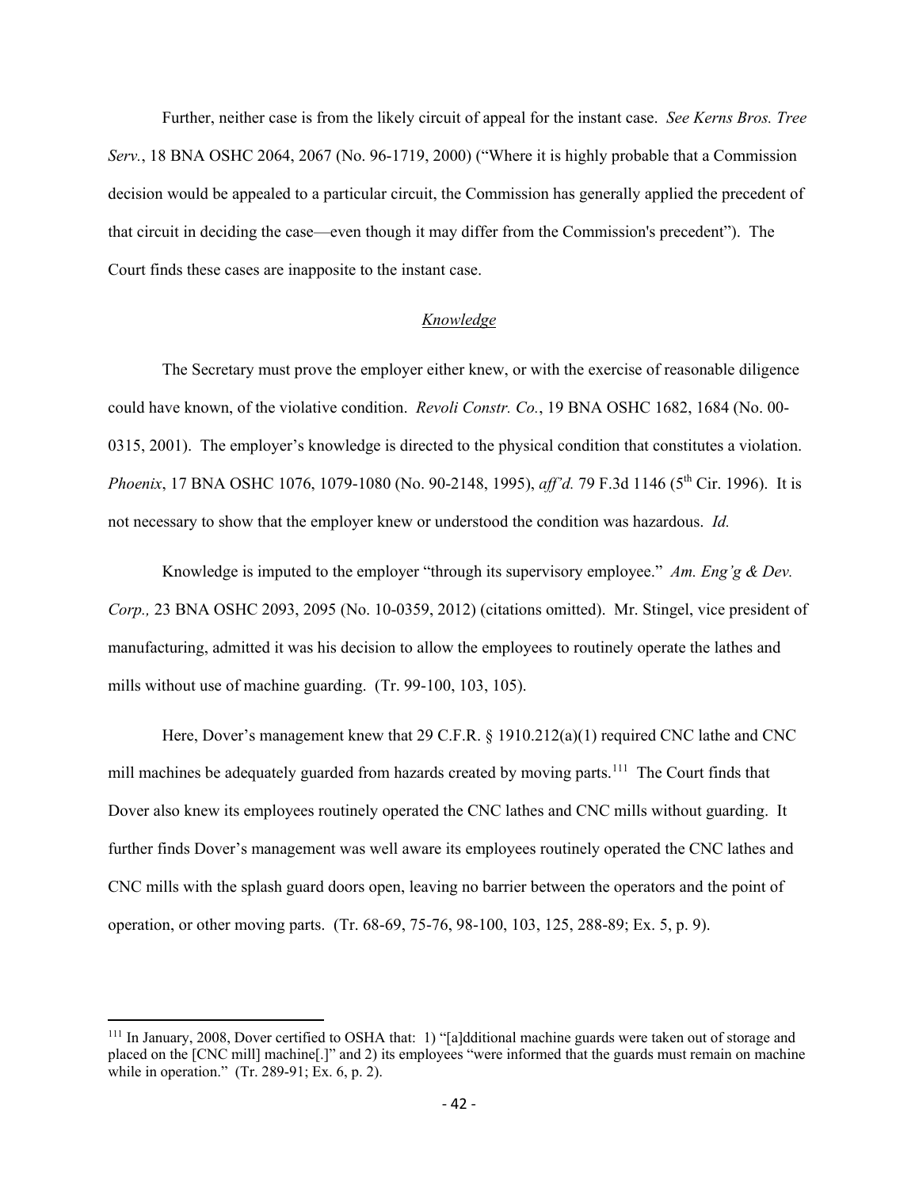Further, neither case is from the likely circuit of appeal for the instant case. *See Kerns Bros. Tree Serv.*, 18 BNA OSHC 2064, 2067 (No. 96-1719, 2000) ("Where it is highly probable that a Commission decision would be appealed to a particular circuit, the Commission has generally applied the precedent of that circuit in deciding the case—even though it may differ from the Commission's precedent"). The Court finds these cases are inapposite to the instant case.

<u>*Knowledge*</u>

The Secretary must prove the employer either knew, or with the exercise of reasonable diligence could have known, of the violative condition. *Revoli Constr. Co.*, 19 BNA OSHC 1682, 1684 (No. 00-0315, 2001). The employer's knowledge is directed to the physical condition that constitutes a violation. *Phoenix*, 17 BNA OSHC 1076, 1079-1080 (No. 90-2148, 1995), *aff'd.* 79 F.3d 1146 (5th Cir. 1996). It is not necessary to show that the employer knew or understood the condition was hazardous. *Id.*

Knowledge is imputed to the employer "through its supervisory employee." *Am. Eng'g & Dev. Corp.,* 23 BNA OSHC 2093, 2095 (No. 10-0359, 2012) (citations omitted). Mr. Stingel, vice president of manufacturing, admitted it was his decision to allow the employees to routinely operate the lathes and mills without use of machine guarding. (Tr. 99-100, 103, 105).

Here, Dover's management knew that 29 C.F.R. § 1910.212(a)(1) required CNC lathe and CNC mill machines be adequately guarded from hazards created by moving parts.[111] The Court finds that Dover also knew its employees routinely operated the CNC lathes and CNC mills without guarding. It further finds Dover's management was well aware its employees routinely operated the CNC lathes and CNC mills with the splash guard doors open, leaving no barrier between the operators and the point of operation, or other moving parts. (Tr. 68-69, 75-76, 98-100, 103, 125, 288-89; Ex. 5, p. 9).

---

[111] In January, 2008, Dover certified to OSHA that: 1) "[a]dditional machine guards were taken out of storage and placed on the [CNC mill] machine[.]" and 2) its employees "were informed that the guards must remain on machine while in operation." (Tr. 289-91; Ex. 6, p. 2).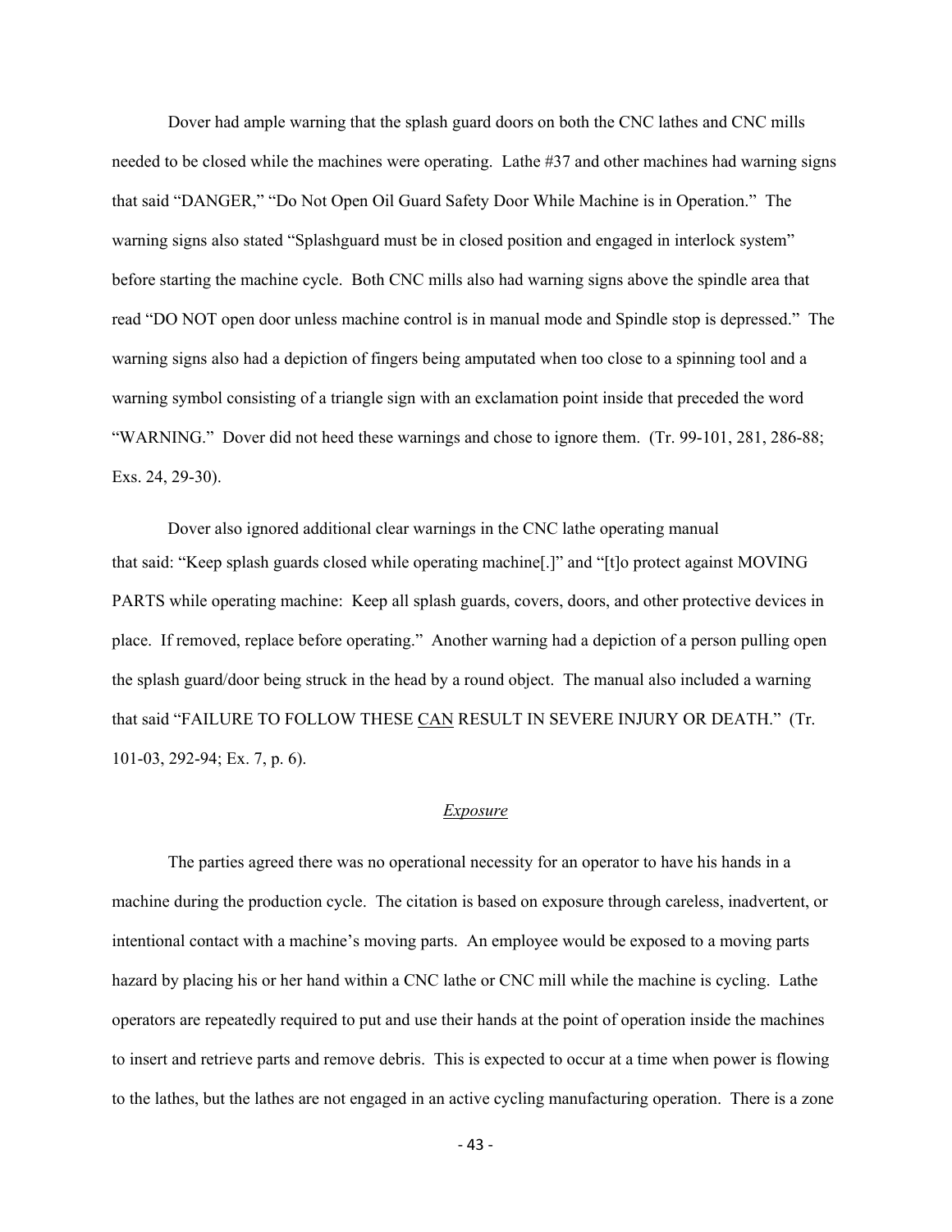Dover had ample warning that the splash guard doors on both the CNC lathes and CNC mills needed to be closed while the machines were operating. Lathe #37 and other machines had warning signs that said "DANGER," "Do Not Open Oil Guard Safety Door While Machine is in Operation." The warning signs also stated "Splashguard must be in closed position and engaged in interlock system" before starting the machine cycle. Both CNC mills also had warning signs above the spindle area that read "DO NOT open door unless machine control is in manual mode and Spindle stop is depressed." The warning signs also had a depiction of fingers being amputated when too close to a spinning tool and a warning symbol consisting of a triangle sign with an exclamation point inside that preceded the word "WARNING." Dover did not heed these warnings and chose to ignore them. (Tr. 99-101, 281, 286-88; Exs. 24, 29-30).

Dover also ignored additional clear warnings in the CNC lathe operating manual that said: "Keep splash guards closed while operating machine[.]" and "[t]o protect against MOVING PARTS while operating machine: Keep all splash guards, covers, doors, and other protective devices in place. If removed, replace before operating." Another warning had a depiction of a person pulling open the splash guard/door being struck in the head by a round object. The manual also included a warning that said "FAILURE TO FOLLOW THESE CAN RESULT IN SEVERE INJURY OR DEATH." (Tr. 101-03, 292-94; Ex. 7, p. 6).

*Exposure*

The parties agreed there was no operational necessity for an operator to have his hands in a machine during the production cycle. The citation is based on exposure through careless, inadvertent, or intentional contact with a machine's moving parts. An employee would be exposed to a moving parts hazard by placing his or her hand within a CNC lathe or CNC mill while the machine is cycling. Lathe operators are repeatedly required to put and use their hands at the point of operation inside the machines to insert and retrieve parts and remove debris. This is expected to occur at a time when power is flowing to the lathes, but the lathes are not engaged in an active cycling manufacturing operation. There is a zone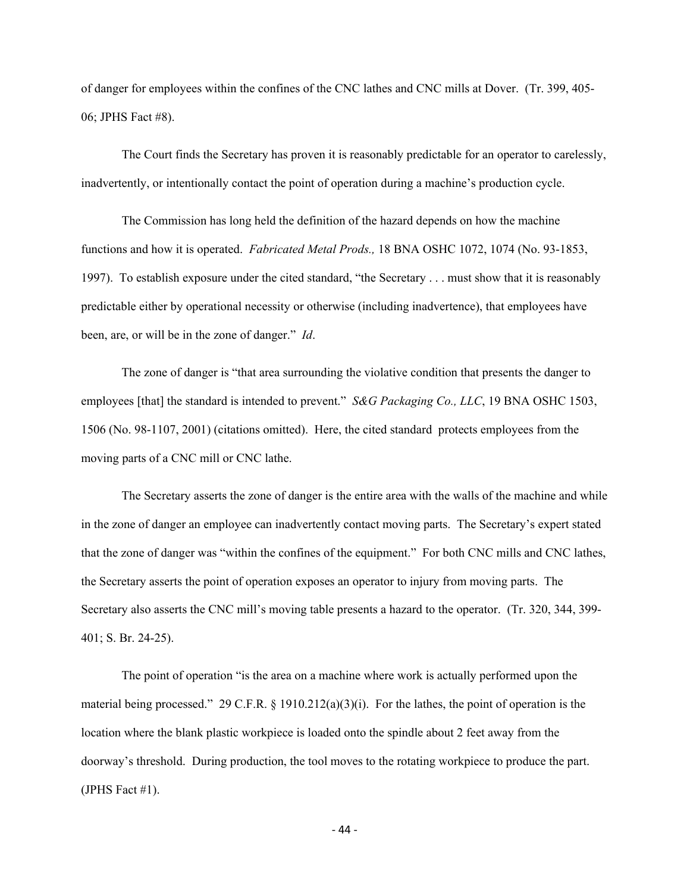of danger for employees within the confines of the CNC lathes and CNC mills at Dover. (Tr. 399, 405-06; JPHS Fact #8).

The Court finds the Secretary has proven it is reasonably predictable for an operator to carelessly, inadvertently, or intentionally contact the point of operation during a machine's production cycle.

The Commission has long held the definition of the hazard depends on how the machine functions and how it is operated. *Fabricated Metal Prods.,* 18 BNA OSHC 1072, 1074 (No. 93-1853, 1997). To establish exposure under the cited standard, "the Secretary . . . must show that it is reasonably predictable either by operational necessity or otherwise (including inadvertence), that employees have been, are, or will be in the zone of danger." *Id*.

The zone of danger is "that area surrounding the violative condition that presents the danger to employees [that] the standard is intended to prevent." *S&G Packaging Co., LLC*, 19 BNA OSHC 1503, 1506 (No. 98-1107, 2001) (citations omitted). Here, the cited standard protects employees from the moving parts of a CNC mill or CNC lathe.

The Secretary asserts the zone of danger is the entire area with the walls of the machine and while in the zone of danger an employee can inadvertently contact moving parts. The Secretary's expert stated that the zone of danger was "within the confines of the equipment." For both CNC mills and CNC lathes, the Secretary asserts the point of operation exposes an operator to injury from moving parts. The Secretary also asserts the CNC mill's moving table presents a hazard to the operator. (Tr. 320, 344, 399-401; S. Br. 24-25).

The point of operation "is the area on a machine where work is actually performed upon the material being processed." 29 C.F.R. § 1910.212(a)(3)(i). For the lathes, the point of operation is the location where the blank plastic workpiece is loaded onto the spindle about 2 feet away from the doorway's threshold. During production, the tool moves to the rotating workpiece to produce the part. (JPHS Fact #1).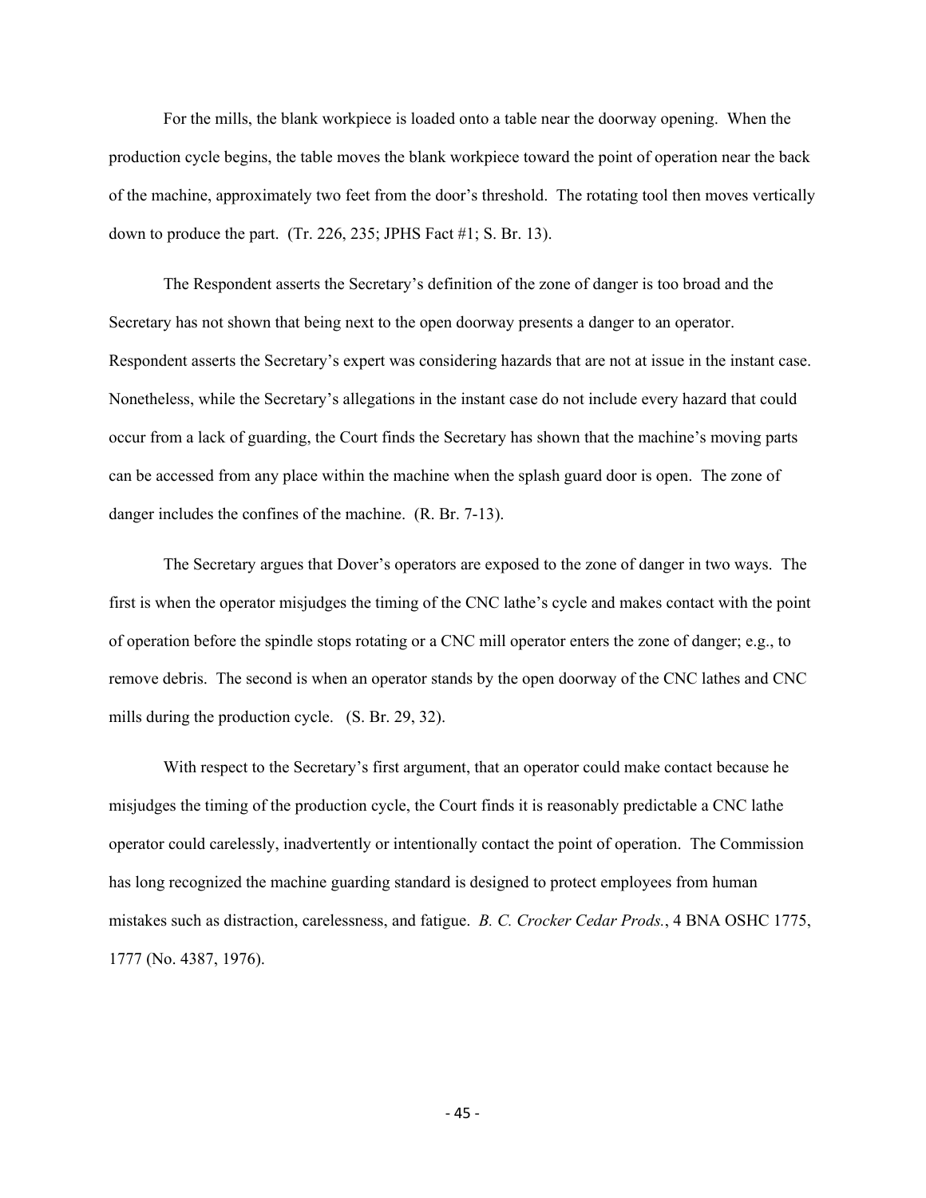For the mills, the blank workpiece is loaded onto a table near the doorway opening. When the production cycle begins, the table moves the blank workpiece toward the point of operation near the back of the machine, approximately two feet from the door's threshold. The rotating tool then moves vertically down to produce the part. (Tr. 226, 235; JPHS Fact #1; S. Br. 13).

The Respondent asserts the Secretary's definition of the zone of danger is too broad and the Secretary has not shown that being next to the open doorway presents a danger to an operator. Respondent asserts the Secretary's expert was considering hazards that are not at issue in the instant case. Nonetheless, while the Secretary's allegations in the instant case do not include every hazard that could occur from a lack of guarding, the Court finds the Secretary has shown that the machine's moving parts can be accessed from any place within the machine when the splash guard door is open. The zone of danger includes the confines of the machine. (R. Br. 7-13).

The Secretary argues that Dover's operators are exposed to the zone of danger in two ways. The first is when the operator misjudges the timing of the CNC lathe's cycle and makes contact with the point of operation before the spindle stops rotating or a CNC mill operator enters the zone of danger; e.g., to remove debris. The second is when an operator stands by the open doorway of the CNC lathes and CNC mills during the production cycle. (S. Br. 29, 32).

With respect to the Secretary's first argument, that an operator could make contact because he misjudges the timing of the production cycle, the Court finds it is reasonably predictable a CNC lathe operator could carelessly, inadvertently or intentionally contact the point of operation. The Commission has long recognized the machine guarding standard is designed to protect employees from human mistakes such as distraction, carelessness, and fatigue. *B. C. Crocker Cedar Prods.*, 4 BNA OSHC 1775, 1777 (No. 4387, 1976).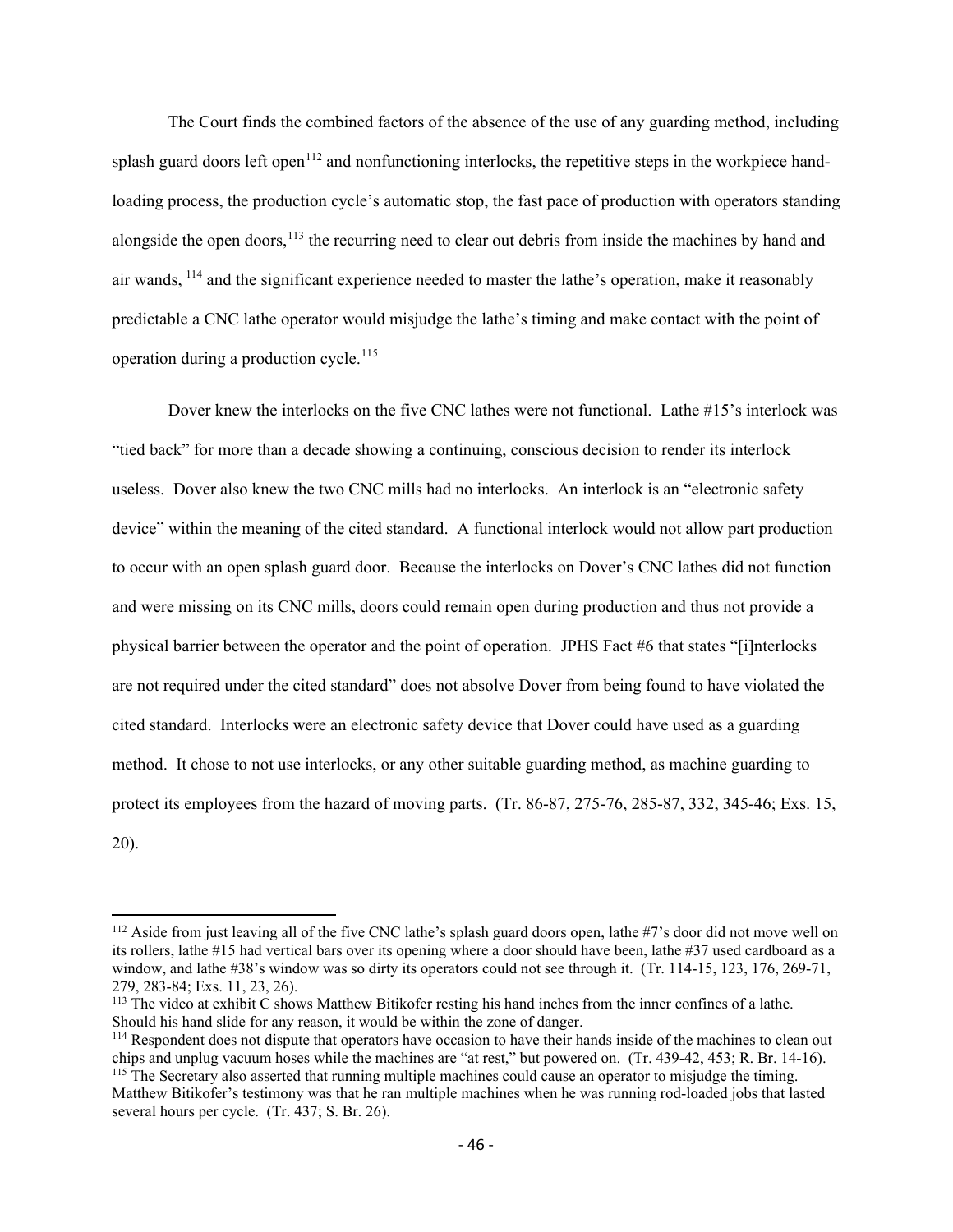The Court finds the combined factors of the absence of the use of any guarding method, including splash guard doors left open[112] and nonfunctioning interlocks, the repetitive steps in the workpiece hand-loading process, the production cycle's automatic stop, the fast pace of production with operators standing alongside the open doors,[113] the recurring need to clear out debris from inside the machines by hand and air wands, [114] and the significant experience needed to master the lathe's operation, make it reasonably predictable a CNC lathe operator would misjudge the lathe's timing and make contact with the point of operation during a production cycle.[115]

Dover knew the interlocks on the five CNC lathes were not functional. Lathe #15's interlock was "tied back" for more than a decade showing a continuing, conscious decision to render its interlock useless. Dover also knew the two CNC mills had no interlocks. An interlock is an "electronic safety device" within the meaning of the cited standard. A functional interlock would not allow part production to occur with an open splash guard door. Because the interlocks on Dover's CNC lathes did not function and were missing on its CNC mills, doors could remain open during production and thus not provide a physical barrier between the operator and the point of operation. JPHS Fact #6 that states "[i]nterlocks are not required under the cited standard" does not absolve Dover from being found to have violated the cited standard. Interlocks were an electronic safety device that Dover could have used as a guarding method. It chose to not use interlocks, or any other suitable guarding method, as machine guarding to protect its employees from the hazard of moving parts. (Tr. 86-87, 275-76, 285-87, 332, 345-46; Exs. 15, 20).

---

[112] Aside from just leaving all of the five CNC lathe's splash guard doors open, lathe #7's door did not move well on its rollers, lathe #15 had vertical bars over its opening where a door should have been, lathe #37 used cardboard as a window, and lathe #38's window was so dirty its operators could not see through it. (Tr. 114-15, 123, 176, 269-71, 279, 283-84; Exs. 11, 23, 26).

[113] The video at exhibit C shows Matthew Bitikofer resting his hand inches from the inner confines of a lathe. Should his hand slide for any reason, it would be within the zone of danger.

[114] Respondent does not dispute that operators have occasion to have their hands inside of the machines to clean out chips and unplug vacuum hoses while the machines are "at rest," but powered on. (Tr. 439-42, 453; R. Br. 14-16).

[115] The Secretary also asserted that running multiple machines could cause an operator to misjudge the timing. Matthew Bitikofer's testimony was that he ran multiple machines when he was running rod-loaded jobs that lasted several hours per cycle. (Tr. 437; S. Br. 26).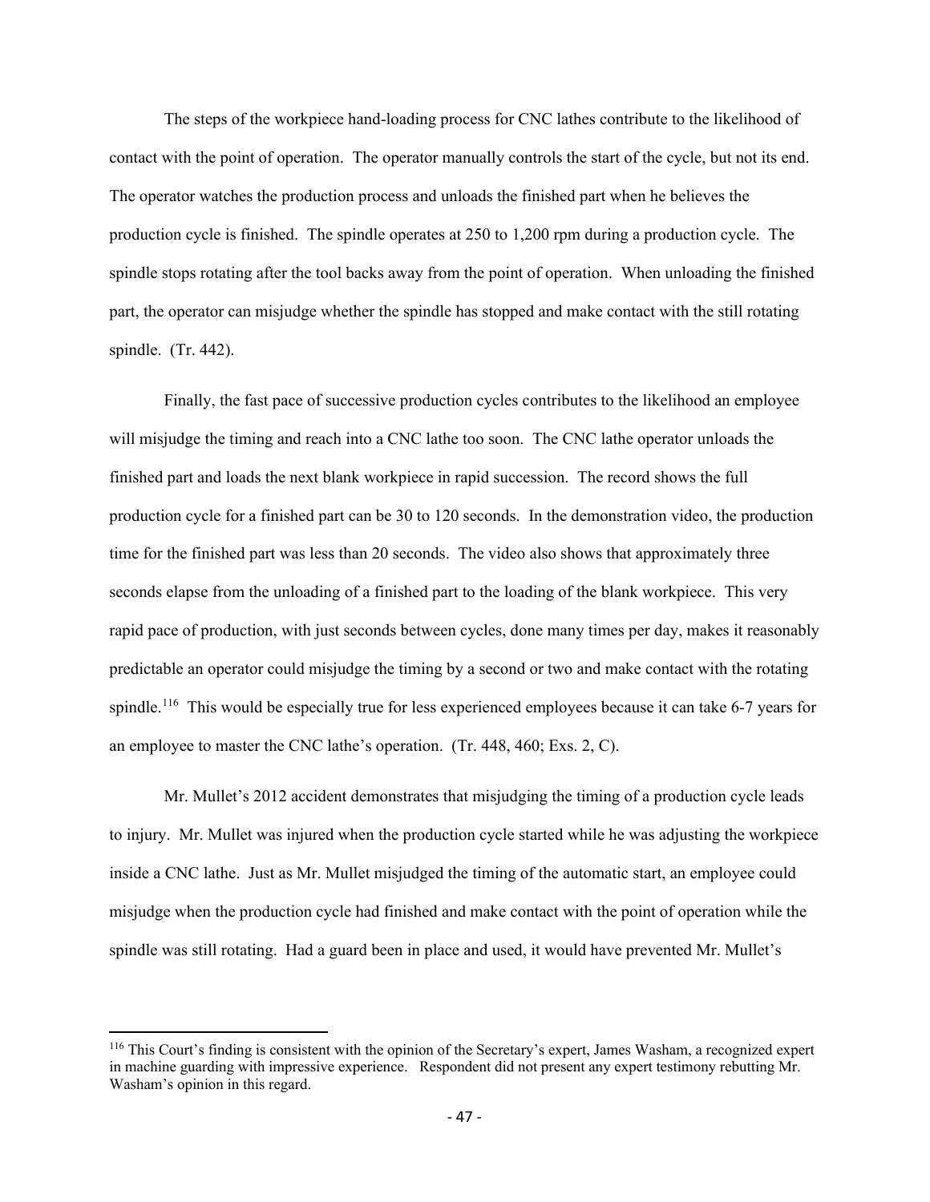The steps of the workpiece hand-loading process for CNC lathes contribute to the likelihood of contact with the point of operation. The operator manually controls the start of the cycle, but not its end. The operator watches the production process and unloads the finished part when he believes the production cycle is finished. The spindle operates at 250 to 1,200 rpm during a production cycle. The spindle stops rotating after the tool backs away from the point of operation. When unloading the finished part, the operator can misjudge whether the spindle has stopped and make contact with the still rotating spindle. (Tr. 442).

Finally, the fast pace of successive production cycles contributes to the likelihood an employee will misjudge the timing and reach into a CNC lathe too soon. The CNC lathe operator unloads the finished part and loads the next blank workpiece in rapid succession. The record shows the full production cycle for a finished part can be 30 to 120 seconds. In the demonstration video, the production time for the finished part was less than 20 seconds. The video also shows that approximately three seconds elapse from the unloading of a finished part to the loading of the blank workpiece. This very rapid pace of production, with just seconds between cycles, done many times per day, makes it reasonably predictable an operator could misjudge the timing by a second or two and make contact with the rotating spindle.[116] This would be especially true for less experienced employees because it can take 6-7 years for an employee to master the CNC lathe's operation. (Tr. 448, 460; Exs. 2, C).

Mr. Mullet's 2012 accident demonstrates that misjudging the timing of a production cycle leads to injury. Mr. Mullet was injured when the production cycle started while he was adjusting the workpiece inside a CNC lathe. Just as Mr. Mullet misjudged the timing of the automatic start, an employee could misjudge when the production cycle had finished and make contact with the point of operation while the spindle was still rotating. Had a guard been in place and used, it would have prevented Mr. Mullet's

---

[116] This Court's finding is consistent with the opinion of the Secretary's expert, James Washam, a recognized expert in machine guarding with impressive experience. Respondent did not present any expert testimony rebutting Mr. Washam's opinion in this regard.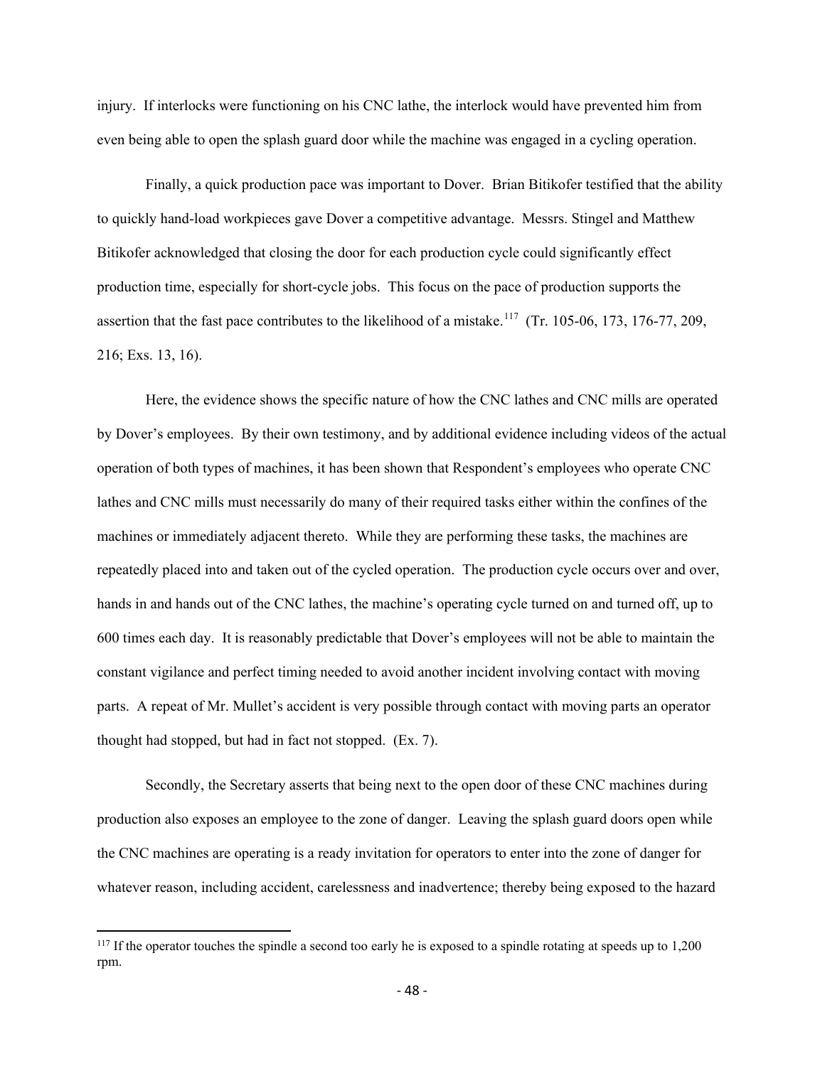injury. If interlocks were functioning on his CNC lathe, the interlock would have prevented him from even being able to open the splash guard door while the machine was engaged in a cycling operation.

Finally, a quick production pace was important to Dover. Brian Bitikofer testified that the ability to quickly hand-load workpieces gave Dover a competitive advantage. Messrs. Stingel and Matthew Bitikofer acknowledged that closing the door for each production cycle could significantly effect production time, especially for short-cycle jobs. This focus on the pace of production supports the assertion that the fast pace contributes to the likelihood of a mistake.[117] (Tr. 105-06, 173, 176-77, 209, 216; Exs. 13, 16).

Here, the evidence shows the specific nature of how the CNC lathes and CNC mills are operated by Dover's employees. By their own testimony, and by additional evidence including videos of the actual operation of both types of machines, it has been shown that Respondent's employees who operate CNC lathes and CNC mills must necessarily do many of their required tasks either within the confines of the machines or immediately adjacent thereto. While they are performing these tasks, the machines are repeatedly placed into and taken out of the cycled operation. The production cycle occurs over and over, hands in and hands out of the CNC lathes, the machine's operating cycle turned on and turned off, up to 600 times each day. It is reasonably predictable that Dover's employees will not be able to maintain the constant vigilance and perfect timing needed to avoid another incident involving contact with moving parts. A repeat of Mr. Mullet's accident is very possible through contact with moving parts an operator thought had stopped, but had in fact not stopped. (Ex. 7).

Secondly, the Secretary asserts that being next to the open door of these CNC machines during production also exposes an employee to the zone of danger. Leaving the splash guard doors open while the CNC machines are operating is a ready invitation for operators to enter into the zone of danger for whatever reason, including accident, carelessness and inadvertence; thereby being exposed to the hazard

---

[117] If the operator touches the spindle a second too early he is exposed to a spindle rotating at speeds up to 1,200 rpm.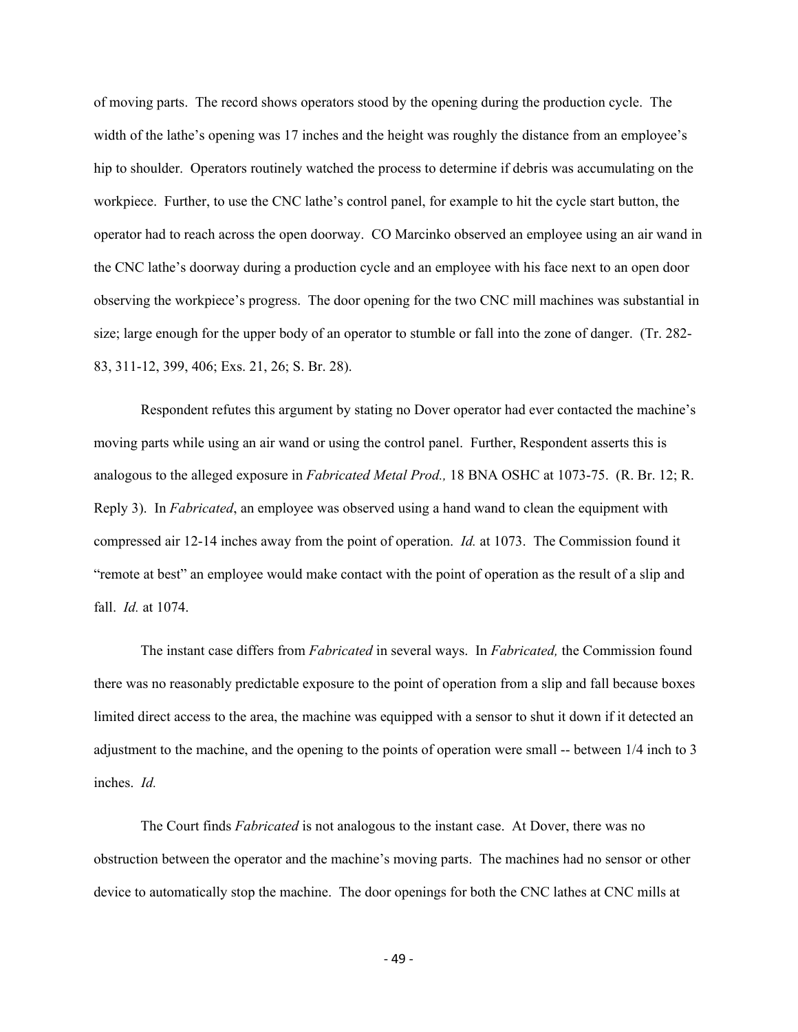of moving parts. The record shows operators stood by the opening during the production cycle. The width of the lathe's opening was 17 inches and the height was roughly the distance from an employee's hip to shoulder. Operators routinely watched the process to determine if debris was accumulating on the workpiece. Further, to use the CNC lathe's control panel, for example to hit the cycle start button, the operator had to reach across the open doorway. CO Marcinko observed an employee using an air wand in the CNC lathe's doorway during a production cycle and an employee with his face next to an open door observing the workpiece's progress. The door opening for the two CNC mill machines was substantial in size; large enough for the upper body of an operator to stumble or fall into the zone of danger. (Tr. 282-83, 311-12, 399, 406; Exs. 21, 26; S. Br. 28).

Respondent refutes this argument by stating no Dover operator had ever contacted the machine's moving parts while using an air wand or using the control panel. Further, Respondent asserts this is analogous to the alleged exposure in *Fabricated Metal Prod.,* 18 BNA OSHC at 1073-75. (R. Br. 12; R. Reply 3). In *Fabricated*, an employee was observed using a hand wand to clean the equipment with compressed air 12-14 inches away from the point of operation. *Id.* at 1073. The Commission found it "remote at best" an employee would make contact with the point of operation as the result of a slip and fall. *Id.* at 1074.

The instant case differs from *Fabricated* in several ways. In *Fabricated,* the Commission found there was no reasonably predictable exposure to the point of operation from a slip and fall because boxes limited direct access to the area, the machine was equipped with a sensor to shut it down if it detected an adjustment to the machine, and the opening to the points of operation were small -- between 1/4 inch to 3 inches. *Id.*

The Court finds *Fabricated* is not analogous to the instant case. At Dover, there was no obstruction between the operator and the machine's moving parts. The machines had no sensor or other device to automatically stop the machine. The door openings for both the CNC lathes at CNC mills at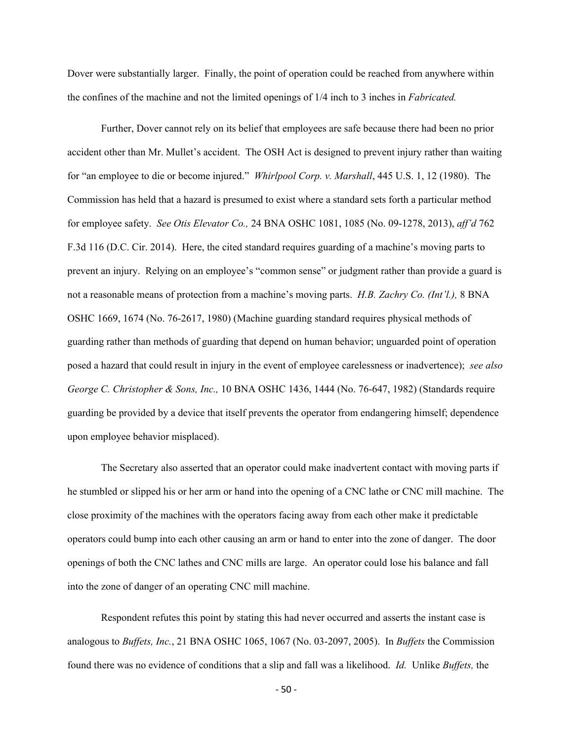Dover were substantially larger. Finally, the point of operation could be reached from anywhere within the confines of the machine and not the limited openings of 1/4 inch to 3 inches in *Fabricated.*

Further, Dover cannot rely on its belief that employees are safe because there had been no prior accident other than Mr. Mullet's accident. The OSH Act is designed to prevent injury rather than waiting for "an employee to die or become injured." *Whirlpool Corp. v. Marshall*, 445 U.S. 1, 12 (1980). The Commission has held that a hazard is presumed to exist where a standard sets forth a particular method for employee safety. *See Otis Elevator Co.,* 24 BNA OSHC 1081, 1085 (No. 09-1278, 2013), *aff'd* 762 F.3d 116 (D.C. Cir. 2014). Here, the cited standard requires guarding of a machine's moving parts to prevent an injury. Relying on an employee's "common sense" or judgment rather than provide a guard is not a reasonable means of protection from a machine's moving parts. *H.B. Zachry Co. (Int'l.),* 8 BNA OSHC 1669, 1674 (No. 76-2617, 1980) (Machine guarding standard requires physical methods of guarding rather than methods of guarding that depend on human behavior; unguarded point of operation posed a hazard that could result in injury in the event of employee carelessness or inadvertence); *see also George C. Christopher & Sons, Inc.,* 10 BNA OSHC 1436, 1444 (No. 76-647, 1982) (Standards require guarding be provided by a device that itself prevents the operator from endangering himself; dependence upon employee behavior misplaced).

The Secretary also asserted that an operator could make inadvertent contact with moving parts if he stumbled or slipped his or her arm or hand into the opening of a CNC lathe or CNC mill machine. The close proximity of the machines with the operators facing away from each other make it predictable operators could bump into each other causing an arm or hand to enter into the zone of danger. The door openings of both the CNC lathes and CNC mills are large. An operator could lose his balance and fall into the zone of danger of an operating CNC mill machine.

Respondent refutes this point by stating this had never occurred and asserts the instant case is analogous to *Buffets, Inc.*, 21 BNA OSHC 1065, 1067 (No. 03-2097, 2005). In *Buffets* the Commission found there was no evidence of conditions that a slip and fall was a likelihood. *Id.* Unlike *Buffets,* the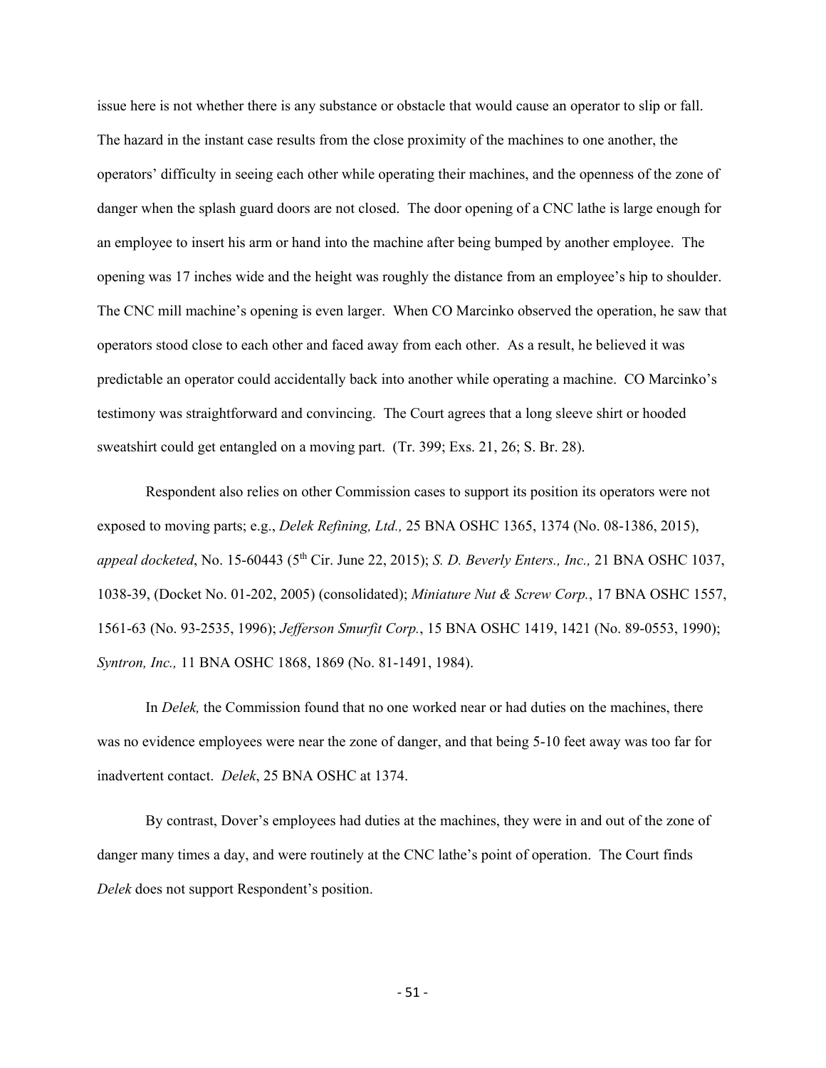issue here is not whether there is any substance or obstacle that would cause an operator to slip or fall. The hazard in the instant case results from the close proximity of the machines to one another, the operators' difficulty in seeing each other while operating their machines, and the openness of the zone of danger when the splash guard doors are not closed. The door opening of a CNC lathe is large enough for an employee to insert his arm or hand into the machine after being bumped by another employee. The opening was 17 inches wide and the height was roughly the distance from an employee's hip to shoulder. The CNC mill machine's opening is even larger. When CO Marcinko observed the operation, he saw that operators stood close to each other and faced away from each other. As a result, he believed it was predictable an operator could accidentally back into another while operating a machine. CO Marcinko's testimony was straightforward and convincing. The Court agrees that a long sleeve shirt or hooded sweatshirt could get entangled on a moving part. (Tr. 399; Exs. 21, 26; S. Br. 28).

Respondent also relies on other Commission cases to support its position its operators were not exposed to moving parts; e.g., *Delek Refining, Ltd.,* 25 BNA OSHC 1365, 1374 (No. 08-1386, 2015), *appeal docketed*, No. 15-60443 (5th Cir. June 22, 2015); *S. D. Beverly Enters., Inc.,* 21 BNA OSHC 1037, 1038-39, (Docket No. 01-202, 2005) (consolidated); *Miniature Nut & Screw Corp.*, 17 BNA OSHC 1557, 1561-63 (No. 93-2535, 1996); *Jefferson Smurfit Corp.*, 15 BNA OSHC 1419, 1421 (No. 89-0553, 1990); *Syntron, Inc.,* 11 BNA OSHC 1868, 1869 (No. 81-1491, 1984).

In *Delek,* the Commission found that no one worked near or had duties on the machines, there was no evidence employees were near the zone of danger, and that being 5-10 feet away was too far for inadvertent contact. *Delek*, 25 BNA OSHC at 1374.

By contrast, Dover's employees had duties at the machines, they were in and out of the zone of danger many times a day, and were routinely at the CNC lathe's point of operation. The Court finds *Delek* does not support Respondent's position.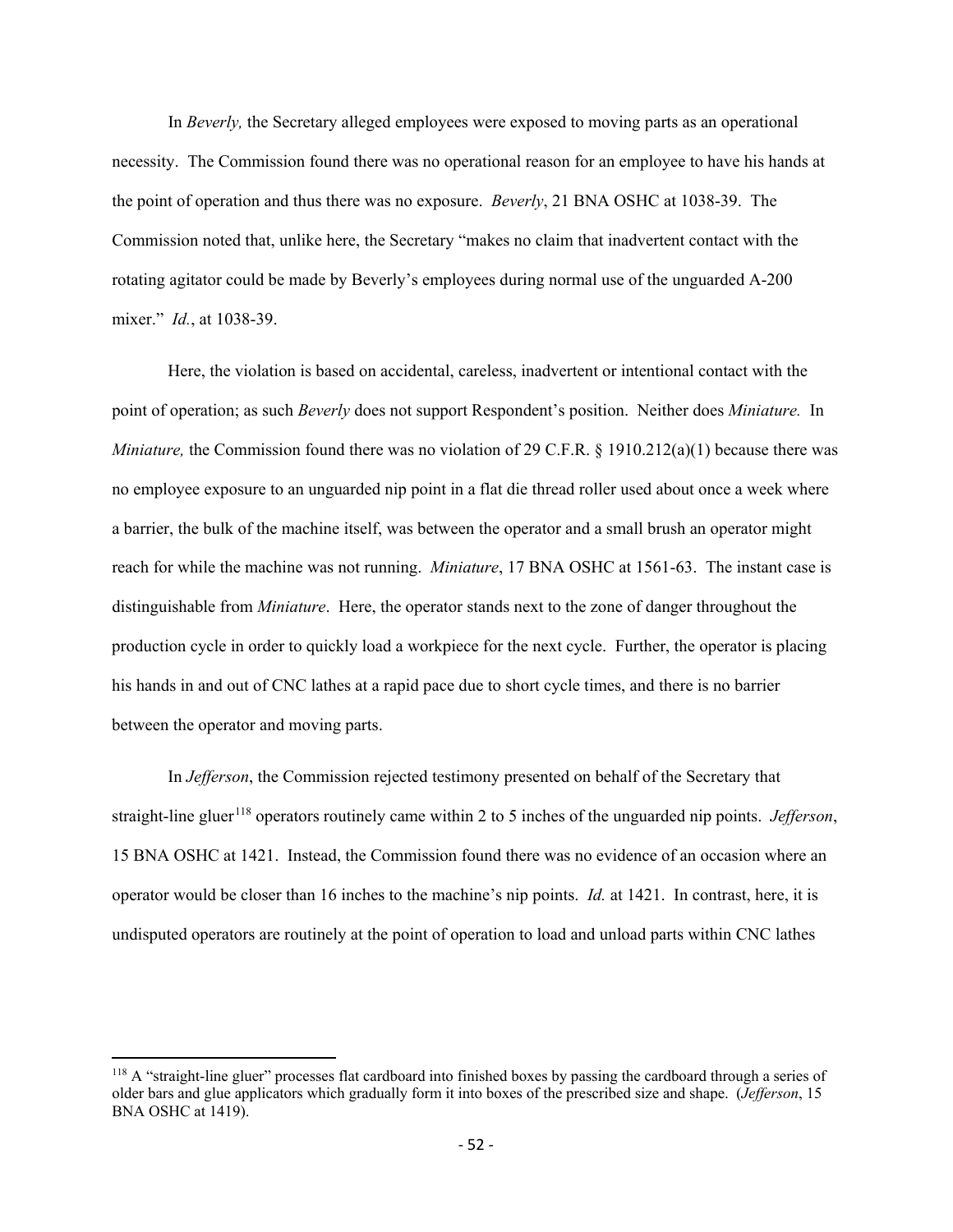In *Beverly,* the Secretary alleged employees were exposed to moving parts as an operational necessity. The Commission found there was no operational reason for an employee to have his hands at the point of operation and thus there was no exposure. *Beverly*, 21 BNA OSHC at 1038-39. The Commission noted that, unlike here, the Secretary "makes no claim that inadvertent contact with the rotating agitator could be made by Beverly's employees during normal use of the unguarded A-200 mixer." *Id.*, at 1038-39.

Here, the violation is based on accidental, careless, inadvertent or intentional contact with the point of operation; as such *Beverly* does not support Respondent's position. Neither does *Miniature.* In *Miniature,* the Commission found there was no violation of 29 C.F.R. § 1910.212(a)(1) because there was no employee exposure to an unguarded nip point in a flat die thread roller used about once a week where a barrier, the bulk of the machine itself, was between the operator and a small brush an operator might reach for while the machine was not running. *Miniature*, 17 BNA OSHC at 1561-63. The instant case is distinguishable from *Miniature*. Here, the operator stands next to the zone of danger throughout the production cycle in order to quickly load a workpiece for the next cycle. Further, the operator is placing his hands in and out of CNC lathes at a rapid pace due to short cycle times, and there is no barrier between the operator and moving parts.

In *Jefferson*, the Commission rejected testimony presented on behalf of the Secretary that straight-line gluer[118] operators routinely came within 2 to 5 inches of the unguarded nip points. *Jefferson*, 15 BNA OSHC at 1421. Instead, the Commission found there was no evidence of an occasion where an operator would be closer than 16 inches to the machine's nip points. *Id.* at 1421. In contrast, here, it is undisputed operators are routinely at the point of operation to load and unload parts within CNC lathes

---

[118] A "straight-line gluer" processes flat cardboard into finished boxes by passing the cardboard through a series of older bars and glue applicators which gradually form it into boxes of the prescribed size and shape. (*Jefferson*, 15 BNA OSHC at 1419).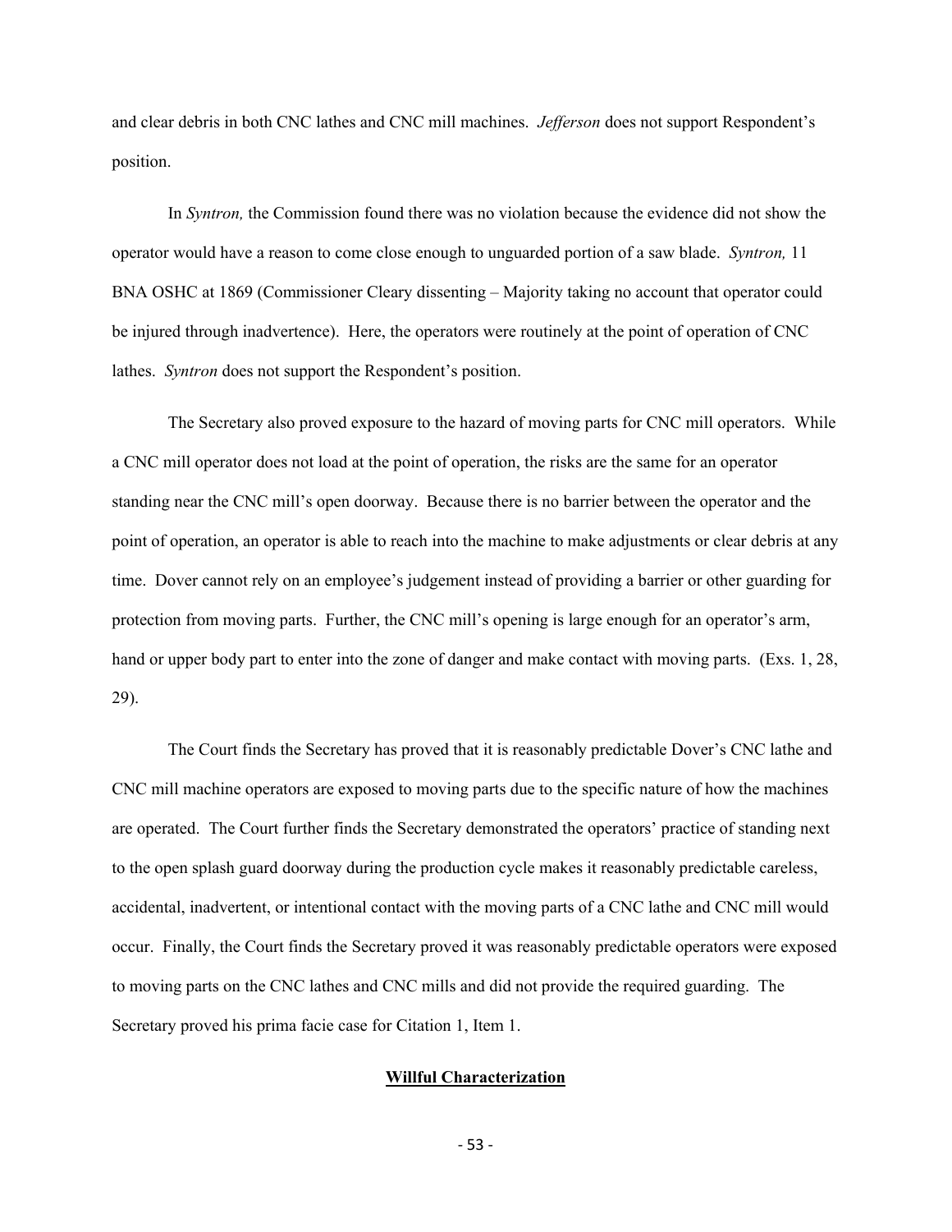and clear debris in both CNC lathes and CNC mill machines. *Jefferson* does not support Respondent's position.

In *Syntron,* the Commission found there was no violation because the evidence did not show the operator would have a reason to come close enough to unguarded portion of a saw blade. *Syntron,* 11 BNA OSHC at 1869 (Commissioner Cleary dissenting – Majority taking no account that operator could be injured through inadvertence). Here, the operators were routinely at the point of operation of CNC lathes. *Syntron* does not support the Respondent's position.

The Secretary also proved exposure to the hazard of moving parts for CNC mill operators. While a CNC mill operator does not load at the point of operation, the risks are the same for an operator standing near the CNC mill's open doorway. Because there is no barrier between the operator and the point of operation, an operator is able to reach into the machine to make adjustments or clear debris at any time. Dover cannot rely on an employee's judgement instead of providing a barrier or other guarding for protection from moving parts. Further, the CNC mill's opening is large enough for an operator's arm, hand or upper body part to enter into the zone of danger and make contact with moving parts. (Exs. 1, 28, 29).

The Court finds the Secretary has proved that it is reasonably predictable Dover's CNC lathe and CNC mill machine operators are exposed to moving parts due to the specific nature of how the machines are operated. The Court further finds the Secretary demonstrated the operators' practice of standing next to the open splash guard doorway during the production cycle makes it reasonably predictable careless, accidental, inadvertent, or intentional contact with the moving parts of a CNC lathe and CNC mill would occur. Finally, the Court finds the Secretary proved it was reasonably predictable operators were exposed to moving parts on the CNC lathes and CNC mills and did not provide the required guarding. The Secretary proved his prima facie case for Citation 1, Item 1.

**Willful Characterization**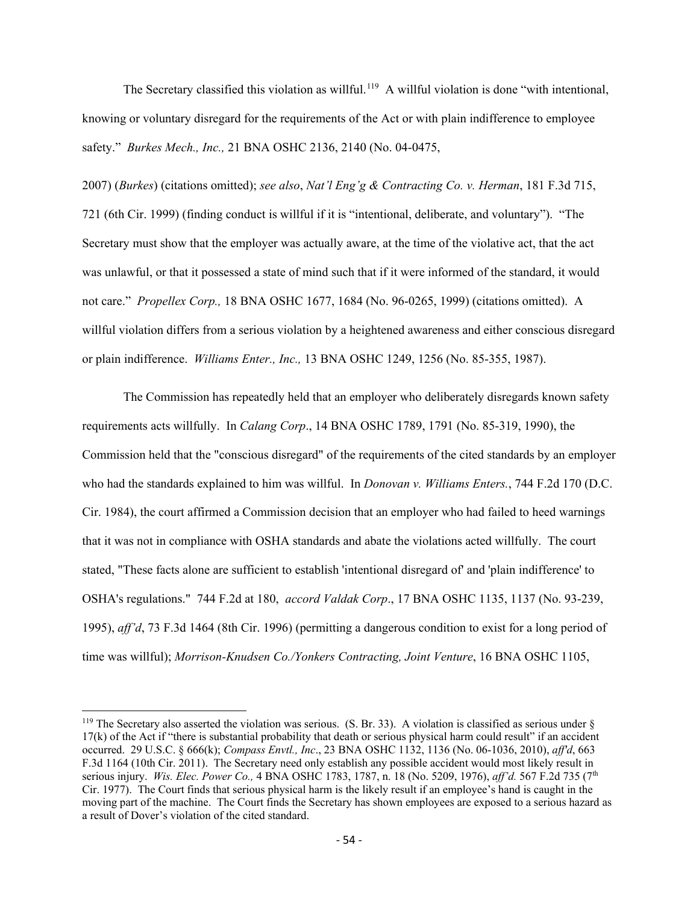The Secretary classified this violation as willful.[119] A willful violation is done "with intentional, knowing or voluntary disregard for the requirements of the Act or with plain indifference to employee safety." *Burkes Mech., Inc.,* 21 BNA OSHC 2136, 2140 (No. 04-0475, 2007) (*Burkes*) (citations omitted); *see also*, *Nat'l Eng'g & Contracting Co. v. Herman*, 181 F.3d 715, 721 (6th Cir. 1999) (finding conduct is willful if it is "intentional, deliberate, and voluntary"). "The Secretary must show that the employer was actually aware, at the time of the violative act, that the act was unlawful, or that it possessed a state of mind such that if it were informed of the standard, it would not care." *Propellex Corp.,* 18 BNA OSHC 1677, 1684 (No. 96-0265, 1999) (citations omitted). A willful violation differs from a serious violation by a heightened awareness and either conscious disregard or plain indifference. *Williams Enter., Inc.,* 13 BNA OSHC 1249, 1256 (No. 85-355, 1987).

The Commission has repeatedly held that an employer who deliberately disregards known safety requirements acts willfully. In *Calang Corp*., 14 BNA OSHC 1789, 1791 (No. 85-319, 1990), the Commission held that the "conscious disregard" of the requirements of the cited standards by an employer who had the standards explained to him was willful. In *Donovan v. Williams Enters.*, 744 F.2d 170 (D.C. Cir. 1984), the court affirmed a Commission decision that an employer who had failed to heed warnings that it was not in compliance with OSHA standards and abate the violations acted willfully. The court stated, "These facts alone are sufficient to establish 'intentional disregard of' and 'plain indifference' to OSHA's regulations." 744 F.2d at 180, *accord Valdak Corp*., 17 BNA OSHC 1135, 1137 (No. 93-239, 1995), *aff'd*, 73 F.3d 1464 (8th Cir. 1996) (permitting a dangerous condition to exist for a long period of time was willful); *Morrison-Knudsen Co./Yonkers Contracting, Joint Venture*, 16 BNA OSHC 1105,

---

[119] The Secretary also asserted the violation was serious. (S. Br. 33). A violation is classified as serious under § 17(k) of the Act if "there is substantial probability that death or serious physical harm could result" if an accident occurred. 29 U.S.C. § 666(k); *Compass Envtl., Inc*., 23 BNA OSHC 1132, 1136 (No. 06-1036, 2010), *aff'd*, 663 F.3d 1164 (10th Cir. 2011). The Secretary need only establish any possible accident would most likely result in serious injury. *Wis. Elec. Power Co.,* 4 BNA OSHC 1783, 1787, n. 18 (No. 5209, 1976), *aff'd.* 567 F.2d 735 (7th Cir. 1977). The Court finds that serious physical harm is the likely result if an employee's hand is caught in the moving part of the machine. The Court finds the Secretary has shown employees are exposed to a serious hazard as a result of Dover's violation of the cited standard.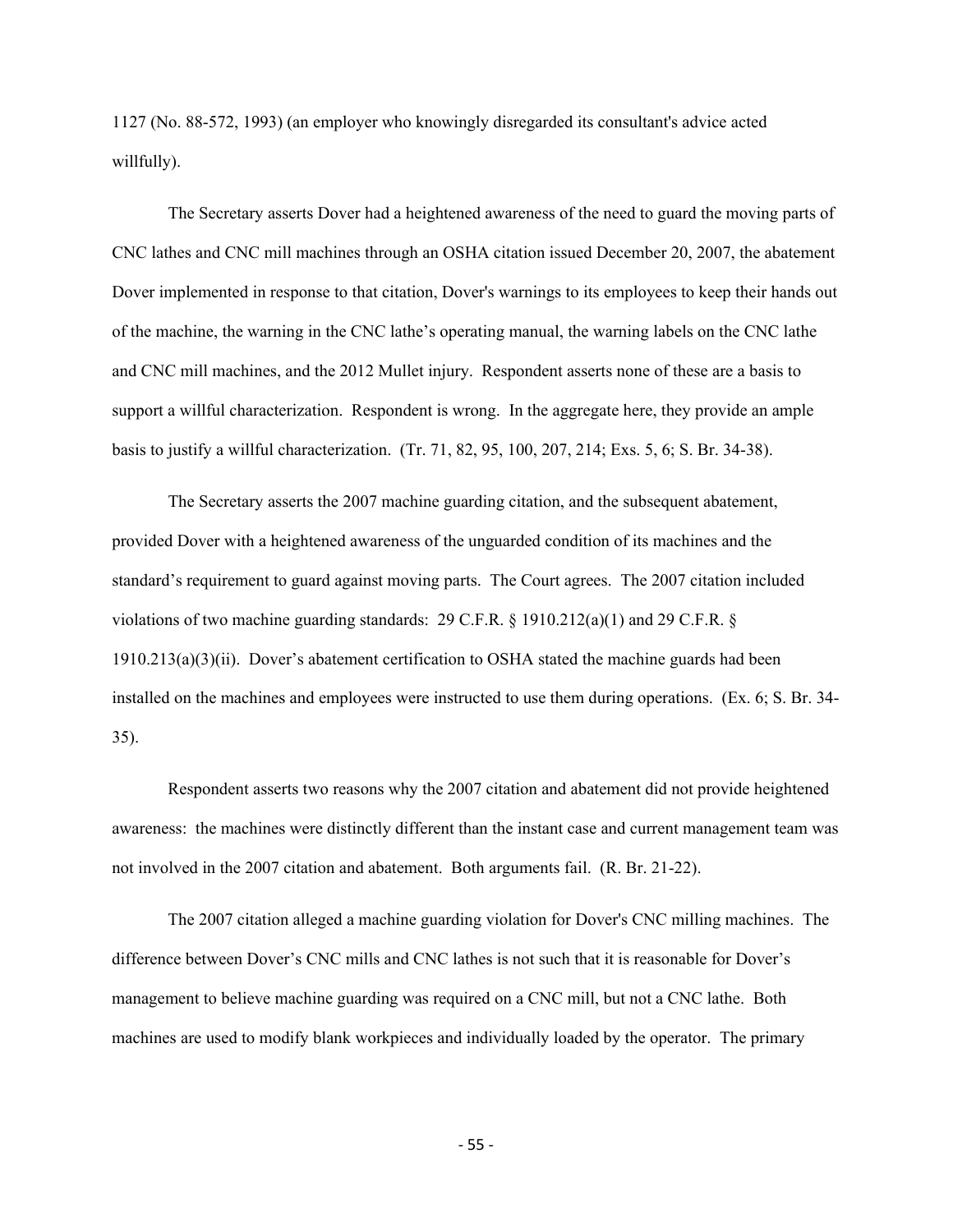1127 (No. 88-572, 1993) (an employer who knowingly disregarded its consultant's advice acted willfully).

The Secretary asserts Dover had a heightened awareness of the need to guard the moving parts of CNC lathes and CNC mill machines through an OSHA citation issued December 20, 2007, the abatement Dover implemented in response to that citation, Dover's warnings to its employees to keep their hands out of the machine, the warning in the CNC lathe's operating manual, the warning labels on the CNC lathe and CNC mill machines, and the 2012 Mullet injury. Respondent asserts none of these are a basis to support a willful characterization. Respondent is wrong. In the aggregate here, they provide an ample basis to justify a willful characterization. (Tr. 71, 82, 95, 100, 207, 214; Exs. 5, 6; S. Br. 34-38).

The Secretary asserts the 2007 machine guarding citation, and the subsequent abatement, provided Dover with a heightened awareness of the unguarded condition of its machines and the standard's requirement to guard against moving parts. The Court agrees. The 2007 citation included violations of two machine guarding standards: 29 C.F.R. § 1910.212(a)(1) and 29 C.F.R. § 1910.213(a)(3)(ii). Dover's abatement certification to OSHA stated the machine guards had been installed on the machines and employees were instructed to use them during operations. (Ex. 6; S. Br. 34-35).

Respondent asserts two reasons why the 2007 citation and abatement did not provide heightened awareness: the machines were distinctly different than the instant case and current management team was not involved in the 2007 citation and abatement. Both arguments fail. (R. Br. 21-22).

The 2007 citation alleged a machine guarding violation for Dover's CNC milling machines. The difference between Dover's CNC mills and CNC lathes is not such that it is reasonable for Dover's management to believe machine guarding was required on a CNC mill, but not a CNC lathe. Both machines are used to modify blank workpieces and individually loaded by the operator. The primary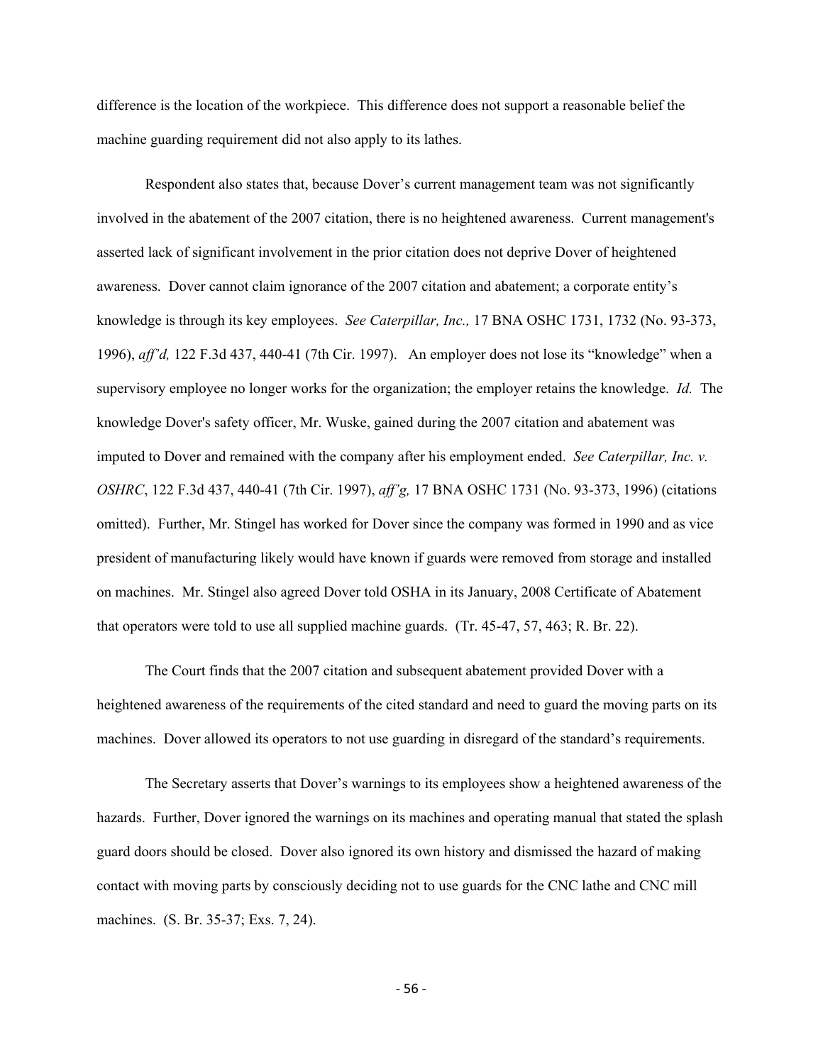difference is the location of the workpiece. This difference does not support a reasonable belief the machine guarding requirement did not also apply to its lathes.

Respondent also states that, because Dover's current management team was not significantly involved in the abatement of the 2007 citation, there is no heightened awareness. Current management's asserted lack of significant involvement in the prior citation does not deprive Dover of heightened awareness. Dover cannot claim ignorance of the 2007 citation and abatement; a corporate entity's knowledge is through its key employees. *See Caterpillar, Inc.,* 17 BNA OSHC 1731, 1732 (No. 93-373, 1996), *aff'd,* 122 F.3d 437, 440-41 (7th Cir. 1997). An employer does not lose its "knowledge" when a supervisory employee no longer works for the organization; the employer retains the knowledge. *Id.* The knowledge Dover's safety officer, Mr. Wuske, gained during the 2007 citation and abatement was imputed to Dover and remained with the company after his employment ended. *See Caterpillar, Inc. v. OSHRC*, 122 F.3d 437, 440-41 (7th Cir. 1997), *aff'g,* 17 BNA OSHC 1731 (No. 93-373, 1996) (citations omitted). Further, Mr. Stingel has worked for Dover since the company was formed in 1990 and as vice president of manufacturing likely would have known if guards were removed from storage and installed on machines. Mr. Stingel also agreed Dover told OSHA in its January, 2008 Certificate of Abatement that operators were told to use all supplied machine guards. (Tr. 45-47, 57, 463; R. Br. 22).

The Court finds that the 2007 citation and subsequent abatement provided Dover with a heightened awareness of the requirements of the cited standard and need to guard the moving parts on its machines. Dover allowed its operators to not use guarding in disregard of the standard's requirements.

The Secretary asserts that Dover's warnings to its employees show a heightened awareness of the hazards. Further, Dover ignored the warnings on its machines and operating manual that stated the splash guard doors should be closed. Dover also ignored its own history and dismissed the hazard of making contact with moving parts by consciously deciding not to use guards for the CNC lathe and CNC mill machines. (S. Br. 35-37; Exs. 7, 24).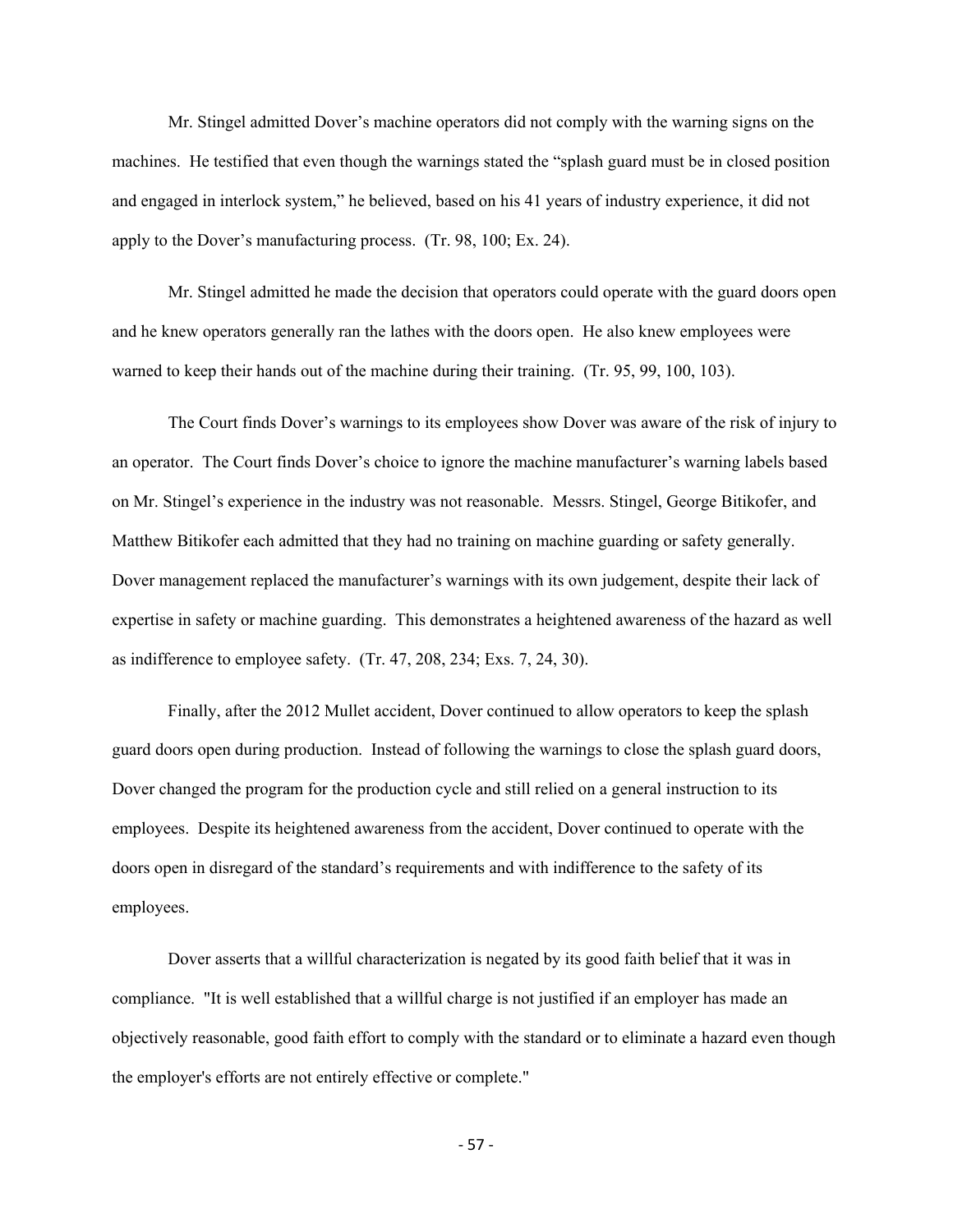Mr. Stingel admitted Dover's machine operators did not comply with the warning signs on the machines. He testified that even though the warnings stated the "splash guard must be in closed position and engaged in interlock system," he believed, based on his 41 years of industry experience, it did not apply to the Dover's manufacturing process. (Tr. 98, 100; Ex. 24).

Mr. Stingel admitted he made the decision that operators could operate with the guard doors open and he knew operators generally ran the lathes with the doors open. He also knew employees were warned to keep their hands out of the machine during their training. (Tr. 95, 99, 100, 103).

The Court finds Dover's warnings to its employees show Dover was aware of the risk of injury to an operator. The Court finds Dover's choice to ignore the machine manufacturer's warning labels based on Mr. Stingel's experience in the industry was not reasonable. Messrs. Stingel, George Bitikofer, and Matthew Bitikofer each admitted that they had no training on machine guarding or safety generally. Dover management replaced the manufacturer's warnings with its own judgement, despite their lack of expertise in safety or machine guarding. This demonstrates a heightened awareness of the hazard as well as indifference to employee safety. (Tr. 47, 208, 234; Exs. 7, 24, 30).

Finally, after the 2012 Mullet accident, Dover continued to allow operators to keep the splash guard doors open during production. Instead of following the warnings to close the splash guard doors, Dover changed the program for the production cycle and still relied on a general instruction to its employees. Despite its heightened awareness from the accident, Dover continued to operate with the doors open in disregard of the standard's requirements and with indifference to the safety of its employees.

Dover asserts that a willful characterization is negated by its good faith belief that it was in compliance. "It is well established that a willful charge is not justified if an employer has made an objectively reasonable, good faith effort to comply with the standard or to eliminate a hazard even though the employer's efforts are not entirely effective or complete."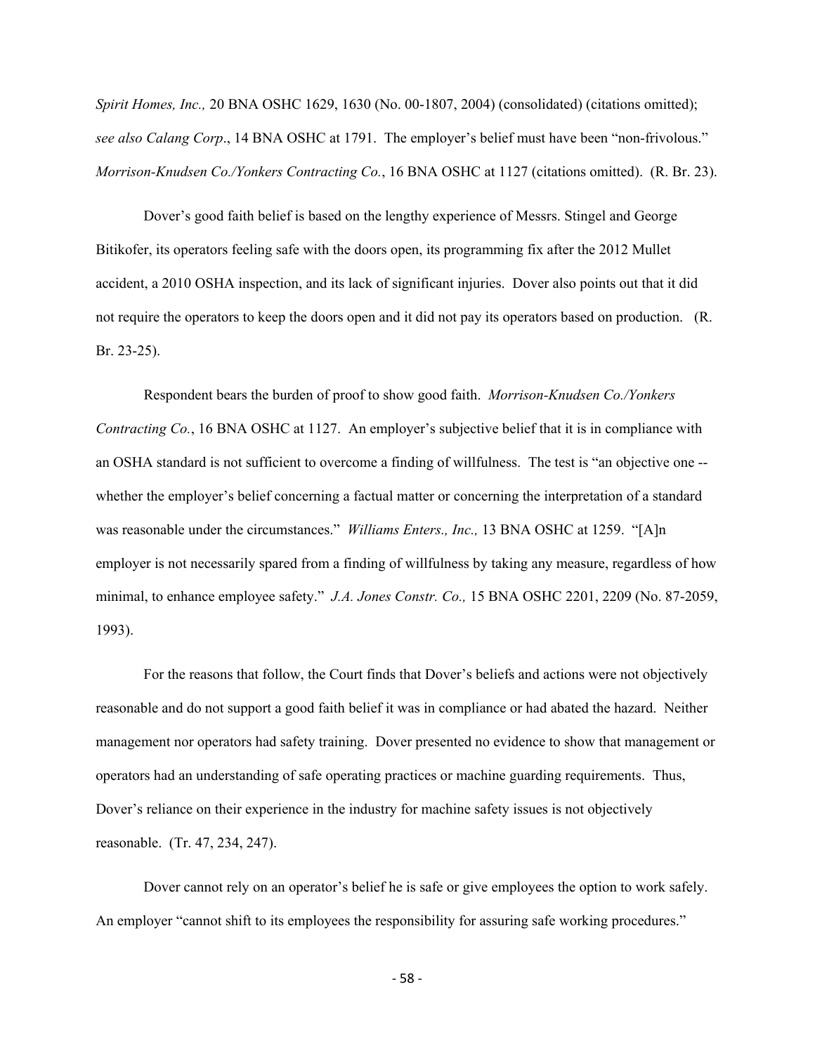*Spirit Homes, Inc.,* 20 BNA OSHC 1629, 1630 (No. 00-1807, 2004) (consolidated) (citations omitted); *see also Calang Corp*., 14 BNA OSHC at 1791. The employer's belief must have been "non-frivolous." *Morrison-Knudsen Co./Yonkers Contracting Co.*, 16 BNA OSHC at 1127 (citations omitted). (R. Br. 23).

Dover's good faith belief is based on the lengthy experience of Messrs. Stingel and George Bitikofer, its operators feeling safe with the doors open, its programming fix after the 2012 Mullet accident, a 2010 OSHA inspection, and its lack of significant injuries. Dover also points out that it did not require the operators to keep the doors open and it did not pay its operators based on production. (R. Br. 23-25).

Respondent bears the burden of proof to show good faith. *Morrison-Knudsen Co./Yonkers Contracting Co.*, 16 BNA OSHC at 1127. An employer's subjective belief that it is in compliance with an OSHA standard is not sufficient to overcome a finding of willfulness. The test is "an objective one -- whether the employer's belief concerning a factual matter or concerning the interpretation of a standard was reasonable under the circumstances." *Williams Enters., Inc.,* 13 BNA OSHC at 1259. "[A]n employer is not necessarily spared from a finding of willfulness by taking any measure, regardless of how minimal, to enhance employee safety." *J.A. Jones Constr. Co.,* 15 BNA OSHC 2201, 2209 (No. 87-2059, 1993).

For the reasons that follow, the Court finds that Dover's beliefs and actions were not objectively reasonable and do not support a good faith belief it was in compliance or had abated the hazard. Neither management nor operators had safety training. Dover presented no evidence to show that management or operators had an understanding of safe operating practices or machine guarding requirements. Thus, Dover's reliance on their experience in the industry for machine safety issues is not objectively reasonable. (Tr. 47, 234, 247).

Dover cannot rely on an operator's belief he is safe or give employees the option to work safely. An employer "cannot shift to its employees the responsibility for assuring safe working procedures."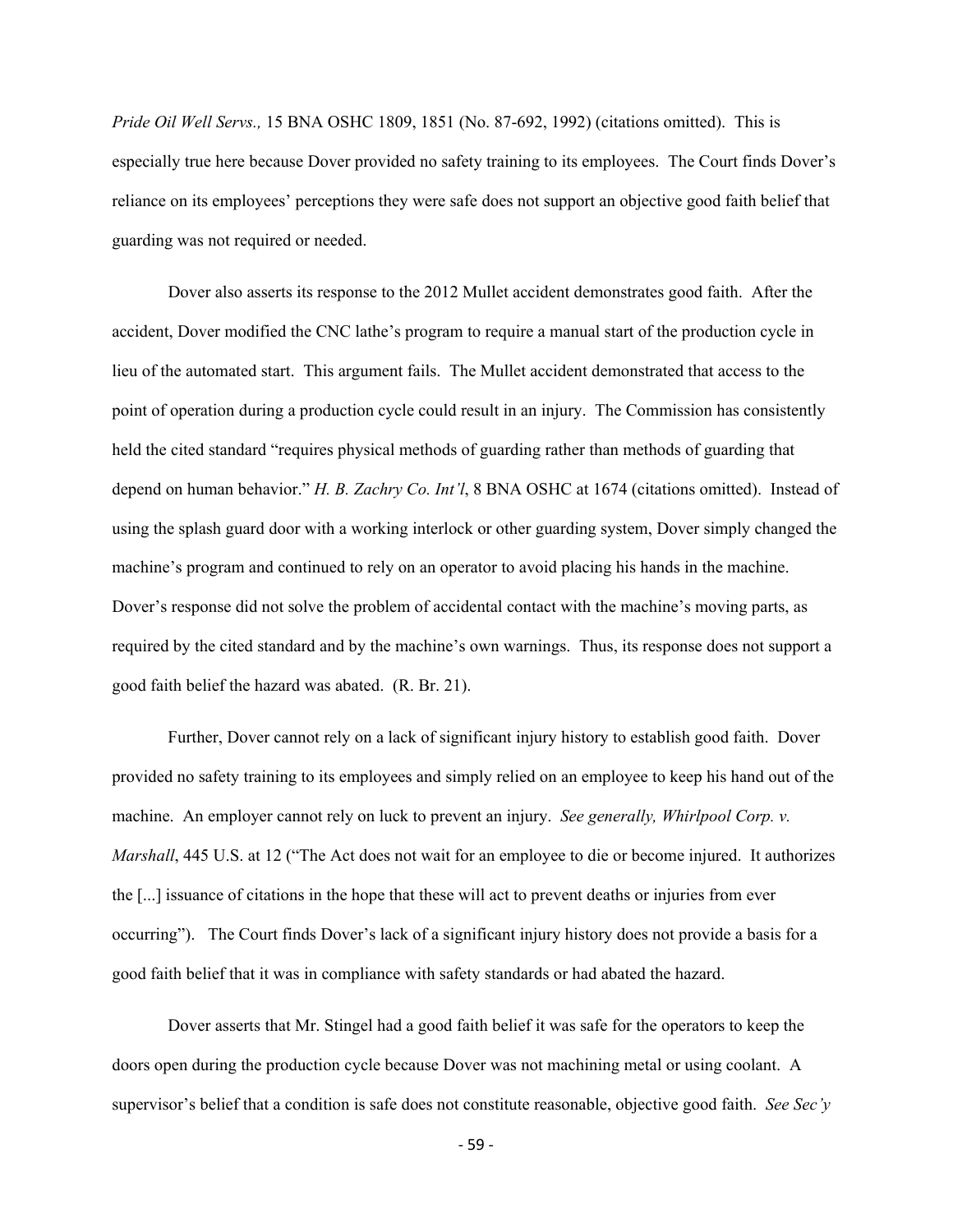*Pride Oil Well Servs.,* 15 BNA OSHC 1809, 1851 (No. 87-692, 1992) (citations omitted). This is especially true here because Dover provided no safety training to its employees. The Court finds Dover's reliance on its employees' perceptions they were safe does not support an objective good faith belief that guarding was not required or needed.

Dover also asserts its response to the 2012 Mullet accident demonstrates good faith. After the accident, Dover modified the CNC lathe's program to require a manual start of the production cycle in lieu of the automated start. This argument fails. The Mullet accident demonstrated that access to the point of operation during a production cycle could result in an injury. The Commission has consistently held the cited standard "requires physical methods of guarding rather than methods of guarding that depend on human behavior." *H. B. Zachry Co. Int'l*, 8 BNA OSHC at 1674 (citations omitted). Instead of using the splash guard door with a working interlock or other guarding system, Dover simply changed the machine's program and continued to rely on an operator to avoid placing his hands in the machine. Dover's response did not solve the problem of accidental contact with the machine's moving parts, as required by the cited standard and by the machine's own warnings. Thus, its response does not support a good faith belief the hazard was abated. (R. Br. 21).

Further, Dover cannot rely on a lack of significant injury history to establish good faith. Dover provided no safety training to its employees and simply relied on an employee to keep his hand out of the machine. An employer cannot rely on luck to prevent an injury. *See generally, Whirlpool Corp. v. Marshall*, 445 U.S. at 12 ("The Act does not wait for an employee to die or become injured. It authorizes the [...] issuance of citations in the hope that these will act to prevent deaths or injuries from ever occurring"). The Court finds Dover's lack of a significant injury history does not provide a basis for a good faith belief that it was in compliance with safety standards or had abated the hazard.

Dover asserts that Mr. Stingel had a good faith belief it was safe for the operators to keep the doors open during the production cycle because Dover was not machining metal or using coolant. A supervisor's belief that a condition is safe does not constitute reasonable, objective good faith. *See Sec'y*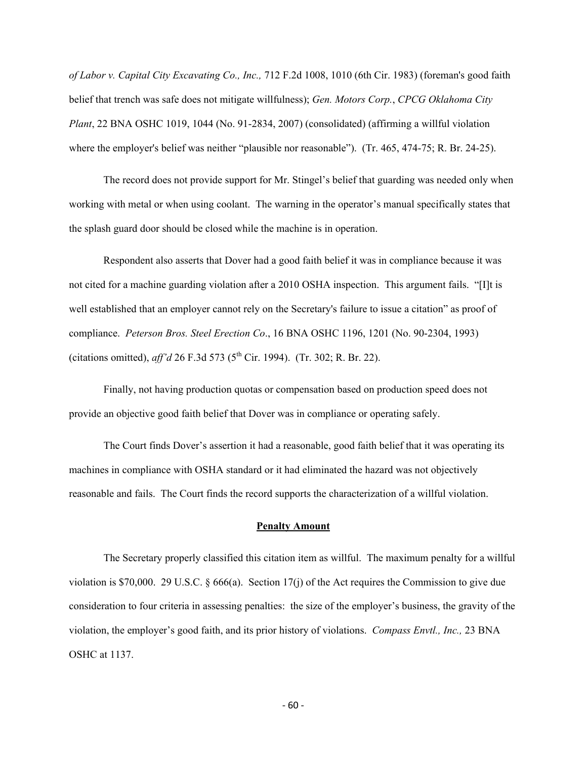*of Labor v. Capital City Excavating Co., Inc.,* 712 F.2d 1008, 1010 (6th Cir. 1983) (foreman's good faith belief that trench was safe does not mitigate willfulness); *Gen. Motors Corp.*, *CPCG Oklahoma City Plant*, 22 BNA OSHC 1019, 1044 (No. 91-2834, 2007) (consolidated) (affirming a willful violation where the employer's belief was neither "plausible nor reasonable"). (Tr. 465, 474-75; R. Br. 24-25).

The record does not provide support for Mr. Stingel's belief that guarding was needed only when working with metal or when using coolant. The warning in the operator's manual specifically states that the splash guard door should be closed while the machine is in operation.

Respondent also asserts that Dover had a good faith belief it was in compliance because it was not cited for a machine guarding violation after a 2010 OSHA inspection. This argument fails. "[I]t is well established that an employer cannot rely on the Secretary's failure to issue a citation" as proof of compliance. *Peterson Bros. Steel Erection Co*., 16 BNA OSHC 1196, 1201 (No. 90-2304, 1993) (citations omitted), *aff'd* 26 F.3d 573 (5th Cir. 1994). (Tr. 302; R. Br. 22).

Finally, not having production quotas or compensation based on production speed does not provide an objective good faith belief that Dover was in compliance or operating safely.

The Court finds Dover's assertion it had a reasonable, good faith belief that it was operating its machines in compliance with OSHA standard or it had eliminated the hazard was not objectively reasonable and fails. The Court finds the record supports the characterization of a willful violation.

## Penalty Amount

The Secretary properly classified this citation item as willful. The maximum penalty for a willful violation is $70,000. 29 U.S.C. § 666(a). Section 17(j) of the Act requires the Commission to give due consideration to four criteria in assessing penalties: the size of the employer's business, the gravity of the violation, the employer's good faith, and its prior history of violations. *Compass Envtl., Inc.,* 23 BNA OSHC at 1137.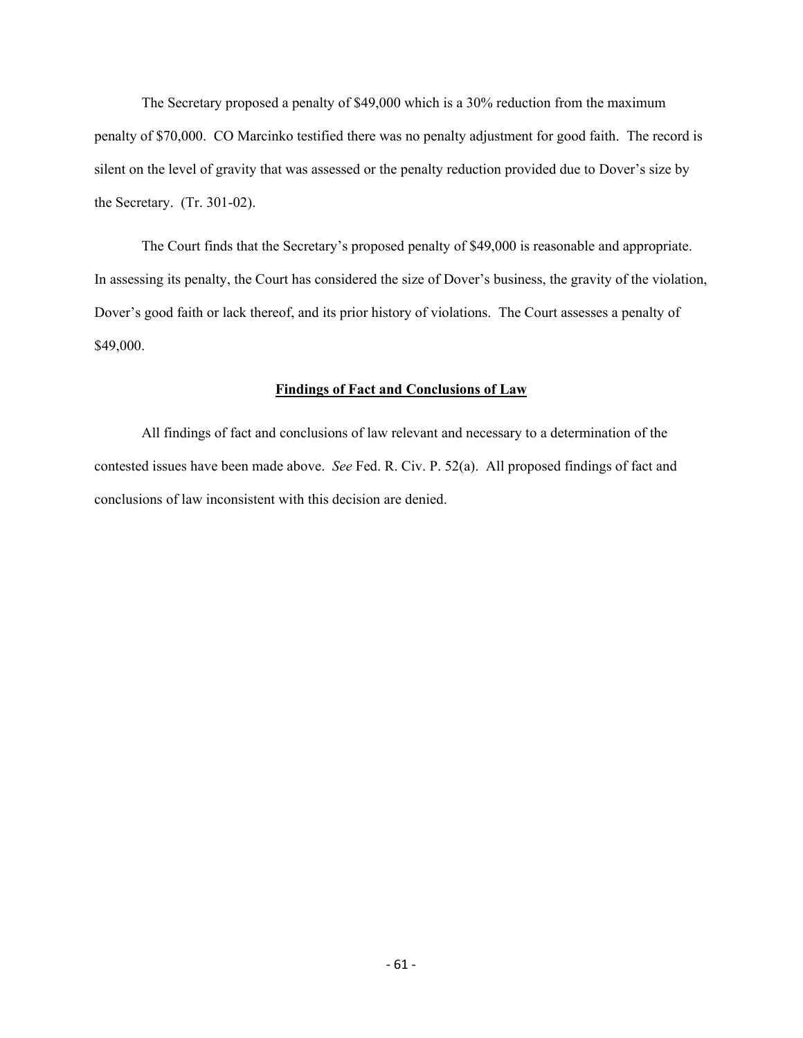The Secretary proposed a penalty of $49,000 which is a 30% reduction from the maximum penalty of $70,000. CO Marcinko testified there was no penalty adjustment for good faith. The record is silent on the level of gravity that was assessed or the penalty reduction provided due to Dover's size by the Secretary. (Tr. 301-02).

The Court finds that the Secretary's proposed penalty of $49,000 is reasonable and appropriate. In assessing its penalty, the Court has considered the size of Dover's business, the gravity of the violation, Dover's good faith or lack thereof, and its prior history of violations. The Court assesses a penalty of $49,000.

## Findings of Fact and Conclusions of Law

All findings of fact and conclusions of law relevant and necessary to a determination of the contested issues have been made above. *See* Fed. R. Civ. P. 52(a). All proposed findings of fact and conclusions of law inconsistent with this decision are denied.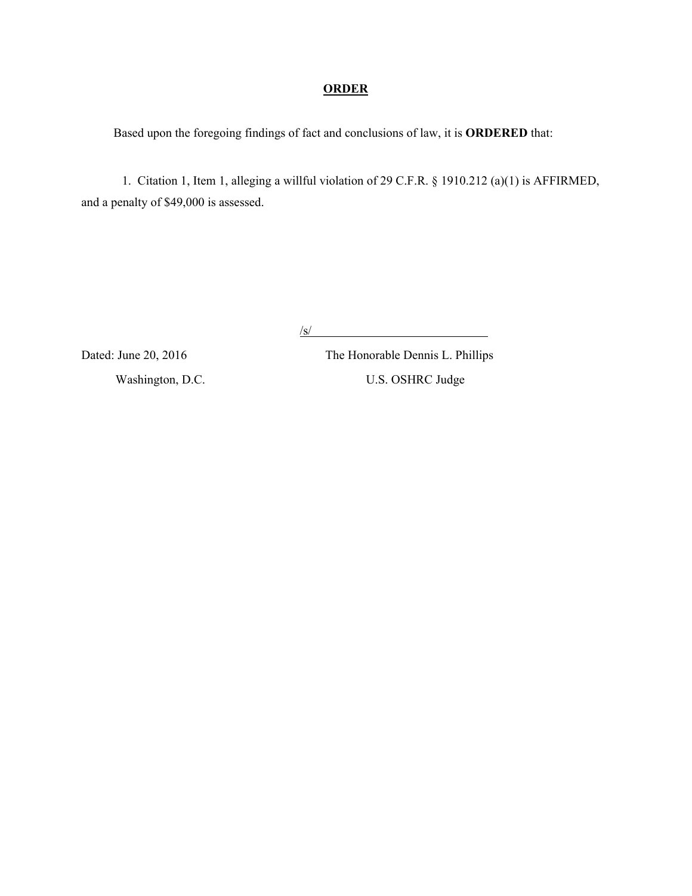## ORDER

Based upon the foregoing findings of fact and conclusions of law, it is **ORDERED** that:

1. Citation 1, Item 1, alleging a willful violation of 29 C.F.R. § 1910.212 (a)(1) is AFFIRMED, and a penalty of $49,000 is assessed.

/s/

Dated: June 20, 2016
Washington, D.C.

The Honorable Dennis L. Phillips
U.S. OSHRC Judge